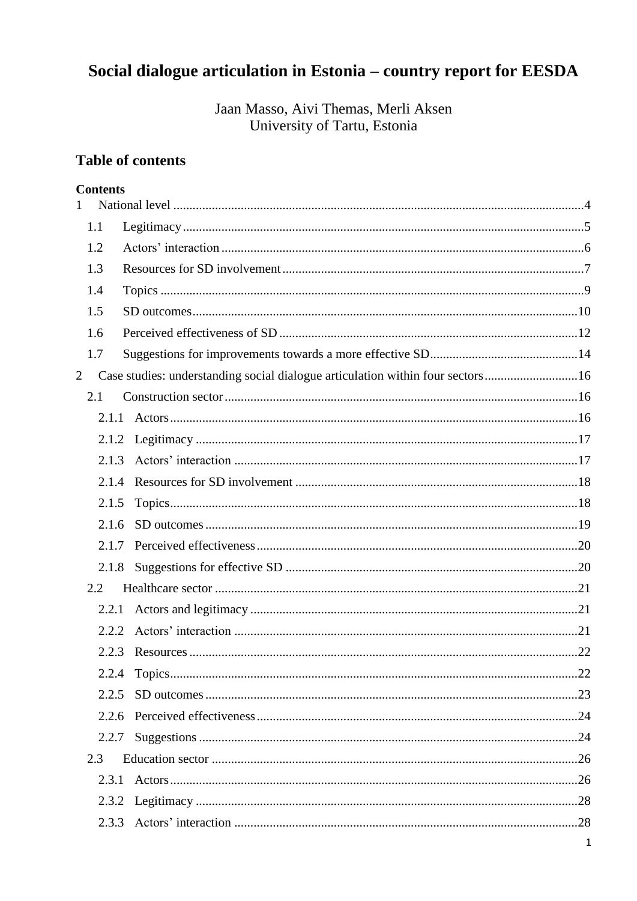# Social dialogue articulation in Estonia – country report for EESDA

Jaan Masso, Aivi Themas, Merli Aksen
University of Tartu, Estonia

## Table of contents

**Contents**

1 National level .....4
  1.1 Legitimacy .....5
  1.2 Actors' interaction .....6
  1.3 Resources for SD involvement .....7
  1.4 Topics .....9
  1.5 SD outcomes .....10
  1.6 Perceived effectiveness of SD .....12
  1.7 Suggestions for improvements towards a more effective SD .....14
2 Case studies: understanding social dialogue articulation within four sectors .....16
  2.1 Construction sector .....16
    2.1.1 Actors .....16
    2.1.2 Legitimacy .....17
    2.1.3 Actors' interaction .....17
    2.1.4 Resources for SD involvement .....18
    2.1.5 Topics .....18
    2.1.6 SD outcomes .....19
    2.1.7 Perceived effectiveness .....20
    2.1.8 Suggestions for effective SD .....20
  2.2 Healthcare sector .....21
    2.2.1 Actors and legitimacy .....21
    2.2.2 Actors' interaction .....21
    2.2.3 Resources .....22
    2.2.4 Topics .....22
    2.2.5 SD outcomes .....23
    2.2.6 Perceived effectiveness .....24
    2.2.7 Suggestions .....24
  2.3 Education sector .....26
    2.3.1 Actors .....26
    2.3.2 Legitimacy .....28
    2.3.3 Actors' interaction .....28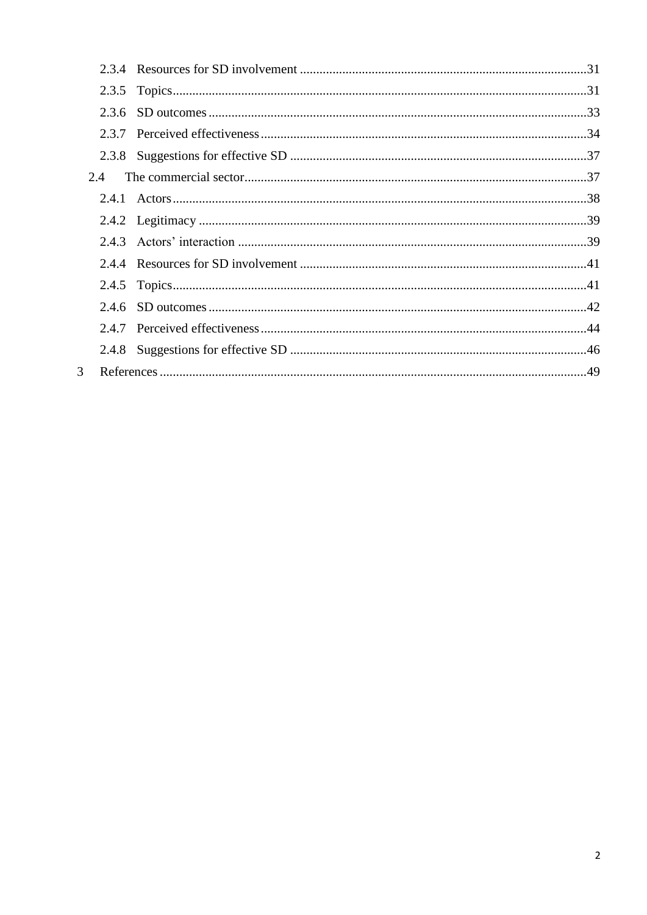2.3.4 Resources for SD involvement ........................................................................................31

2.3.5 Topics...............................................................................................................................31

2.3.6 SD outcomes ....................................................................................................................33

2.3.7 Perceived effectiveness....................................................................................................34

2.3.8 Suggestions for effective SD ...........................................................................................37

2.4 The commercial sector.........................................................................................................37

2.4.1 Actors...............................................................................................................................38

2.4.2 Legitimacy .......................................................................................................................39

2.4.3 Actors' interaction ...........................................................................................................39

2.4.4 Resources for SD involvement ........................................................................................41

2.4.5 Topics...............................................................................................................................41

2.4.6 SD outcomes ....................................................................................................................42

2.4.7 Perceived effectiveness....................................................................................................44

2.4.8 Suggestions for effective SD ...........................................................................................46

3 References ...................................................................................................................................49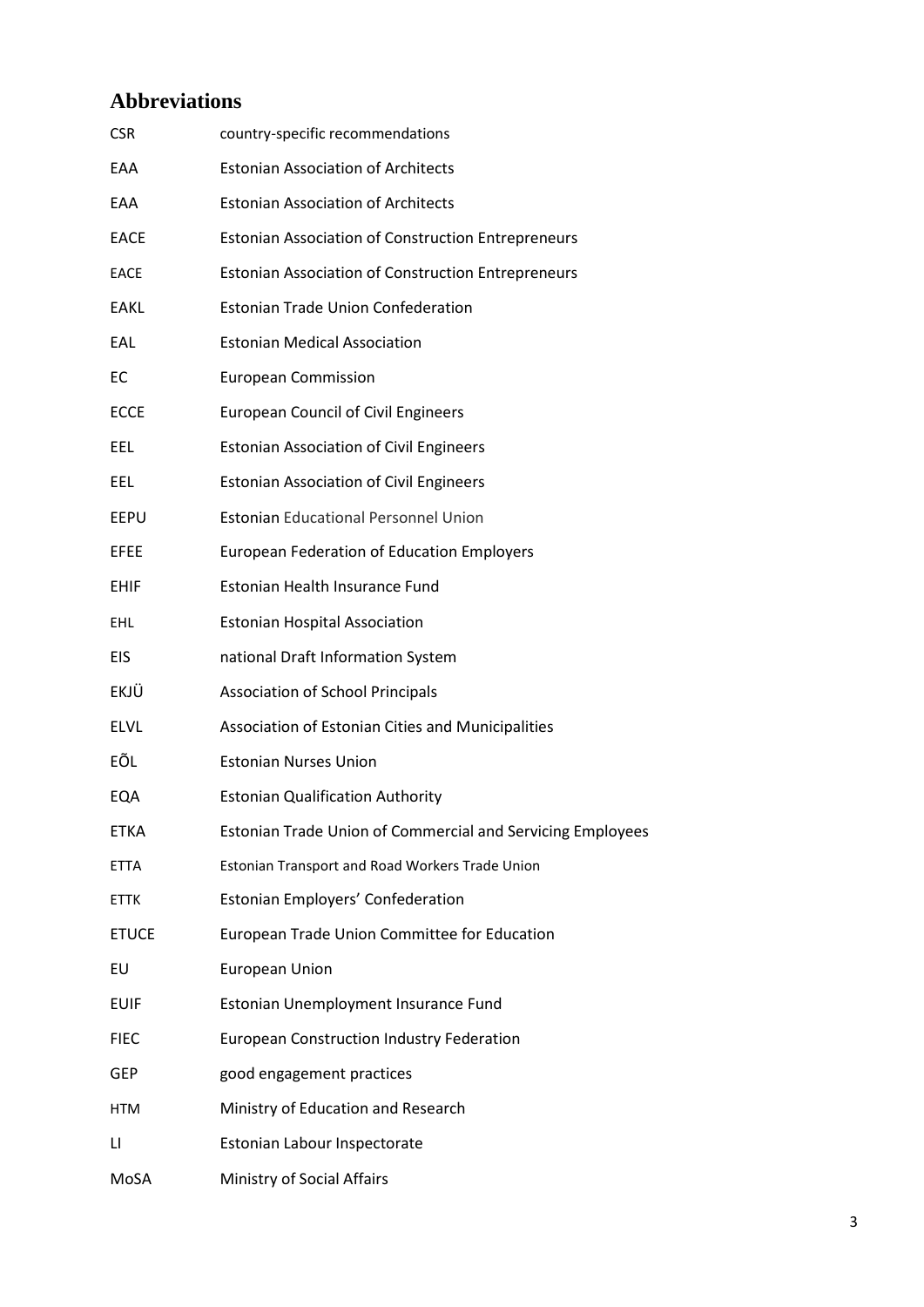## Abbreviations

| | |
|---|---|
| CSR | country-specific recommendations |
| EAA | Estonian Association of Architects |
| EAA | Estonian Association of Architects |
| EACE | Estonian Association of Construction Entrepreneurs |
| EACE | Estonian Association of Construction Entrepreneurs |
| EAKL | Estonian Trade Union Confederation |
| EAL | Estonian Medical Association |
| EC | European Commission |
| ECCE | European Council of Civil Engineers |
| EEL | Estonian Association of Civil Engineers |
| EEL | Estonian Association of Civil Engineers |
| EEPU | Estonian Educational Personnel Union |
| EFEE | European Federation of Education Employers |
| EHIF | Estonian Health Insurance Fund |
| EHL | Estonian Hospital Association |
| EIS | national Draft Information System |
| EKJÜ | Association of School Principals |
| ELVL | Association of Estonian Cities and Municipalities |
| EÕL | Estonian Nurses Union |
| EQA | Estonian Qualification Authority |
| ETKA | Estonian Trade Union of Commercial and Servicing Employees |
| ETTA | Estonian Transport and Road Workers Trade Union |
| ETTK | Estonian Employers' Confederation |
| ETUCE | European Trade Union Committee for Education |
| EU | European Union |
| EUIF | Estonian Unemployment Insurance Fund |
| FIEC | European Construction Industry Federation |
| GEP | good engagement practices |
| HTM | Ministry of Education and Research |
| LI | Estonian Labour Inspectorate |
| MoSA | Ministry of Social Affairs |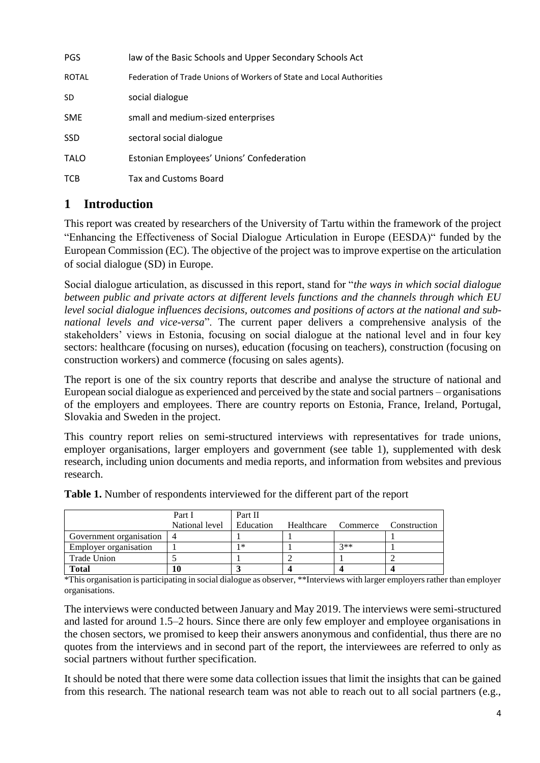| | |
|---|---|
| PGS | law of the Basic Schools and Upper Secondary Schools Act |
| ROTAL | Federation of Trade Unions of Workers of State and Local Authorities |
| SD | social dialogue |
| SME | small and medium-sized enterprises |
| SSD | sectoral social dialogue |
| TALO | Estonian Employees' Unions' Confederation |
| TCB | Tax and Customs Board |

# 1 Introduction

This report was created by researchers of the University of Tartu within the framework of the project "Enhancing the Effectiveness of Social Dialogue Articulation in Europe (EESDA)" funded by the European Commission (EC). The objective of the project was to improve expertise on the articulation of social dialogue (SD) in Europe.

Social dialogue articulation, as discussed in this report, stand for "*the ways in which social dialogue between public and private actors at different levels functions and the channels through which EU level social dialogue influences decisions, outcomes and positions of actors at the national and sub-national levels and vice-versa*". The current paper delivers a comprehensive analysis of the stakeholders' views in Estonia, focusing on social dialogue at the national level and in four key sectors: healthcare (focusing on nurses), education (focusing on teachers), construction (focusing on construction workers) and commerce (focusing on sales agents).

The report is one of the six country reports that describe and analyse the structure of national and European social dialogue as experienced and perceived by the state and social partners – organisations of the employers and employees. There are country reports on Estonia, France, Ireland, Portugal, Slovakia and Sweden in the project.

This country report relies on semi-structured interviews with representatives for trade unions, employer organisations, larger employers and government (see table 1), supplemented with desk research, including union documents and media reports, and information from websites and previous research.

**Table 1.** Number of respondents interviewed for the different part of the report

| | Part I | Part II | | | |
|---|---|---|---|---|---|
| | National level | Education | Healthcare | Commerce | Construction |
| Government organisation | 4 | 1 | 1 | | 1 |
| Employer organisation | 1 | 1* | 1 | 3** | 1 |
| Trade Union | 5 | 1 | 2 | 1 | 2 |
| **Total** | **10** | **3** | **4** | **4** | **4** |

*This organisation is participating in social dialogue as observer, **Interviews with larger employers rather than employer organisations.

The interviews were conducted between January and May 2019. The interviews were semi-structured and lasted for around 1.5–2 hours. Since there are only few employer and employee organisations in the chosen sectors, we promised to keep their answers anonymous and confidential, thus there are no quotes from the interviews and in second part of the report, the interviewees are referred to only as social partners without further specification.

It should be noted that there were some data collection issues that limit the insights that can be gained from this research. The national research team was not able to reach out to all social partners (e.g.,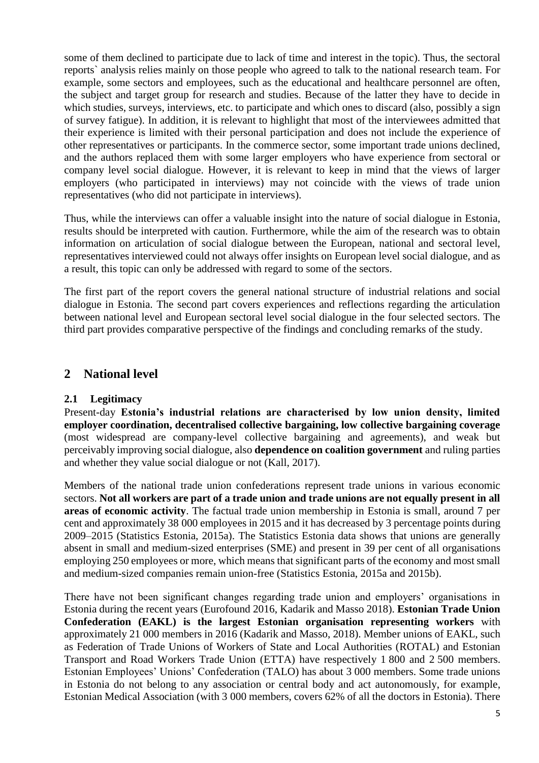some of them declined to participate due to lack of time and interest in the topic). Thus, the sectoral reports` analysis relies mainly on those people who agreed to talk to the national research team. For example, some sectors and employees, such as the educational and healthcare personnel are often, the subject and target group for research and studies. Because of the latter they have to decide in which studies, surveys, interviews, etc. to participate and which ones to discard (also, possibly a sign of survey fatigue). In addition, it is relevant to highlight that most of the interviewees admitted that their experience is limited with their personal participation and does not include the experience of other representatives or participants. In the commerce sector, some important trade unions declined, and the authors replaced them with some larger employers who have experience from sectoral or company level social dialogue. However, it is relevant to keep in mind that the views of larger employers (who participated in interviews) may not coincide with the views of trade union representatives (who did not participate in interviews).

Thus, while the interviews can offer a valuable insight into the nature of social dialogue in Estonia, results should be interpreted with caution. Furthermore, while the aim of the research was to obtain information on articulation of social dialogue between the European, national and sectoral level, representatives interviewed could not always offer insights on European level social dialogue, and as a result, this topic can only be addressed with regard to some of the sectors.

The first part of the report covers the general national structure of industrial relations and social dialogue in Estonia. The second part covers experiences and reflections regarding the articulation between national level and European sectoral level social dialogue in the four selected sectors. The third part provides comparative perspective of the findings and concluding remarks of the study.

## 2 National level

### 2.1 Legitimacy

Present-day **Estonia's industrial relations are characterised by low union density, limited employer coordination, decentralised collective bargaining, low collective bargaining coverage** (most widespread are company-level collective bargaining and agreements), and weak but perceivably improving social dialogue, also **dependence on coalition government** and ruling parties and whether they value social dialogue or not (Kall, 2017).

Members of the national trade union confederations represent trade unions in various economic sectors. **Not all workers are part of a trade union and trade unions are not equally present in all areas of economic activity**. The factual trade union membership in Estonia is small, around 7 per cent and approximately 38 000 employees in 2015 and it has decreased by 3 percentage points during 2009–2015 (Statistics Estonia, 2015a). The Statistics Estonia data shows that unions are generally absent in small and medium-sized enterprises (SME) and present in 39 per cent of all organisations employing 250 employees or more, which means that significant parts of the economy and most small and medium-sized companies remain union-free (Statistics Estonia, 2015a and 2015b).

There have not been significant changes regarding trade union and employers' organisations in Estonia during the recent years (Eurofound 2016, Kadarik and Masso 2018). **Estonian Trade Union Confederation (EAKL) is the largest Estonian organisation representing workers** with approximately 21 000 members in 2016 (Kadarik and Masso, 2018). Member unions of EAKL, such as Federation of Trade Unions of Workers of State and Local Authorities (ROTAL) and Estonian Transport and Road Workers Trade Union (ETTA) have respectively 1 800 and 2 500 members. Estonian Employees' Unions' Confederation (TALO) has about 3 000 members. Some trade unions in Estonia do not belong to any association or central body and act autonomously, for example, Estonian Medical Association (with 3 000 members, covers 62% of all the doctors in Estonia). There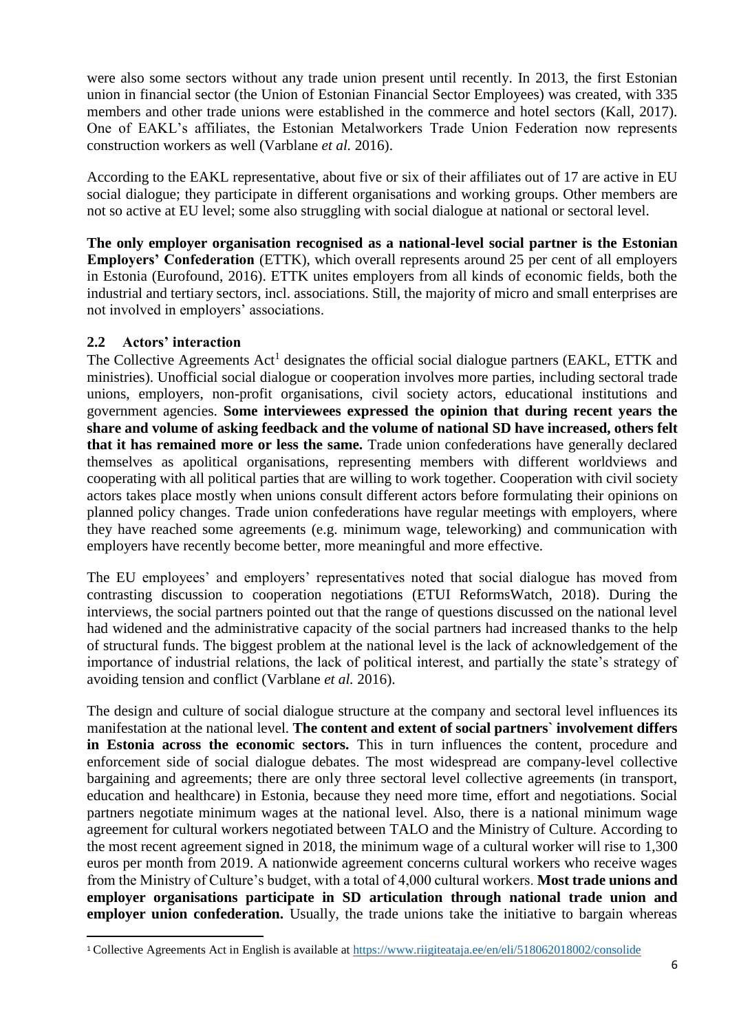were also some sectors without any trade union present until recently. In 2013, the first Estonian union in financial sector (the Union of Estonian Financial Sector Employees) was created, with 335 members and other trade unions were established in the commerce and hotel sectors (Kall, 2017). One of EAKL's affiliates, the Estonian Metalworkers Trade Union Federation now represents construction workers as well (Varblane *et al.* 2016).

According to the EAKL representative, about five or six of their affiliates out of 17 are active in EU social dialogue; they participate in different organisations and working groups. Other members are not so active at EU level; some also struggling with social dialogue at national or sectoral level.

**The only employer organisation recognised as a national-level social partner is the Estonian Employers' Confederation** (ETTK), which overall represents around 25 per cent of all employers in Estonia (Eurofound, 2016). ETTK unites employers from all kinds of economic fields, both the industrial and tertiary sectors, incl. associations. Still, the majority of micro and small enterprises are not involved in employers' associations.

### 2.2 Actors' interaction

The Collective Agreements Act[1] designates the official social dialogue partners (EAKL, ETTK and ministries). Unofficial social dialogue or cooperation involves more parties, including sectoral trade unions, employers, non-profit organisations, civil society actors, educational institutions and government agencies. **Some interviewees expressed the opinion that during recent years the share and volume of asking feedback and the volume of national SD have increased, others felt that it has remained more or less the same.** Trade union confederations have generally declared themselves as apolitical organisations, representing members with different worldviews and cooperating with all political parties that are willing to work together. Cooperation with civil society actors takes place mostly when unions consult different actors before formulating their opinions on planned policy changes. Trade union confederations have regular meetings with employers, where they have reached some agreements (e.g. minimum wage, teleworking) and communication with employers have recently become better, more meaningful and more effective.

The EU employees' and employers' representatives noted that social dialogue has moved from contrasting discussion to cooperation negotiations (ETUI ReformsWatch, 2018). During the interviews, the social partners pointed out that the range of questions discussed on the national level had widened and the administrative capacity of the social partners had increased thanks to the help of structural funds. The biggest problem at the national level is the lack of acknowledgement of the importance of industrial relations, the lack of political interest, and partially the state's strategy of avoiding tension and conflict (Varblane *et al.* 2016).

The design and culture of social dialogue structure at the company and sectoral level influences its manifestation at the national level. **The content and extent of social partners` involvement differs in Estonia across the economic sectors.** This in turn influences the content, procedure and enforcement side of social dialogue debates. The most widespread are company-level collective bargaining and agreements; there are only three sectoral level collective agreements (in transport, education and healthcare) in Estonia, because they need more time, effort and negotiations. Social partners negotiate minimum wages at the national level. Also, there is a national minimum wage agreement for cultural workers negotiated between TALO and the Ministry of Culture. According to the most recent agreement signed in 2018, the minimum wage of a cultural worker will rise to 1,300 euros per month from 2019. A nationwide agreement concerns cultural workers who receive wages from the Ministry of Culture's budget, with a total of 4,000 cultural workers. **Most trade unions and employer organisations participate in SD articulation through national trade union and employer union confederation.** Usually, the trade unions take the initiative to bargain whereas

[1] Collective Agreements Act in English is available at https://www.riigiteataja.ee/en/eli/518062018002/consolide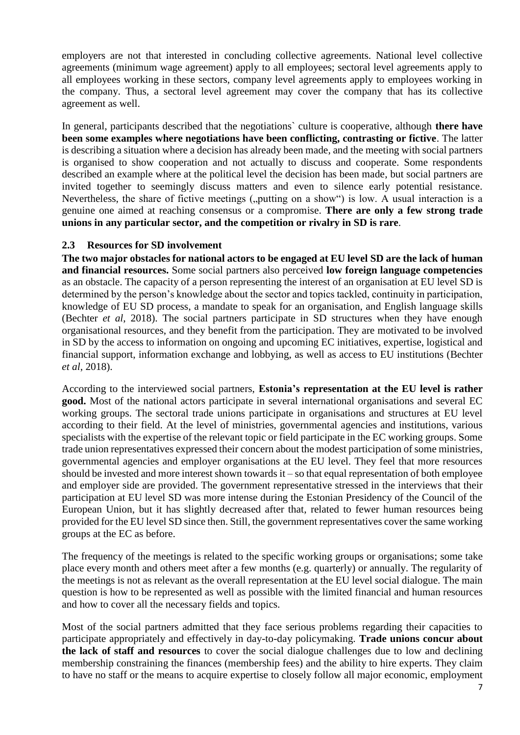employers are not that interested in concluding collective agreements. National level collective agreements (minimum wage agreement) apply to all employees; sectoral level agreements apply to all employees working in these sectors, company level agreements apply to employees working in the company. Thus, a sectoral level agreement may cover the company that has its collective agreement as well.

In general, participants described that the negotiations` culture is cooperative, although **there have been some examples where negotiations have been conflicting, contrasting or fictive**. The latter is describing a situation where a decision has already been made, and the meeting with social partners is organised to show cooperation and not actually to discuss and cooperate. Some respondents described an example where at the political level the decision has been made, but social partners are invited together to seemingly discuss matters and even to silence early potential resistance. Nevertheless, the share of fictive meetings („putting on a show") is low. A usual interaction is a genuine one aimed at reaching consensus or a compromise. **There are only a few strong trade unions in any particular sector, and the competition or rivalry in SD is rare**.

### 2.3 Resources for SD involvement

**The two major obstacles for national actors to be engaged at EU level SD are the lack of human and financial resources.** Some social partners also perceived **low foreign language competencies** as an obstacle. The capacity of a person representing the interest of an organisation at EU level SD is determined by the person's knowledge about the sector and topics tackled, continuity in participation, knowledge of EU SD process, a mandate to speak for an organisation, and English language skills (Bechter *et al*, 2018). The social partners participate in SD structures when they have enough organisational resources, and they benefit from the participation. They are motivated to be involved in SD by the access to information on ongoing and upcoming EC initiatives, expertise, logistical and financial support, information exchange and lobbying, as well as access to EU institutions (Bechter *et al*, 2018).

According to the interviewed social partners, **Estonia's representation at the EU level is rather good.** Most of the national actors participate in several international organisations and several EC working groups. The sectoral trade unions participate in organisations and structures at EU level according to their field. At the level of ministries, governmental agencies and institutions, various specialists with the expertise of the relevant topic or field participate in the EC working groups. Some trade union representatives expressed their concern about the modest participation of some ministries, governmental agencies and employer organisations at the EU level. They feel that more resources should be invested and more interest shown towards it – so that equal representation of both employee and employer side are provided. The government representative stressed in the interviews that their participation at EU level SD was more intense during the Estonian Presidency of the Council of the European Union, but it has slightly decreased after that, related to fewer human resources being provided for the EU level SD since then. Still, the government representatives cover the same working groups at the EC as before.

The frequency of the meetings is related to the specific working groups or organisations; some take place every month and others meet after a few months (e.g. quarterly) or annually. The regularity of the meetings is not as relevant as the overall representation at the EU level social dialogue. The main question is how to be represented as well as possible with the limited financial and human resources and how to cover all the necessary fields and topics.

Most of the social partners admitted that they face serious problems regarding their capacities to participate appropriately and effectively in day-to-day policymaking. **Trade unions concur about the lack of staff and resources** to cover the social dialogue challenges due to low and declining membership constraining the finances (membership fees) and the ability to hire experts. They claim to have no staff or the means to acquire expertise to closely follow all major economic, employment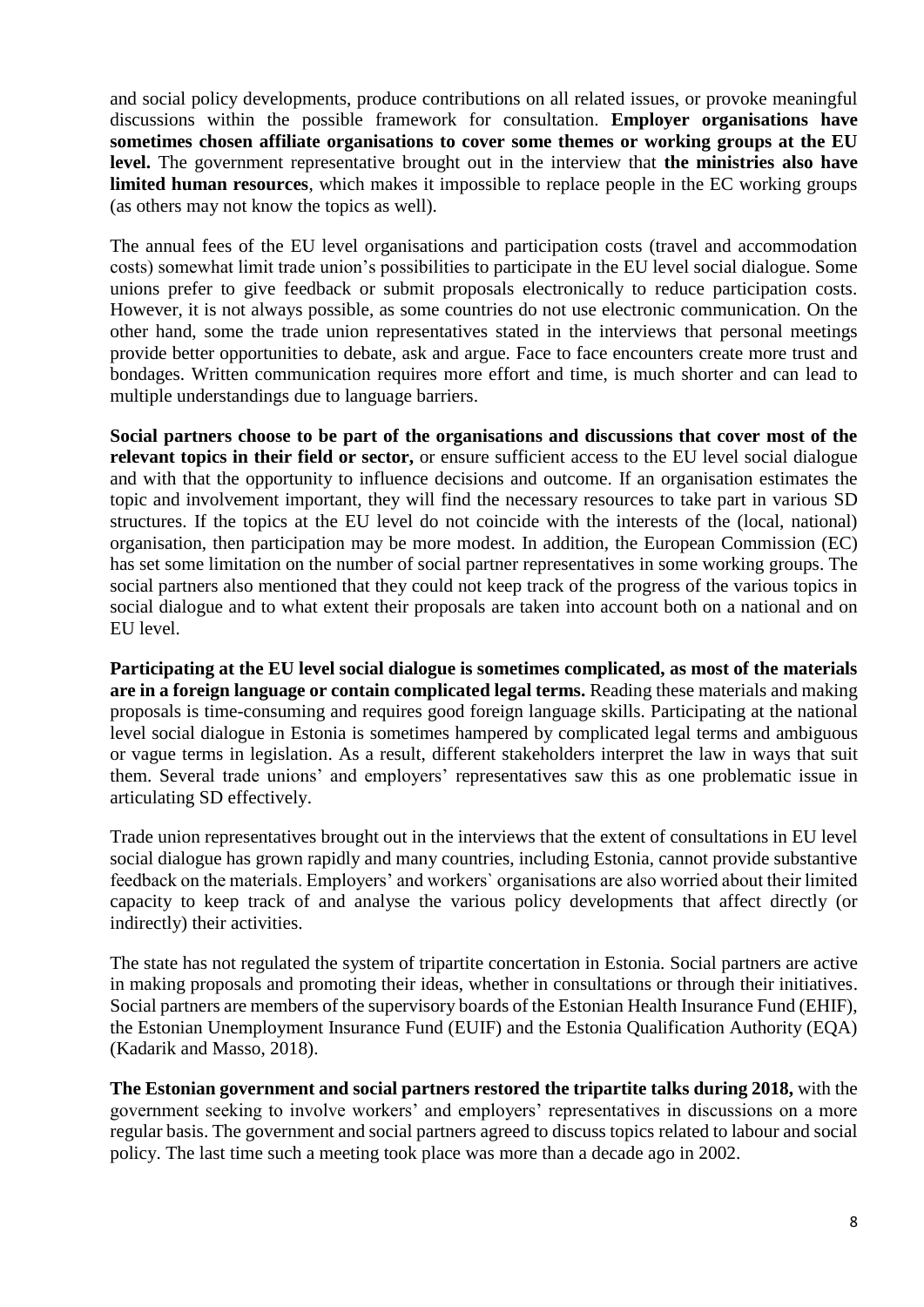and social policy developments, produce contributions on all related issues, or provoke meaningful discussions within the possible framework for consultation. **Employer organisations have sometimes chosen affiliate organisations to cover some themes or working groups at the EU level.** The government representative brought out in the interview that **the ministries also have limited human resources**, which makes it impossible to replace people in the EC working groups (as others may not know the topics as well).

The annual fees of the EU level organisations and participation costs (travel and accommodation costs) somewhat limit trade union's possibilities to participate in the EU level social dialogue. Some unions prefer to give feedback or submit proposals electronically to reduce participation costs. However, it is not always possible, as some countries do not use electronic communication. On the other hand, some the trade union representatives stated in the interviews that personal meetings provide better opportunities to debate, ask and argue. Face to face encounters create more trust and bondages. Written communication requires more effort and time, is much shorter and can lead to multiple understandings due to language barriers.

**Social partners choose to be part of the organisations and discussions that cover most of the relevant topics in their field or sector,** or ensure sufficient access to the EU level social dialogue and with that the opportunity to influence decisions and outcome. If an organisation estimates the topic and involvement important, they will find the necessary resources to take part in various SD structures. If the topics at the EU level do not coincide with the interests of the (local, national) organisation, then participation may be more modest. In addition, the European Commission (EC) has set some limitation on the number of social partner representatives in some working groups. The social partners also mentioned that they could not keep track of the progress of the various topics in social dialogue and to what extent their proposals are taken into account both on a national and on EU level.

**Participating at the EU level social dialogue is sometimes complicated, as most of the materials are in a foreign language or contain complicated legal terms.** Reading these materials and making proposals is time-consuming and requires good foreign language skills. Participating at the national level social dialogue in Estonia is sometimes hampered by complicated legal terms and ambiguous or vague terms in legislation. As a result, different stakeholders interpret the law in ways that suit them. Several trade unions' and employers' representatives saw this as one problematic issue in articulating SD effectively.

Trade union representatives brought out in the interviews that the extent of consultations in EU level social dialogue has grown rapidly and many countries, including Estonia, cannot provide substantive feedback on the materials. Employers' and workers` organisations are also worried about their limited capacity to keep track of and analyse the various policy developments that affect directly (or indirectly) their activities.

The state has not regulated the system of tripartite concertation in Estonia. Social partners are active in making proposals and promoting their ideas, whether in consultations or through their initiatives. Social partners are members of the supervisory boards of the Estonian Health Insurance Fund (EHIF), the Estonian Unemployment Insurance Fund (EUIF) and the Estonia Qualification Authority (EQA) (Kadarik and Masso, 2018).

**The Estonian government and social partners restored the tripartite talks during 2018,** with the government seeking to involve workers' and employers' representatives in discussions on a more regular basis. The government and social partners agreed to discuss topics related to labour and social policy. The last time such a meeting took place was more than a decade ago in 2002.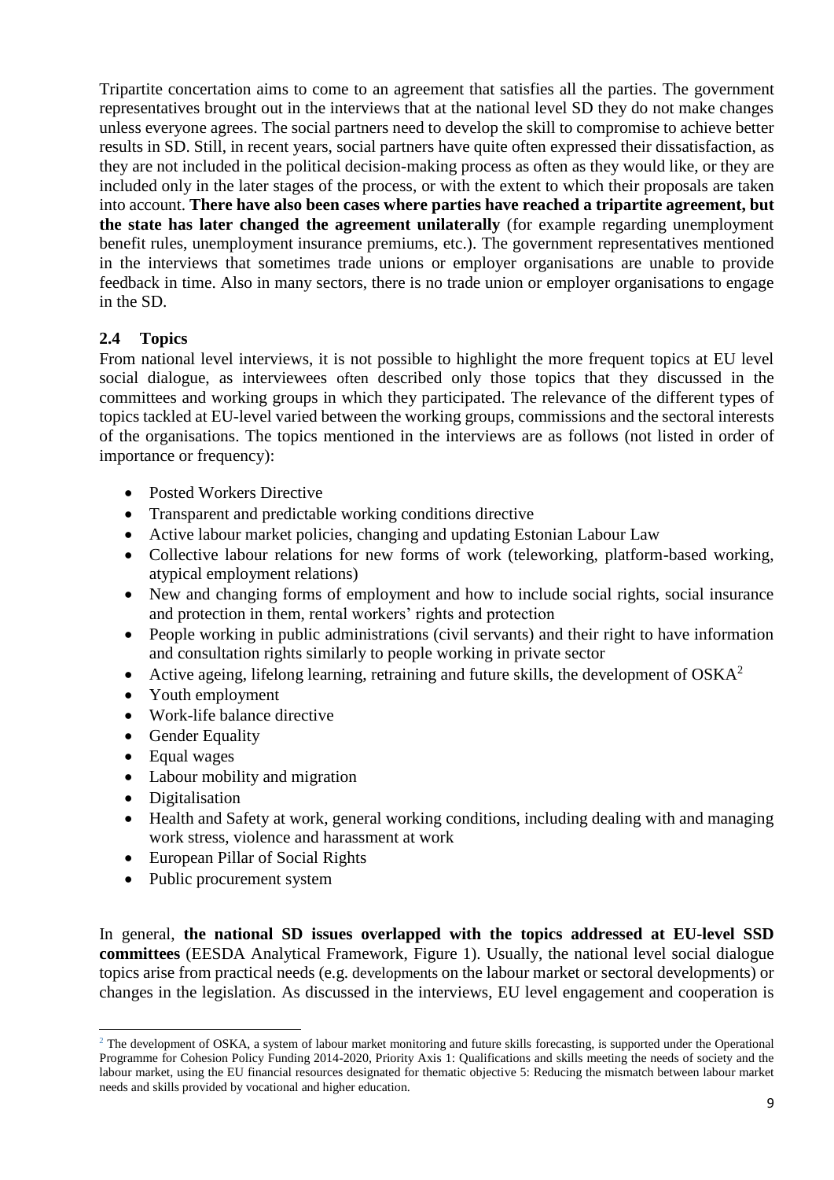Tripartite concertation aims to come to an agreement that satisfies all the parties. The government representatives brought out in the interviews that at the national level SD they do not make changes unless everyone agrees. The social partners need to develop the skill to compromise to achieve better results in SD. Still, in recent years, social partners have quite often expressed their dissatisfaction, as they are not included in the political decision-making process as often as they would like, or they are included only in the later stages of the process, or with the extent to which their proposals are taken into account. **There have also been cases where parties have reached a tripartite agreement, but the state has later changed the agreement unilaterally** (for example regarding unemployment benefit rules, unemployment insurance premiums, etc.). The government representatives mentioned in the interviews that sometimes trade unions or employer organisations are unable to provide feedback in time. Also in many sectors, there is no trade union or employer organisations to engage in the SD.

### 2.4 Topics

From national level interviews, it is not possible to highlight the more frequent topics at EU level social dialogue, as interviewees often described only those topics that they discussed in the committees and working groups in which they participated. The relevance of the different types of topics tackled at EU-level varied between the working groups, commissions and the sectoral interests of the organisations. The topics mentioned in the interviews are as follows (not listed in order of importance or frequency):

- Posted Workers Directive
- Transparent and predictable working conditions directive
- Active labour market policies, changing and updating Estonian Labour Law
- Collective labour relations for new forms of work (teleworking, platform-based working, atypical employment relations)
- New and changing forms of employment and how to include social rights, social insurance and protection in them, rental workers' rights and protection
- People working in public administrations (civil servants) and their right to have information and consultation rights similarly to people working in private sector
- Active ageing, lifelong learning, retraining and future skills, the development of OSKA[2]
- Youth employment
- Work-life balance directive
- Gender Equality
- Equal wages
- Labour mobility and migration
- Digitalisation
- Health and Safety at work, general working conditions, including dealing with and managing work stress, violence and harassment at work
- European Pillar of Social Rights
- Public procurement system

In general, **the national SD issues overlapped with the topics addressed at EU-level SSD committees** (EESDA Analytical Framework, Figure 1). Usually, the national level social dialogue topics arise from practical needs (e.g. developments on the labour market or sectoral developments) or changes in the legislation. As discussed in the interviews, EU level engagement and cooperation is

[2] The development of OSKA, a system of labour market monitoring and future skills forecasting, is supported under the Operational Programme for Cohesion Policy Funding 2014-2020, Priority Axis 1: Qualifications and skills meeting the needs of society and the labour market, using the EU financial resources designated for thematic objective 5: Reducing the mismatch between labour market needs and skills provided by vocational and higher education.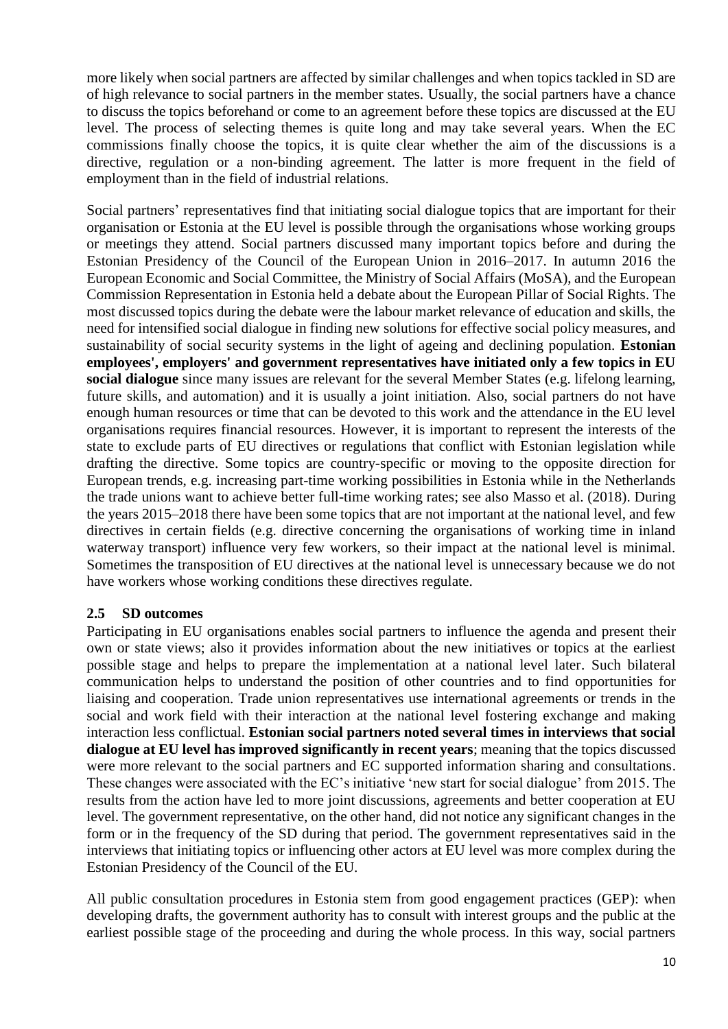more likely when social partners are affected by similar challenges and when topics tackled in SD are of high relevance to social partners in the member states. Usually, the social partners have a chance to discuss the topics beforehand or come to an agreement before these topics are discussed at the EU level. The process of selecting themes is quite long and may take several years. When the EC commissions finally choose the topics, it is quite clear whether the aim of the discussions is a directive, regulation or a non-binding agreement. The latter is more frequent in the field of employment than in the field of industrial relations.

Social partners' representatives find that initiating social dialogue topics that are important for their organisation or Estonia at the EU level is possible through the organisations whose working groups or meetings they attend. Social partners discussed many important topics before and during the Estonian Presidency of the Council of the European Union in 2016–2017. In autumn 2016 the European Economic and Social Committee, the Ministry of Social Affairs (MoSA), and the European Commission Representation in Estonia held a debate about the European Pillar of Social Rights. The most discussed topics during the debate were the labour market relevance of education and skills, the need for intensified social dialogue in finding new solutions for effective social policy measures, and sustainability of social security systems in the light of ageing and declining population. **Estonian employees', employers' and government representatives have initiated only a few topics in EU social dialogue** since many issues are relevant for the several Member States (e.g. lifelong learning, future skills, and automation) and it is usually a joint initiation. Also, social partners do not have enough human resources or time that can be devoted to this work and the attendance in the EU level organisations requires financial resources. However, it is important to represent the interests of the state to exclude parts of EU directives or regulations that conflict with Estonian legislation while drafting the directive. Some topics are country-specific or moving to the opposite direction for European trends, e.g. increasing part-time working possibilities in Estonia while in the Netherlands the trade unions want to achieve better full-time working rates; see also Masso et al. (2018). During the years 2015–2018 there have been some topics that are not important at the national level, and few directives in certain fields (e.g. directive concerning the organisations of working time in inland waterway transport) influence very few workers, so their impact at the national level is minimal. Sometimes the transposition of EU directives at the national level is unnecessary because we do not have workers whose working conditions these directives regulate.

## 2.5 SD outcomes

Participating in EU organisations enables social partners to influence the agenda and present their own or state views; also it provides information about the new initiatives or topics at the earliest possible stage and helps to prepare the implementation at a national level later. Such bilateral communication helps to understand the position of other countries and to find opportunities for liaising and cooperation. Trade union representatives use international agreements or trends in the social and work field with their interaction at the national level fostering exchange and making interaction less conflictual. **Estonian social partners noted several times in interviews that social dialogue at EU level has improved significantly in recent years**; meaning that the topics discussed were more relevant to the social partners and EC supported information sharing and consultations. These changes were associated with the EC's initiative 'new start for social dialogue' from 2015. The results from the action have led to more joint discussions, agreements and better cooperation at EU level. The government representative, on the other hand, did not notice any significant changes in the form or in the frequency of the SD during that period. The government representatives said in the interviews that initiating topics or influencing other actors at EU level was more complex during the Estonian Presidency of the Council of the EU.

All public consultation procedures in Estonia stem from good engagement practices (GEP): when developing drafts, the government authority has to consult with interest groups and the public at the earliest possible stage of the proceeding and during the whole process. In this way, social partners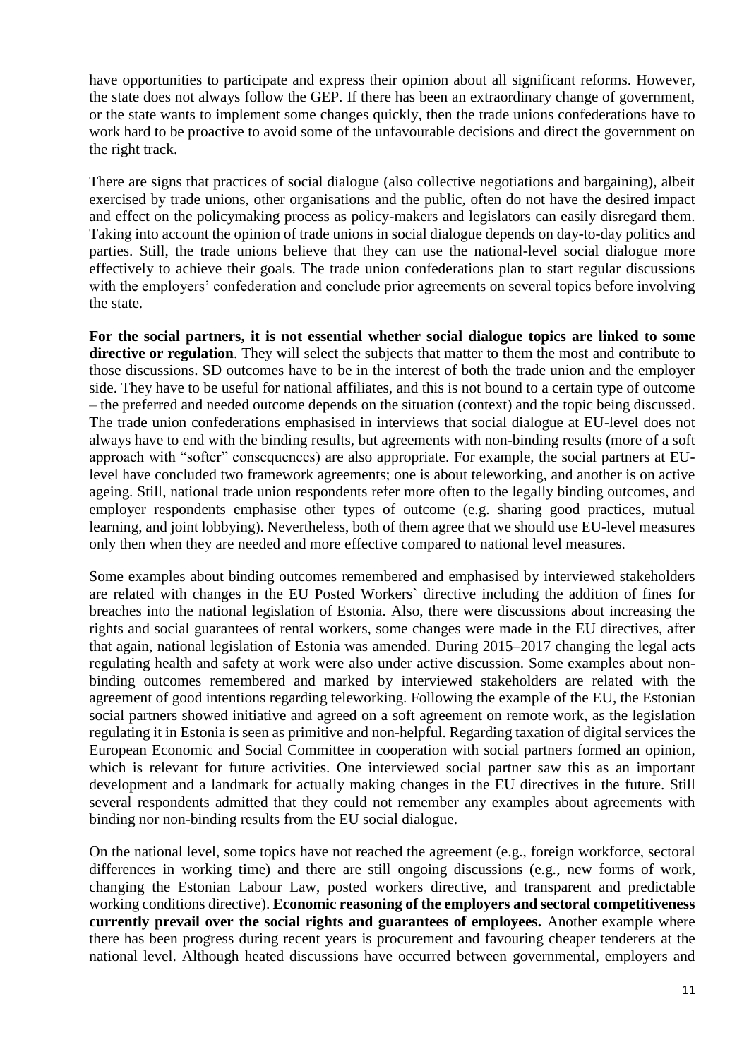have opportunities to participate and express their opinion about all significant reforms. However, the state does not always follow the GEP. If there has been an extraordinary change of government, or the state wants to implement some changes quickly, then the trade unions confederations have to work hard to be proactive to avoid some of the unfavourable decisions and direct the government on the right track.

There are signs that practices of social dialogue (also collective negotiations and bargaining), albeit exercised by trade unions, other organisations and the public, often do not have the desired impact and effect on the policymaking process as policy-makers and legislators can easily disregard them. Taking into account the opinion of trade unions in social dialogue depends on day-to-day politics and parties. Still, the trade unions believe that they can use the national-level social dialogue more effectively to achieve their goals. The trade union confederations plan to start regular discussions with the employers' confederation and conclude prior agreements on several topics before involving the state.

**For the social partners, it is not essential whether social dialogue topics are linked to some directive or regulation**. They will select the subjects that matter to them the most and contribute to those discussions. SD outcomes have to be in the interest of both the trade union and the employer side. They have to be useful for national affiliates, and this is not bound to a certain type of outcome – the preferred and needed outcome depends on the situation (context) and the topic being discussed. The trade union confederations emphasised in interviews that social dialogue at EU-level does not always have to end with the binding results, but agreements with non-binding results (more of a soft approach with "softer" consequences) are also appropriate. For example, the social partners at EU-level have concluded two framework agreements; one is about teleworking, and another is on active ageing. Still, national trade union respondents refer more often to the legally binding outcomes, and employer respondents emphasise other types of outcome (e.g. sharing good practices, mutual learning, and joint lobbying). Nevertheless, both of them agree that we should use EU-level measures only then when they are needed and more effective compared to national level measures.

Some examples about binding outcomes remembered and emphasised by interviewed stakeholders are related with changes in the EU Posted Workers` directive including the addition of fines for breaches into the national legislation of Estonia. Also, there were discussions about increasing the rights and social guarantees of rental workers, some changes were made in the EU directives, after that again, national legislation of Estonia was amended. During 2015–2017 changing the legal acts regulating health and safety at work were also under active discussion. Some examples about non-binding outcomes remembered and marked by interviewed stakeholders are related with the agreement of good intentions regarding teleworking. Following the example of the EU, the Estonian social partners showed initiative and agreed on a soft agreement on remote work, as the legislation regulating it in Estonia is seen as primitive and non-helpful. Regarding taxation of digital services the European Economic and Social Committee in cooperation with social partners formed an opinion, which is relevant for future activities. One interviewed social partner saw this as an important development and a landmark for actually making changes in the EU directives in the future. Still several respondents admitted that they could not remember any examples about agreements with binding nor non-binding results from the EU social dialogue.

On the national level, some topics have not reached the agreement (e.g., foreign workforce, sectoral differences in working time) and there are still ongoing discussions (e.g., new forms of work, changing the Estonian Labour Law, posted workers directive, and transparent and predictable working conditions directive). **Economic reasoning of the employers and sectoral competitiveness currently prevail over the social rights and guarantees of employees.** Another example where there has been progress during recent years is procurement and favouring cheaper tenderers at the national level. Although heated discussions have occurred between governmental, employers and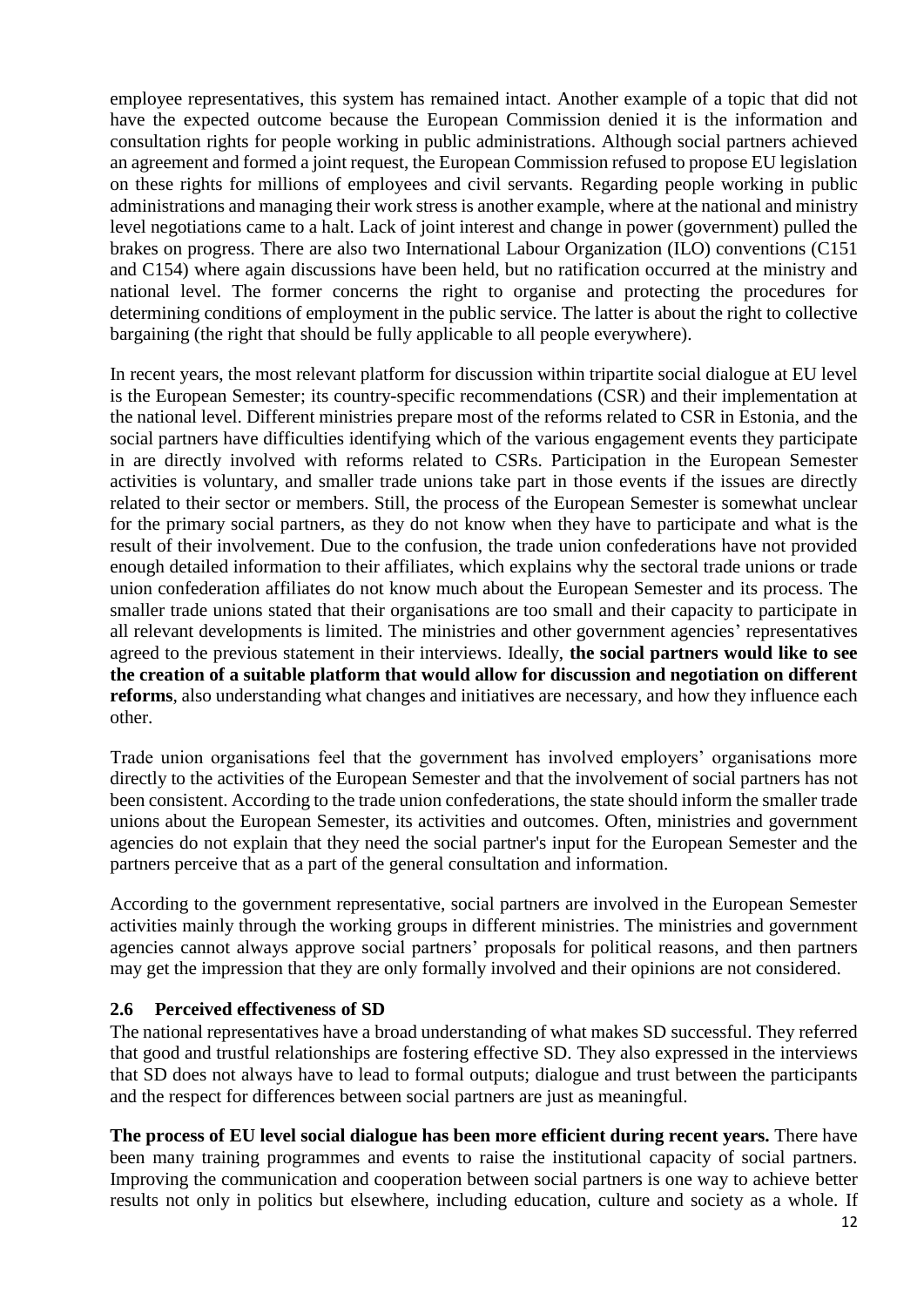employee representatives, this system has remained intact. Another example of a topic that did not have the expected outcome because the European Commission denied it is the information and consultation rights for people working in public administrations. Although social partners achieved an agreement and formed a joint request, the European Commission refused to propose EU legislation on these rights for millions of employees and civil servants. Regarding people working in public administrations and managing their work stress is another example, where at the national and ministry level negotiations came to a halt. Lack of joint interest and change in power (government) pulled the brakes on progress. There are also two International Labour Organization (ILO) conventions (C151 and C154) where again discussions have been held, but no ratification occurred at the ministry and national level. The former concerns the right to organise and protecting the procedures for determining conditions of employment in the public service. The latter is about the right to collective bargaining (the right that should be fully applicable to all people everywhere).

In recent years, the most relevant platform for discussion within tripartite social dialogue at EU level is the European Semester; its country-specific recommendations (CSR) and their implementation at the national level. Different ministries prepare most of the reforms related to CSR in Estonia, and the social partners have difficulties identifying which of the various engagement events they participate in are directly involved with reforms related to CSRs. Participation in the European Semester activities is voluntary, and smaller trade unions take part in those events if the issues are directly related to their sector or members. Still, the process of the European Semester is somewhat unclear for the primary social partners, as they do not know when they have to participate and what is the result of their involvement. Due to the confusion, the trade union confederations have not provided enough detailed information to their affiliates, which explains why the sectoral trade unions or trade union confederation affiliates do not know much about the European Semester and its process. The smaller trade unions stated that their organisations are too small and their capacity to participate in all relevant developments is limited. The ministries and other government agencies' representatives agreed to the previous statement in their interviews. Ideally, **the social partners would like to see the creation of a suitable platform that would allow for discussion and negotiation on different reforms**, also understanding what changes and initiatives are necessary, and how they influence each other.

Trade union organisations feel that the government has involved employers' organisations more directly to the activities of the European Semester and that the involvement of social partners has not been consistent. According to the trade union confederations, the state should inform the smaller trade unions about the European Semester, its activities and outcomes. Often, ministries and government agencies do not explain that they need the social partner's input for the European Semester and the partners perceive that as a part of the general consultation and information.

According to the government representative, social partners are involved in the European Semester activities mainly through the working groups in different ministries. The ministries and government agencies cannot always approve social partners' proposals for political reasons, and then partners may get the impression that they are only formally involved and their opinions are not considered.

### 2.6 Perceived effectiveness of SD

The national representatives have a broad understanding of what makes SD successful. They referred that good and trustful relationships are fostering effective SD. They also expressed in the interviews that SD does not always have to lead to formal outputs; dialogue and trust between the participants and the respect for differences between social partners are just as meaningful.

**The process of EU level social dialogue has been more efficient during recent years.** There have been many training programmes and events to raise the institutional capacity of social partners. Improving the communication and cooperation between social partners is one way to achieve better results not only in politics but elsewhere, including education, culture and society as a whole. If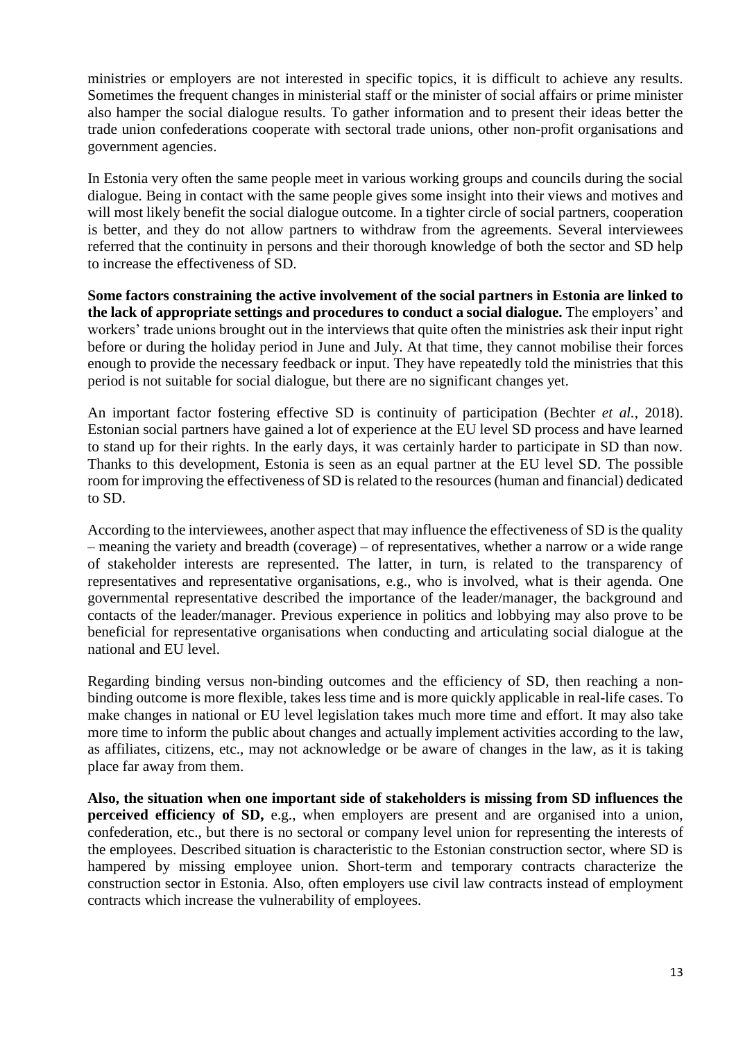ministries or employers are not interested in specific topics, it is difficult to achieve any results. Sometimes the frequent changes in ministerial staff or the minister of social affairs or prime minister also hamper the social dialogue results. To gather information and to present their ideas better the trade union confederations cooperate with sectoral trade unions, other non-profit organisations and government agencies.

In Estonia very often the same people meet in various working groups and councils during the social dialogue. Being in contact with the same people gives some insight into their views and motives and will most likely benefit the social dialogue outcome. In a tighter circle of social partners, cooperation is better, and they do not allow partners to withdraw from the agreements. Several interviewees referred that the continuity in persons and their thorough knowledge of both the sector and SD help to increase the effectiveness of SD.

**Some factors constraining the active involvement of the social partners in Estonia are linked to the lack of appropriate settings and procedures to conduct a social dialogue.** The employers' and workers' trade unions brought out in the interviews that quite often the ministries ask their input right before or during the holiday period in June and July. At that time, they cannot mobilise their forces enough to provide the necessary feedback or input. They have repeatedly told the ministries that this period is not suitable for social dialogue, but there are no significant changes yet.

An important factor fostering effective SD is continuity of participation (Bechter *et al.*, 2018). Estonian social partners have gained a lot of experience at the EU level SD process and have learned to stand up for their rights. In the early days, it was certainly harder to participate in SD than now. Thanks to this development, Estonia is seen as an equal partner at the EU level SD. The possible room for improving the effectiveness of SD is related to the resources (human and financial) dedicated to SD.

According to the interviewees, another aspect that may influence the effectiveness of SD is the quality – meaning the variety and breadth (coverage) – of representatives, whether a narrow or a wide range of stakeholder interests are represented. The latter, in turn, is related to the transparency of representatives and representative organisations, e.g., who is involved, what is their agenda. One governmental representative described the importance of the leader/manager, the background and contacts of the leader/manager. Previous experience in politics and lobbying may also prove to be beneficial for representative organisations when conducting and articulating social dialogue at the national and EU level.

Regarding binding versus non-binding outcomes and the efficiency of SD, then reaching a non-binding outcome is more flexible, takes less time and is more quickly applicable in real-life cases. To make changes in national or EU level legislation takes much more time and effort. It may also take more time to inform the public about changes and actually implement activities according to the law, as affiliates, citizens, etc., may not acknowledge or be aware of changes in the law, as it is taking place far away from them.

**Also, the situation when one important side of stakeholders is missing from SD influences the perceived efficiency of SD,** e.g., when employers are present and are organised into a union, confederation, etc., but there is no sectoral or company level union for representing the interests of the employees. Described situation is characteristic to the Estonian construction sector, where SD is hampered by missing employee union. Short-term and temporary contracts characterize the construction sector in Estonia. Also, often employers use civil law contracts instead of employment contracts which increase the vulnerability of employees.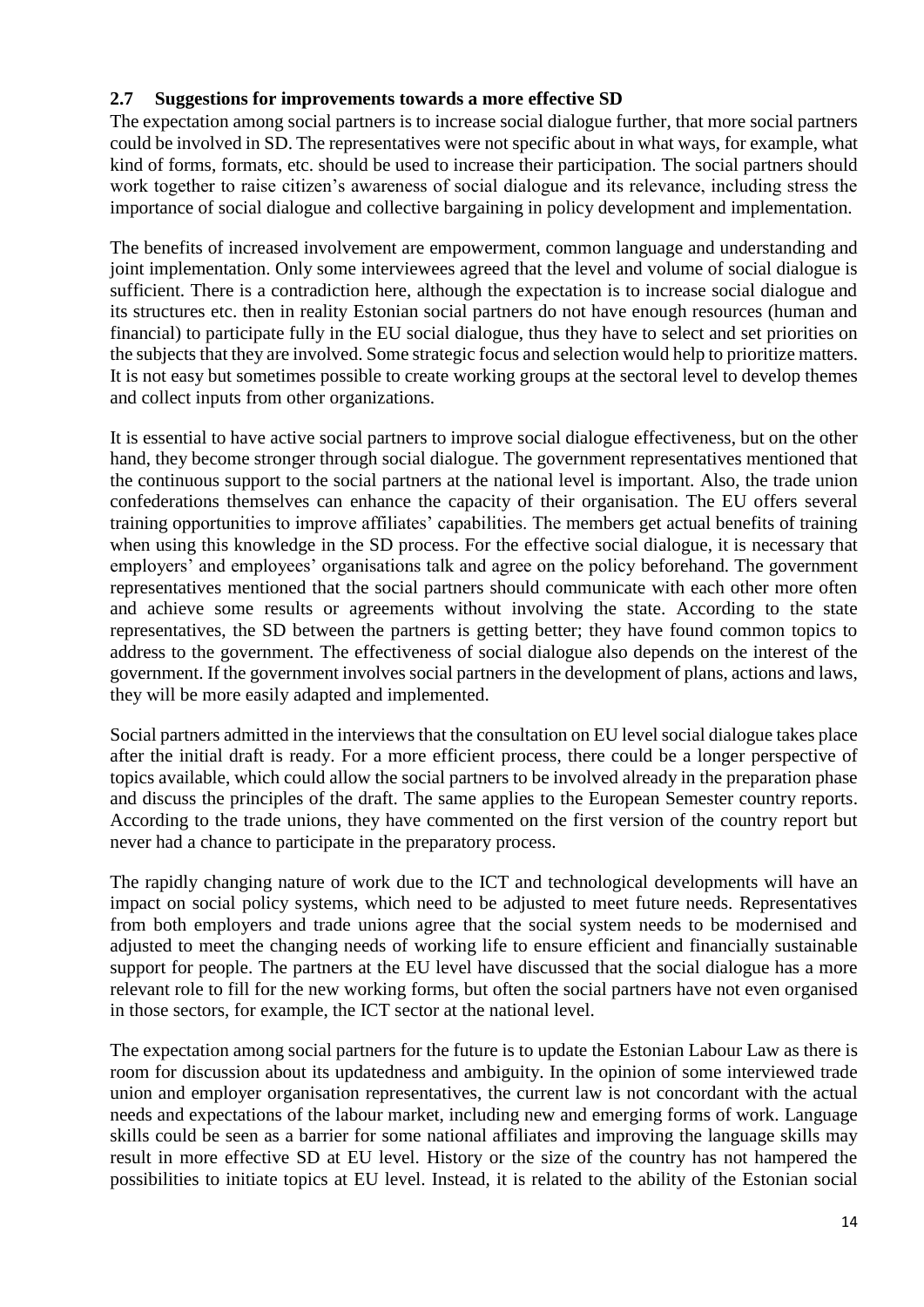## 2.7 Suggestions for improvements towards a more effective SD

The expectation among social partners is to increase social dialogue further, that more social partners could be involved in SD. The representatives were not specific about in what ways, for example, what kind of forms, formats, etc. should be used to increase their participation. The social partners should work together to raise citizen's awareness of social dialogue and its relevance, including stress the importance of social dialogue and collective bargaining in policy development and implementation.

The benefits of increased involvement are empowerment, common language and understanding and joint implementation. Only some interviewees agreed that the level and volume of social dialogue is sufficient. There is a contradiction here, although the expectation is to increase social dialogue and its structures etc. then in reality Estonian social partners do not have enough resources (human and financial) to participate fully in the EU social dialogue, thus they have to select and set priorities on the subjects that they are involved. Some strategic focus and selection would help to prioritize matters. It is not easy but sometimes possible to create working groups at the sectoral level to develop themes and collect inputs from other organizations.

It is essential to have active social partners to improve social dialogue effectiveness, but on the other hand, they become stronger through social dialogue. The government representatives mentioned that the continuous support to the social partners at the national level is important. Also, the trade union confederations themselves can enhance the capacity of their organisation. The EU offers several training opportunities to improve affiliates' capabilities. The members get actual benefits of training when using this knowledge in the SD process. For the effective social dialogue, it is necessary that employers' and employees' organisations talk and agree on the policy beforehand. The government representatives mentioned that the social partners should communicate with each other more often and achieve some results or agreements without involving the state. According to the state representatives, the SD between the partners is getting better; they have found common topics to address to the government. The effectiveness of social dialogue also depends on the interest of the government. If the government involves social partners in the development of plans, actions and laws, they will be more easily adapted and implemented.

Social partners admitted in the interviews that the consultation on EU level social dialogue takes place after the initial draft is ready. For a more efficient process, there could be a longer perspective of topics available, which could allow the social partners to be involved already in the preparation phase and discuss the principles of the draft. The same applies to the European Semester country reports. According to the trade unions, they have commented on the first version of the country report but never had a chance to participate in the preparatory process.

The rapidly changing nature of work due to the ICT and technological developments will have an impact on social policy systems, which need to be adjusted to meet future needs. Representatives from both employers and trade unions agree that the social system needs to be modernised and adjusted to meet the changing needs of working life to ensure efficient and financially sustainable support for people. The partners at the EU level have discussed that the social dialogue has a more relevant role to fill for the new working forms, but often the social partners have not even organised in those sectors, for example, the ICT sector at the national level.

The expectation among social partners for the future is to update the Estonian Labour Law as there is room for discussion about its updatedness and ambiguity. In the opinion of some interviewed trade union and employer organisation representatives, the current law is not concordant with the actual needs and expectations of the labour market, including new and emerging forms of work. Language skills could be seen as a barrier for some national affiliates and improving the language skills may result in more effective SD at EU level. History or the size of the country has not hampered the possibilities to initiate topics at EU level. Instead, it is related to the ability of the Estonian social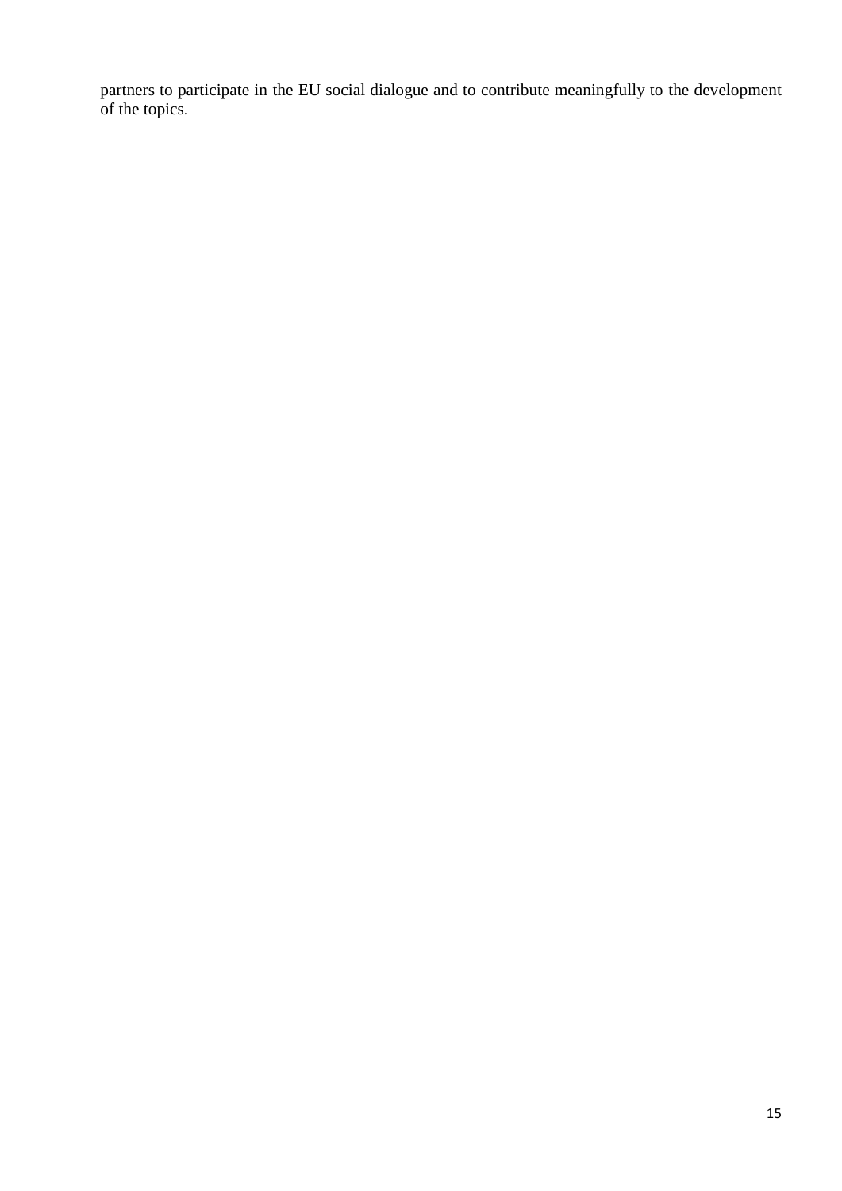partners to participate in the EU social dialogue and to contribute meaningfully to the development of the topics.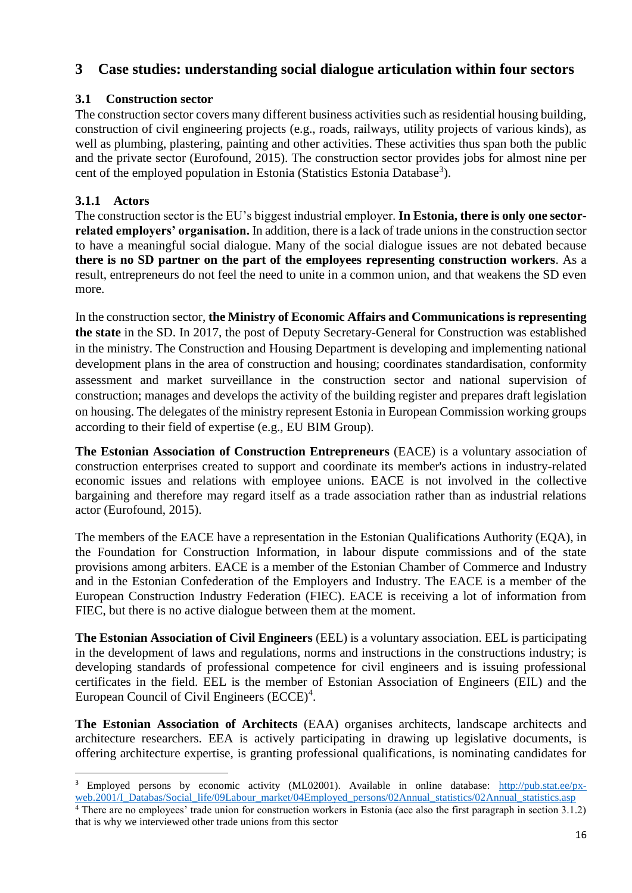# 3 Case studies: understanding social dialogue articulation within four sectors

## 3.1 Construction sector

The construction sector covers many different business activities such as residential housing building, construction of civil engineering projects (e.g., roads, railways, utility projects of various kinds), as well as plumbing, plastering, painting and other activities. These activities thus span both the public and the private sector (Eurofound, 2015). The construction sector provides jobs for almost nine per cent of the employed population in Estonia (Statistics Estonia Database[3]).

### 3.1.1 Actors

The construction sector is the EU's biggest industrial employer. **In Estonia, there is only one sector-related employers' organisation.** In addition, there is a lack of trade unions in the construction sector to have a meaningful social dialogue. Many of the social dialogue issues are not debated because **there is no SD partner on the part of the employees representing construction workers**. As a result, entrepreneurs do not feel the need to unite in a common union, and that weakens the SD even more.

In the construction sector, **the Ministry of Economic Affairs and Communications is representing the state** in the SD. In 2017, the post of Deputy Secretary-General for Construction was established in the ministry. The Construction and Housing Department is developing and implementing national development plans in the area of construction and housing; coordinates standardisation, conformity assessment and market surveillance in the construction sector and national supervision of construction; manages and develops the activity of the building register and prepares draft legislation on housing. The delegates of the ministry represent Estonia in European Commission working groups according to their field of expertise (e.g., EU BIM Group).

**The Estonian Association of Construction Entrepreneurs** (EACE) is a voluntary association of construction enterprises created to support and coordinate its member's actions in industry-related economic issues and relations with employee unions. EACE is not involved in the collective bargaining and therefore may regard itself as a trade association rather than as industrial relations actor (Eurofound, 2015).

The members of the EACE have a representation in the Estonian Qualifications Authority (EQA), in the Foundation for Construction Information, in labour dispute commissions and of the state provisions among arbiters. EACE is a member of the Estonian Chamber of Commerce and Industry and in the Estonian Confederation of the Employers and Industry. The EACE is a member of the European Construction Industry Federation (FIEC). EACE is receiving a lot of information from FIEC, but there is no active dialogue between them at the moment.

**The Estonian Association of Civil Engineers** (EEL) is a voluntary association. EEL is participating in the development of laws and regulations, norms and instructions in the constructions industry; is developing standards of professional competence for civil engineers and is issuing professional certificates in the field. EEL is the member of Estonian Association of Engineers (EIL) and the European Council of Civil Engineers (ECCE)[4].

**The Estonian Association of Architects** (EAA) organises architects, landscape architects and architecture researchers. EEA is actively participating in drawing up legislative documents, is offering architecture expertise, is granting professional qualifications, is nominating candidates for

---

[3] Employed persons by economic activity (ML02001). Available in online database: http://pub.stat.ee/px-web.2001/I_Databas/Social_life/09Labour_market/04Employed_persons/02Annual_statistics/02Annual_statistics.asp

[4] There are no employees' trade union for construction workers in Estonia (aee also the first paragraph in section 3.1.2) that is why we interviewed other trade unions from this sector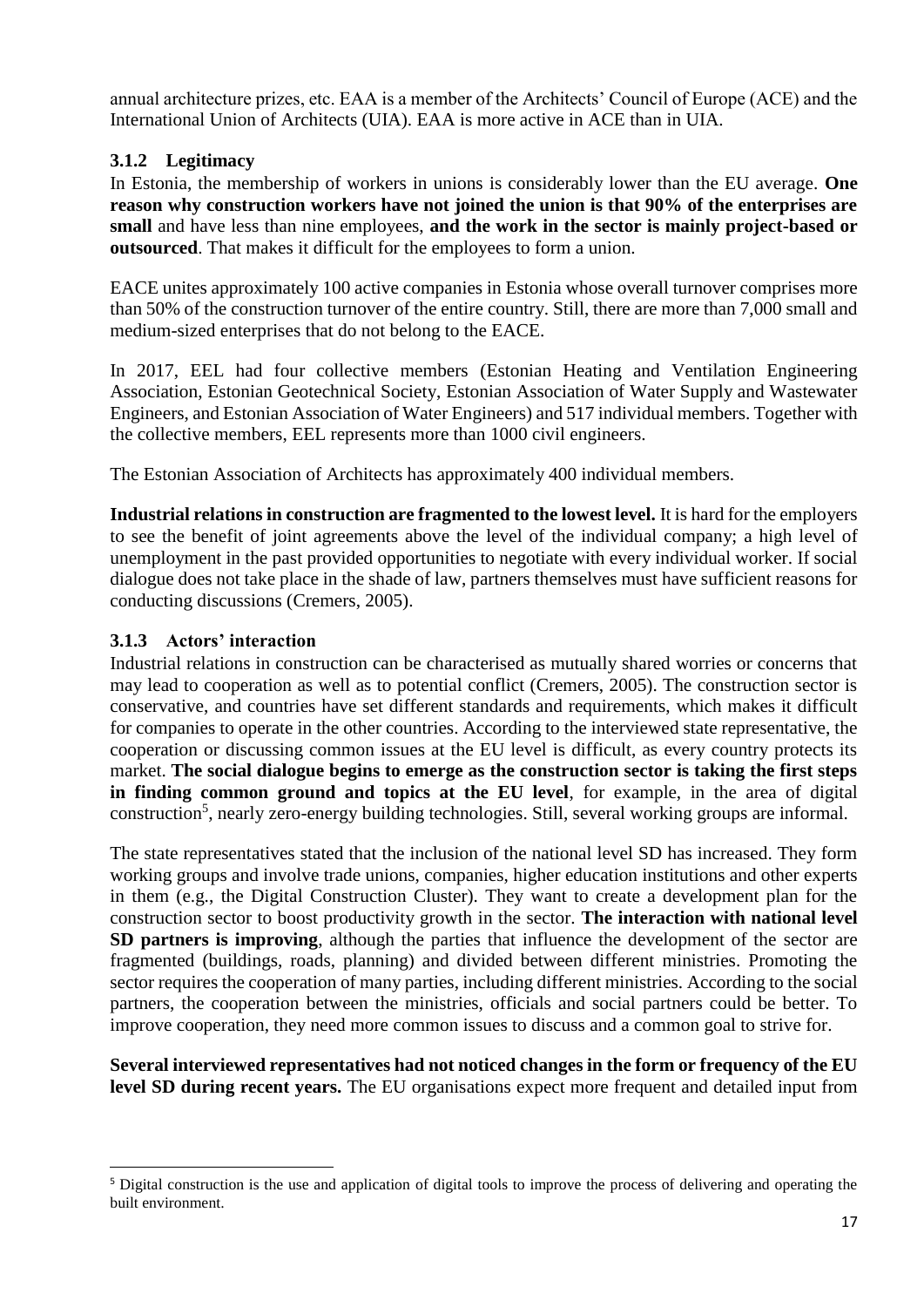annual architecture prizes, etc. EAA is a member of the Architects' Council of Europe (ACE) and the International Union of Architects (UIA). EAA is more active in ACE than in UIA.

### 3.1.2 Legitimacy

In Estonia, the membership of workers in unions is considerably lower than the EU average. **One reason why construction workers have not joined the union is that 90% of the enterprises are small** and have less than nine employees, **and the work in the sector is mainly project-based or outsourced**. That makes it difficult for the employees to form a union.

EACE unites approximately 100 active companies in Estonia whose overall turnover comprises more than 50% of the construction turnover of the entire country. Still, there are more than 7,000 small and medium-sized enterprises that do not belong to the EACE.

In 2017, EEL had four collective members (Estonian Heating and Ventilation Engineering Association, Estonian Geotechnical Society, Estonian Association of Water Supply and Wastewater Engineers, and Estonian Association of Water Engineers) and 517 individual members. Together with the collective members, EEL represents more than 1000 civil engineers.

The Estonian Association of Architects has approximately 400 individual members.

**Industrial relations in construction are fragmented to the lowest level.** It is hard for the employers to see the benefit of joint agreements above the level of the individual company; a high level of unemployment in the past provided opportunities to negotiate with every individual worker. If social dialogue does not take place in the shade of law, partners themselves must have sufficient reasons for conducting discussions (Cremers, 2005).

### 3.1.3 Actors' interaction

Industrial relations in construction can be characterised as mutually shared worries or concerns that may lead to cooperation as well as to potential conflict (Cremers, 2005). The construction sector is conservative, and countries have set different standards and requirements, which makes it difficult for companies to operate in the other countries. According to the interviewed state representative, the cooperation or discussing common issues at the EU level is difficult, as every country protects its market. **The social dialogue begins to emerge as the construction sector is taking the first steps in finding common ground and topics at the EU level**, for example, in the area of digital construction[5], nearly zero-energy building technologies. Still, several working groups are informal.

The state representatives stated that the inclusion of the national level SD has increased. They form working groups and involve trade unions, companies, higher education institutions and other experts in them (e.g., the Digital Construction Cluster). They want to create a development plan for the construction sector to boost productivity growth in the sector. **The interaction with national level SD partners is improving**, although the parties that influence the development of the sector are fragmented (buildings, roads, planning) and divided between different ministries. Promoting the sector requires the cooperation of many parties, including different ministries. According to the social partners, the cooperation between the ministries, officials and social partners could be better. To improve cooperation, they need more common issues to discuss and a common goal to strive for.

**Several interviewed representatives had not noticed changes in the form or frequency of the EU level SD during recent years.** The EU organisations expect more frequent and detailed input from

---

[5] Digital construction is the use and application of digital tools to improve the process of delivering and operating the built environment.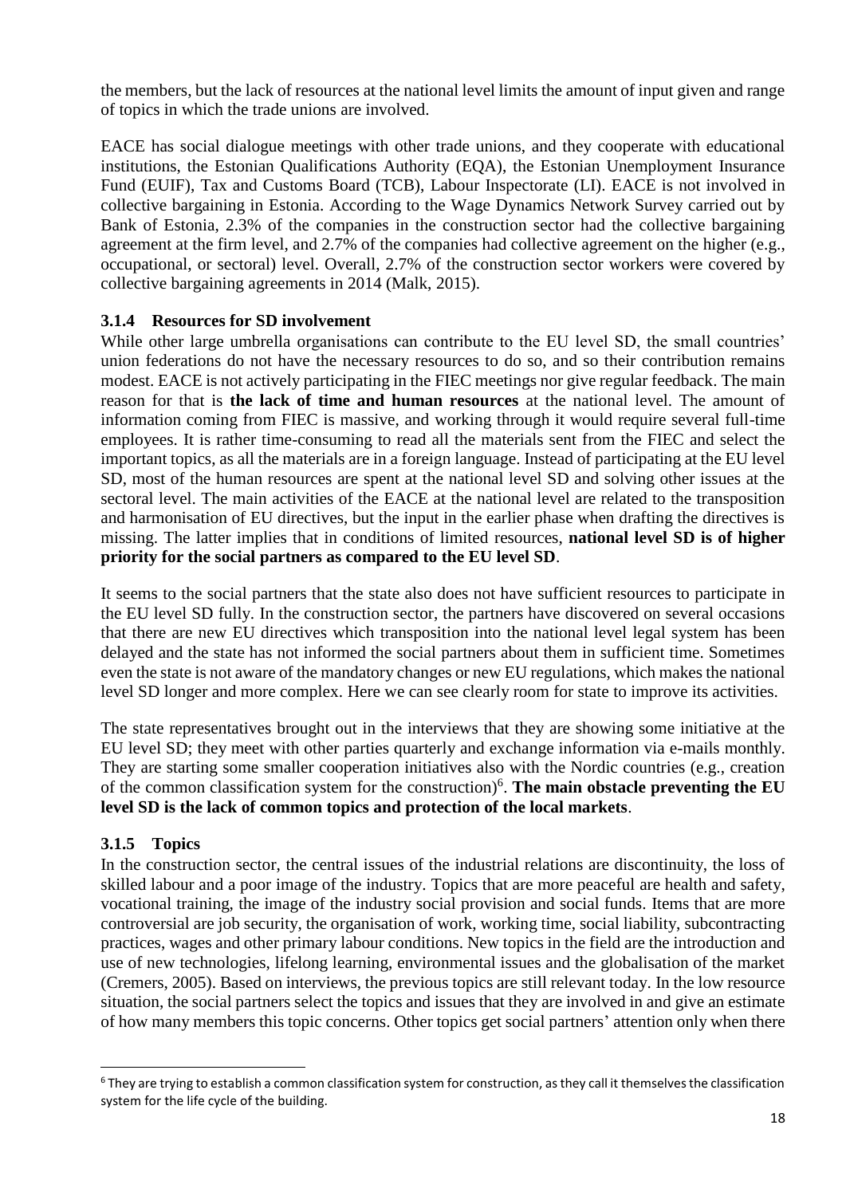the members, but the lack of resources at the national level limits the amount of input given and range of topics in which the trade unions are involved.

EACE has social dialogue meetings with other trade unions, and they cooperate with educational institutions, the Estonian Qualifications Authority (EQA), the Estonian Unemployment Insurance Fund (EUIF), Tax and Customs Board (TCB), Labour Inspectorate (LI). EACE is not involved in collective bargaining in Estonia. According to the Wage Dynamics Network Survey carried out by Bank of Estonia, 2.3% of the companies in the construction sector had the collective bargaining agreement at the firm level, and 2.7% of the companies had collective agreement on the higher (e.g., occupational, or sectoral) level. Overall, 2.7% of the construction sector workers were covered by collective bargaining agreements in 2014 (Malk, 2015).

### 3.1.4 Resources for SD involvement

While other large umbrella organisations can contribute to the EU level SD, the small countries' union federations do not have the necessary resources to do so, and so their contribution remains modest. EACE is not actively participating in the FIEC meetings nor give regular feedback. The main reason for that is **the lack of time and human resources** at the national level. The amount of information coming from FIEC is massive, and working through it would require several full-time employees. It is rather time-consuming to read all the materials sent from the FIEC and select the important topics, as all the materials are in a foreign language. Instead of participating at the EU level SD, most of the human resources are spent at the national level SD and solving other issues at the sectoral level. The main activities of the EACE at the national level are related to the transposition and harmonisation of EU directives, but the input in the earlier phase when drafting the directives is missing. The latter implies that in conditions of limited resources, **national level SD is of higher priority for the social partners as compared to the EU level SD**.

It seems to the social partners that the state also does not have sufficient resources to participate in the EU level SD fully. In the construction sector, the partners have discovered on several occasions that there are new EU directives which transposition into the national level legal system has been delayed and the state has not informed the social partners about them in sufficient time. Sometimes even the state is not aware of the mandatory changes or new EU regulations, which makes the national level SD longer and more complex. Here we can see clearly room for state to improve its activities.

The state representatives brought out in the interviews that they are showing some initiative at the EU level SD; they meet with other parties quarterly and exchange information via e-mails monthly. They are starting some smaller cooperation initiatives also with the Nordic countries (e.g., creation of the common classification system for the construction)[6]. **The main obstacle preventing the EU level SD is the lack of common topics and protection of the local markets**.

### 3.1.5 Topics

In the construction sector, the central issues of the industrial relations are discontinuity, the loss of skilled labour and a poor image of the industry. Topics that are more peaceful are health and safety, vocational training, the image of the industry social provision and social funds. Items that are more controversial are job security, the organisation of work, working time, social liability, subcontracting practices, wages and other primary labour conditions. New topics in the field are the introduction and use of new technologies, lifelong learning, environmental issues and the globalisation of the market (Cremers, 2005). Based on interviews, the previous topics are still relevant today. In the low resource situation, the social partners select the topics and issues that they are involved in and give an estimate of how many members this topic concerns. Other topics get social partners' attention only when there

[6] They are trying to establish a common classification system for construction, as they call it themselves the classification system for the life cycle of the building.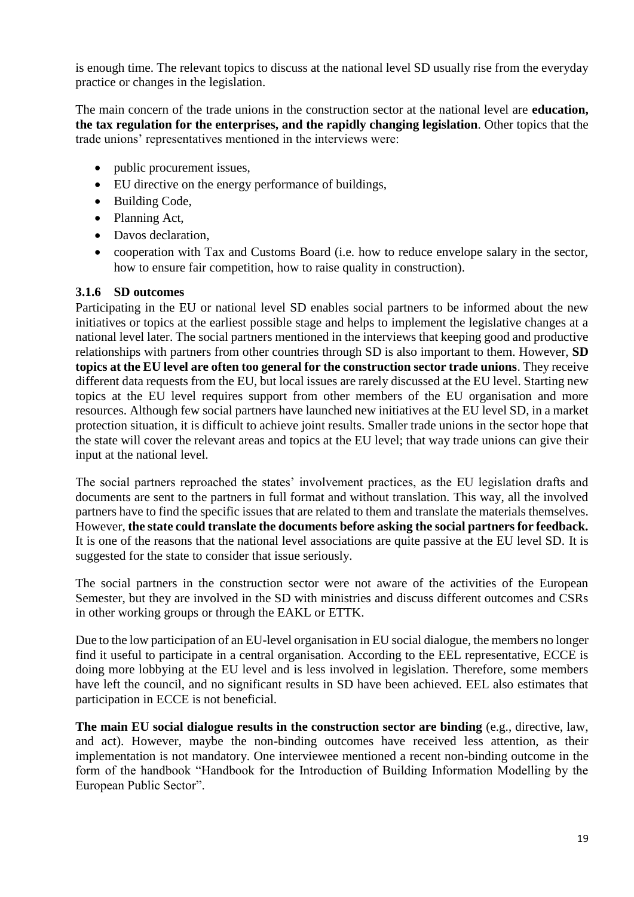is enough time. The relevant topics to discuss at the national level SD usually rise from the everyday practice or changes in the legislation.

The main concern of the trade unions in the construction sector at the national level are **education, the tax regulation for the enterprises, and the rapidly changing legislation**. Other topics that the trade unions' representatives mentioned in the interviews were:

- public procurement issues,
- EU directive on the energy performance of buildings,
- Building Code,
- Planning Act,
- Davos declaration,
- cooperation with Tax and Customs Board (i.e. how to reduce envelope salary in the sector, how to ensure fair competition, how to raise quality in construction).

### 3.1.6 SD outcomes

Participating in the EU or national level SD enables social partners to be informed about the new initiatives or topics at the earliest possible stage and helps to implement the legislative changes at a national level later. The social partners mentioned in the interviews that keeping good and productive relationships with partners from other countries through SD is also important to them. However, **SD topics at the EU level are often too general for the construction sector trade unions**. They receive different data requests from the EU, but local issues are rarely discussed at the EU level. Starting new topics at the EU level requires support from other members of the EU organisation and more resources. Although few social partners have launched new initiatives at the EU level SD, in a market protection situation, it is difficult to achieve joint results. Smaller trade unions in the sector hope that the state will cover the relevant areas and topics at the EU level; that way trade unions can give their input at the national level.

The social partners reproached the states' involvement practices, as the EU legislation drafts and documents are sent to the partners in full format and without translation. This way, all the involved partners have to find the specific issues that are related to them and translate the materials themselves. However, **the state could translate the documents before asking the social partners for feedback.** It is one of the reasons that the national level associations are quite passive at the EU level SD. It is suggested for the state to consider that issue seriously.

The social partners in the construction sector were not aware of the activities of the European Semester, but they are involved in the SD with ministries and discuss different outcomes and CSRs in other working groups or through the EAKL or ETTK.

Due to the low participation of an EU-level organisation in EU social dialogue, the members no longer find it useful to participate in a central organisation. According to the EEL representative, ECCE is doing more lobbying at the EU level and is less involved in legislation. Therefore, some members have left the council, and no significant results in SD have been achieved. EEL also estimates that participation in ECCE is not beneficial.

**The main EU social dialogue results in the construction sector are binding** (e.g., directive, law, and act). However, maybe the non-binding outcomes have received less attention, as their implementation is not mandatory. One interviewee mentioned a recent non-binding outcome in the form of the handbook "Handbook for the Introduction of Building Information Modelling by the European Public Sector".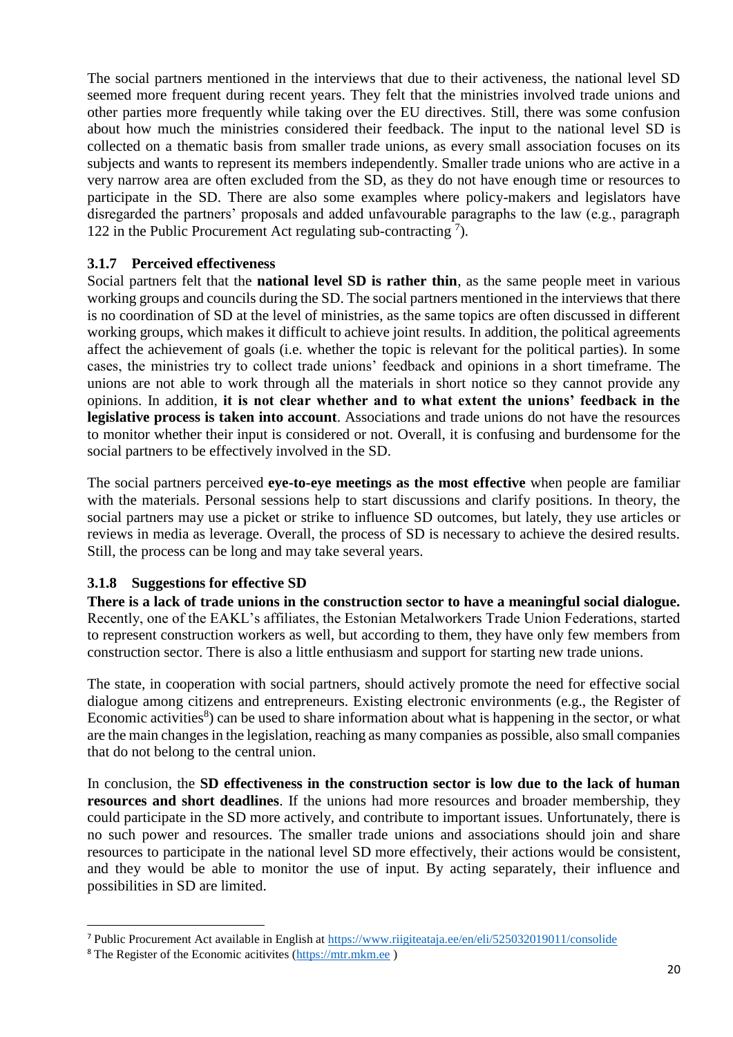The social partners mentioned in the interviews that due to their activeness, the national level SD seemed more frequent during recent years. They felt that the ministries involved trade unions and other parties more frequently while taking over the EU directives. Still, there was some confusion about how much the ministries considered their feedback. The input to the national level SD is collected on a thematic basis from smaller trade unions, as every small association focuses on its subjects and wants to represent its members independently. Smaller trade unions who are active in a very narrow area are often excluded from the SD, as they do not have enough time or resources to participate in the SD. There are also some examples where policy-makers and legislators have disregarded the partners' proposals and added unfavourable paragraphs to the law (e.g., paragraph 122 in the Public Procurement Act regulating sub-contracting [7]).

### 3.1.7 Perceived effectiveness

Social partners felt that the **national level SD is rather thin**, as the same people meet in various working groups and councils during the SD. The social partners mentioned in the interviews that there is no coordination of SD at the level of ministries, as the same topics are often discussed in different working groups, which makes it difficult to achieve joint results. In addition, the political agreements affect the achievement of goals (i.e. whether the topic is relevant for the political parties). In some cases, the ministries try to collect trade unions' feedback and opinions in a short timeframe. The unions are not able to work through all the materials in short notice so they cannot provide any opinions. In addition, **it is not clear whether and to what extent the unions' feedback in the legislative process is taken into account**. Associations and trade unions do not have the resources to monitor whether their input is considered or not. Overall, it is confusing and burdensome for the social partners to be effectively involved in the SD.

The social partners perceived **eye-to-eye meetings as the most effective** when people are familiar with the materials. Personal sessions help to start discussions and clarify positions. In theory, the social partners may use a picket or strike to influence SD outcomes, but lately, they use articles or reviews in media as leverage. Overall, the process of SD is necessary to achieve the desired results. Still, the process can be long and may take several years.

### 3.1.8 Suggestions for effective SD

**There is a lack of trade unions in the construction sector to have a meaningful social dialogue.** Recently, one of the EAKL's affiliates, the Estonian Metalworkers Trade Union Federations, started to represent construction workers as well, but according to them, they have only few members from construction sector. There is also a little enthusiasm and support for starting new trade unions.

The state, in cooperation with social partners, should actively promote the need for effective social dialogue among citizens and entrepreneurs. Existing electronic environments (e.g., the Register of Economic activities[8]) can be used to share information about what is happening in the sector, or what are the main changes in the legislation, reaching as many companies as possible, also small companies that do not belong to the central union.

In conclusion, the **SD effectiveness in the construction sector is low due to the lack of human resources and short deadlines**. If the unions had more resources and broader membership, they could participate in the SD more actively, and contribute to important issues. Unfortunately, there is no such power and resources. The smaller trade unions and associations should join and share resources to participate in the national level SD more effectively, their actions would be consistent, and they would be able to monitor the use of input. By acting separately, their influence and possibilities in SD are limited.

---

[7] Public Procurement Act available in English at https://www.riigiteataja.ee/en/eli/525032019011/consolide

[8] The Register of the Economic acitivites (https://mtr.mkm.ee )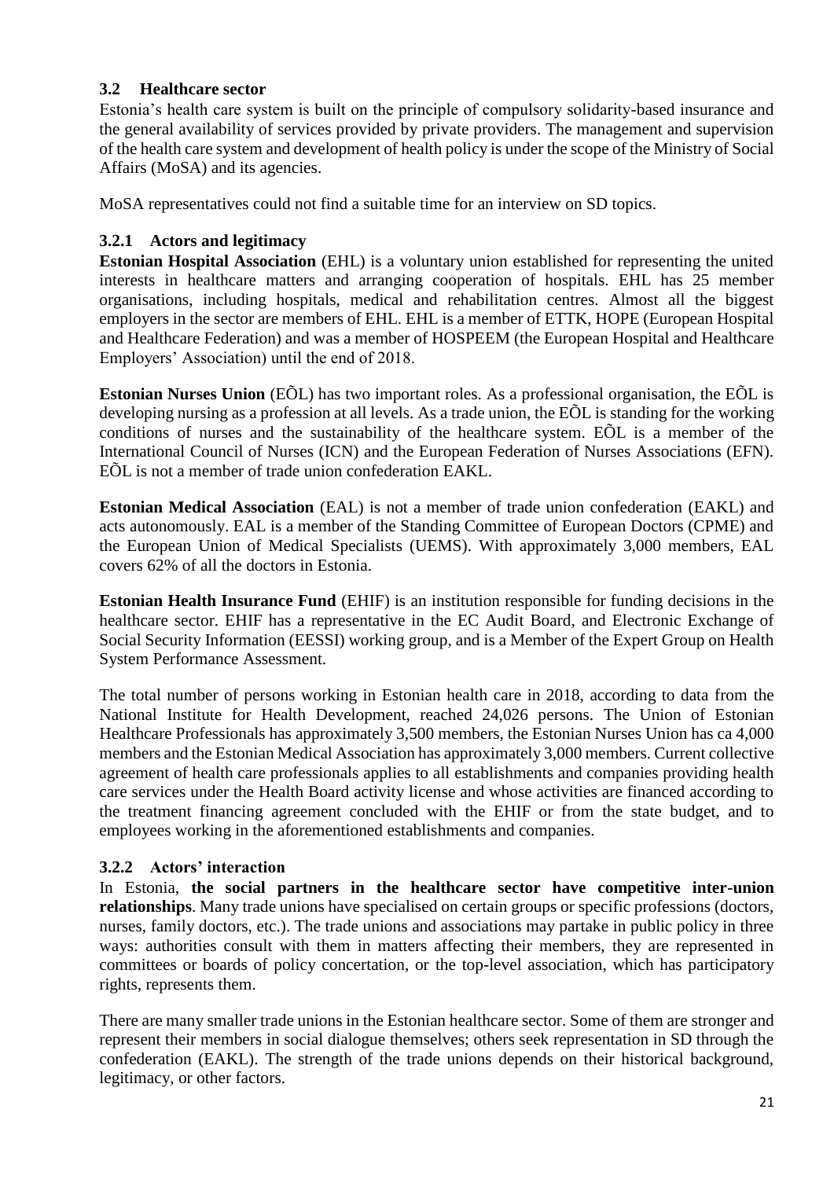## 3.2 Healthcare sector

Estonia's health care system is built on the principle of compulsory solidarity-based insurance and the general availability of services provided by private providers. The management and supervision of the health care system and development of health policy is under the scope of the Ministry of Social Affairs (MoSA) and its agencies.

MoSA representatives could not find a suitable time for an interview on SD topics.

### 3.2.1 Actors and legitimacy

**Estonian Hospital Association** (EHL) is a voluntary union established for representing the united interests in healthcare matters and arranging cooperation of hospitals. EHL has 25 member organisations, including hospitals, medical and rehabilitation centres. Almost all the biggest employers in the sector are members of EHL. EHL is a member of ETTK, HOPE (European Hospital and Healthcare Federation) and was a member of HOSPEEM (the European Hospital and Healthcare Employers' Association) until the end of 2018.

**Estonian Nurses Union** (EÕL) has two important roles. As a professional organisation, the EÕL is developing nursing as a profession at all levels. As a trade union, the EÕL is standing for the working conditions of nurses and the sustainability of the healthcare system. EÕL is a member of the International Council of Nurses (ICN) and the European Federation of Nurses Associations (EFN). EÕL is not a member of trade union confederation EAKL.

**Estonian Medical Association** (EAL) is not a member of trade union confederation (EAKL) and acts autonomously. EAL is a member of the Standing Committee of European Doctors (CPME) and the European Union of Medical Specialists (UEMS). With approximately 3,000 members, EAL covers 62% of all the doctors in Estonia.

**Estonian Health Insurance Fund** (EHIF) is an institution responsible for funding decisions in the healthcare sector. EHIF has a representative in the EC Audit Board, and Electronic Exchange of Social Security Information (EESSI) working group, and is a Member of the Expert Group on Health System Performance Assessment.

The total number of persons working in Estonian health care in 2018, according to data from the National Institute for Health Development, reached 24,026 persons. The Union of Estonian Healthcare Professionals has approximately 3,500 members, the Estonian Nurses Union has ca 4,000 members and the Estonian Medical Association has approximately 3,000 members. Current collective agreement of health care professionals applies to all establishments and companies providing health care services under the Health Board activity license and whose activities are financed according to the treatment financing agreement concluded with the EHIF or from the state budget, and to employees working in the aforementioned establishments and companies.

### 3.2.2 Actors' interaction

In Estonia, **the social partners in the healthcare sector have competitive inter-union relationships**. Many trade unions have specialised on certain groups or specific professions (doctors, nurses, family doctors, etc.). The trade unions and associations may partake in public policy in three ways: authorities consult with them in matters affecting their members, they are represented in committees or boards of policy concertation, or the top-level association, which has participatory rights, represents them.

There are many smaller trade unions in the Estonian healthcare sector. Some of them are stronger and represent their members in social dialogue themselves; others seek representation in SD through the confederation (EAKL). The strength of the trade unions depends on their historical background, legitimacy, or other factors.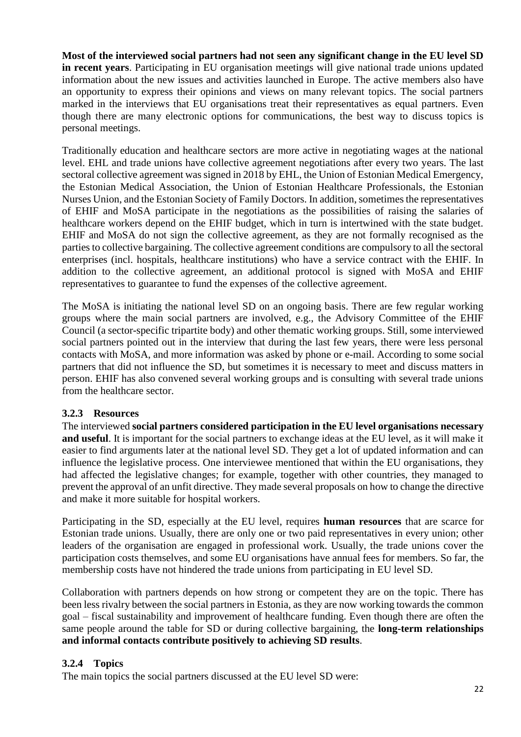**Most of the interviewed social partners had not seen any significant change in the EU level SD in recent years**. Participating in EU organisation meetings will give national trade unions updated information about the new issues and activities launched in Europe. The active members also have an opportunity to express their opinions and views on many relevant topics. The social partners marked in the interviews that EU organisations treat their representatives as equal partners. Even though there are many electronic options for communications, the best way to discuss topics is personal meetings.

Traditionally education and healthcare sectors are more active in negotiating wages at the national level. EHL and trade unions have collective agreement negotiations after every two years. The last sectoral collective agreement was signed in 2018 by EHL, the Union of Estonian Medical Emergency, the Estonian Medical Association, the Union of Estonian Healthcare Professionals, the Estonian Nurses Union, and the Estonian Society of Family Doctors. In addition, sometimes the representatives of EHIF and MoSA participate in the negotiations as the possibilities of raising the salaries of healthcare workers depend on the EHIF budget, which in turn is intertwined with the state budget. EHIF and MoSA do not sign the collective agreement, as they are not formally recognised as the parties to collective bargaining. The collective agreement conditions are compulsory to all the sectoral enterprises (incl. hospitals, healthcare institutions) who have a service contract with the EHIF. In addition to the collective agreement, an additional protocol is signed with MoSA and EHIF representatives to guarantee to fund the expenses of the collective agreement.

The MoSA is initiating the national level SD on an ongoing basis. There are few regular working groups where the main social partners are involved, e.g., the Advisory Committee of the EHIF Council (a sector-specific tripartite body) and other thematic working groups. Still, some interviewed social partners pointed out in the interview that during the last few years, there were less personal contacts with MoSA, and more information was asked by phone or e-mail. According to some social partners that did not influence the SD, but sometimes it is necessary to meet and discuss matters in person. EHIF has also convened several working groups and is consulting with several trade unions from the healthcare sector.

### 3.2.3 Resources

The interviewed **social partners considered participation in the EU level organisations necessary and useful**. It is important for the social partners to exchange ideas at the EU level, as it will make it easier to find arguments later at the national level SD. They get a lot of updated information and can influence the legislative process. One interviewee mentioned that within the EU organisations, they had affected the legislative changes; for example, together with other countries, they managed to prevent the approval of an unfit directive. They made several proposals on how to change the directive and make it more suitable for hospital workers.

Participating in the SD, especially at the EU level, requires **human resources** that are scarce for Estonian trade unions. Usually, there are only one or two paid representatives in every union; other leaders of the organisation are engaged in professional work. Usually, the trade unions cover the participation costs themselves, and some EU organisations have annual fees for members. So far, the membership costs have not hindered the trade unions from participating in EU level SD.

Collaboration with partners depends on how strong or competent they are on the topic. There has been less rivalry between the social partners in Estonia, as they are now working towards the common goal – fiscal sustainability and improvement of healthcare funding. Even though there are often the same people around the table for SD or during collective bargaining, the **long-term relationships and informal contacts contribute positively to achieving SD results**.

### 3.2.4 Topics

The main topics the social partners discussed at the EU level SD were: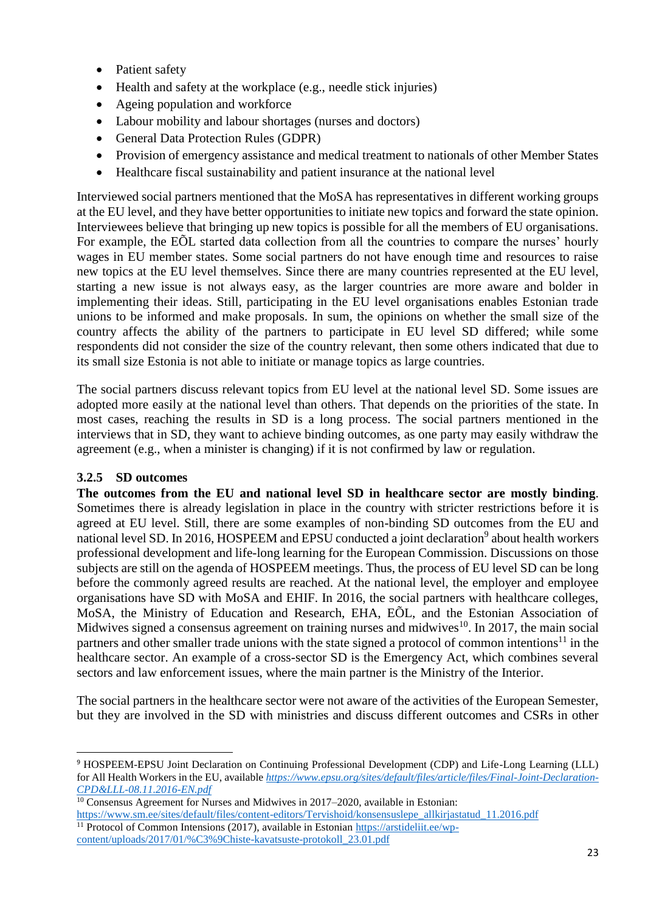- Patient safety
- Health and safety at the workplace (e.g., needle stick injuries)
- Ageing population and workforce
- Labour mobility and labour shortages (nurses and doctors)
- General Data Protection Rules (GDPR)
- Provision of emergency assistance and medical treatment to nationals of other Member States
- Healthcare fiscal sustainability and patient insurance at the national level

Interviewed social partners mentioned that the MoSA has representatives in different working groups at the EU level, and they have better opportunities to initiate new topics and forward the state opinion. Interviewees believe that bringing up new topics is possible for all the members of EU organisations. For example, the EÕL started data collection from all the countries to compare the nurses' hourly wages in EU member states. Some social partners do not have enough time and resources to raise new topics at the EU level themselves. Since there are many countries represented at the EU level, starting a new issue is not always easy, as the larger countries are more aware and bolder in implementing their ideas. Still, participating in the EU level organisations enables Estonian trade unions to be informed and make proposals. In sum, the opinions on whether the small size of the country affects the ability of the partners to participate in EU level SD differed; while some respondents did not consider the size of the country relevant, then some others indicated that due to its small size Estonia is not able to initiate or manage topics as large countries.

The social partners discuss relevant topics from EU level at the national level SD. Some issues are adopted more easily at the national level than others. That depends on the priorities of the state. In most cases, reaching the results in SD is a long process. The social partners mentioned in the interviews that in SD, they want to achieve binding outcomes, as one party may easily withdraw the agreement (e.g., when a minister is changing) if it is not confirmed by law or regulation.

### 3.2.5 SD outcomes

**The outcomes from the EU and national level SD in healthcare sector are mostly binding**. Sometimes there is already legislation in place in the country with stricter restrictions before it is agreed at EU level. Still, there are some examples of non-binding SD outcomes from the EU and national level SD. In 2016, HOSPEEM and EPSU conducted a joint declaration[9] about health workers professional development and life-long learning for the European Commission. Discussions on those subjects are still on the agenda of HOSPEEM meetings. Thus, the process of EU level SD can be long before the commonly agreed results are reached. At the national level, the employer and employee organisations have SD with MoSA and EHIF. In 2016, the social partners with healthcare colleges, MoSA, the Ministry of Education and Research, EHA, EÕL, and the Estonian Association of Midwives signed a consensus agreement on training nurses and midwives[10]. In 2017, the main social partners and other smaller trade unions with the state signed a protocol of common intentions[11] in the healthcare sector. An example of a cross-sector SD is the Emergency Act, which combines several sectors and law enforcement issues, where the main partner is the Ministry of the Interior.

The social partners in the healthcare sector were not aware of the activities of the European Semester, but they are involved in the SD with ministries and discuss different outcomes and CSRs in other

---

[9] HOSPEEM-EPSU Joint Declaration on Continuing Professional Development (CDP) and Life-Long Learning (LLL) for All Health Workers in the EU, available *https://www.epsu.org/sites/default/files/article/files/Final-Joint-Declaration-CPD&LLL-08.11.2016-EN.pdf*

[10] Consensus Agreement for Nurses and Midwives in 2017–2020, available in Estonian: https://www.sm.ee/sites/default/files/content-editors/Tervishoid/konsensuslepe_allkirjastatud_11.2016.pdf

[11] Protocol of Common Intensions (2017), available in Estonian https://arstideliit.ee/wp-content/uploads/2017/01/%C3%9Chiste-kavatsuste-protokoll_23.01.pdf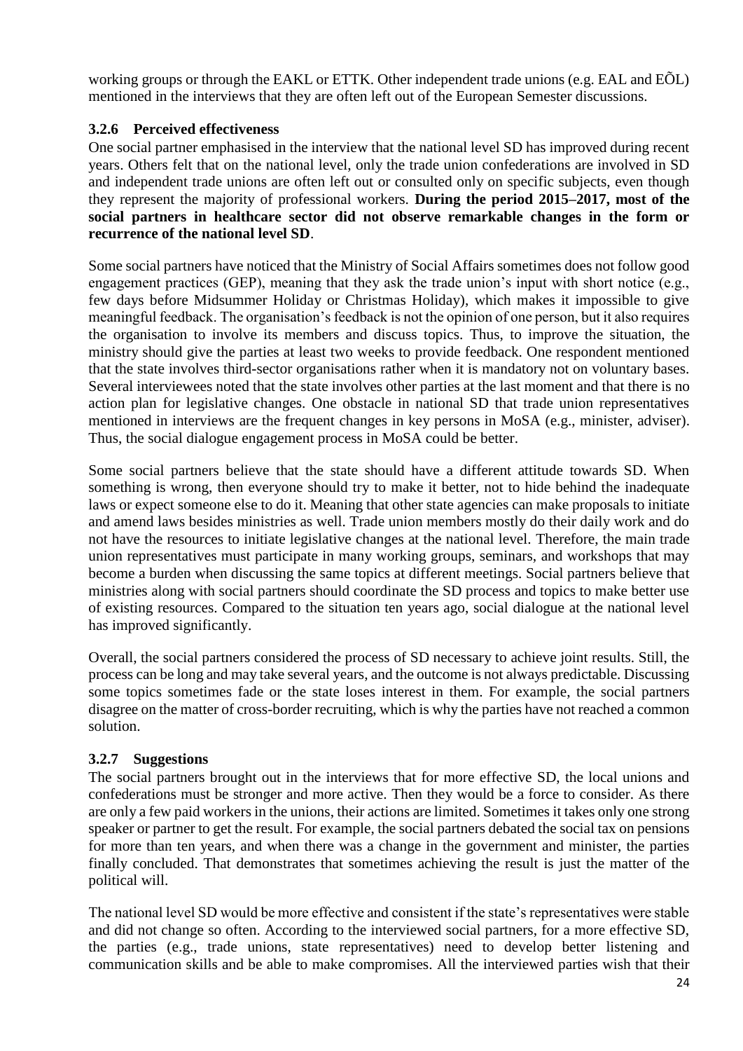working groups or through the EAKL or ETTK. Other independent trade unions (e.g. EAL and EÕL) mentioned in the interviews that they are often left out of the European Semester discussions.

### 3.2.6 Perceived effectiveness

One social partner emphasised in the interview that the national level SD has improved during recent years. Others felt that on the national level, only the trade union confederations are involved in SD and independent trade unions are often left out or consulted only on specific subjects, even though they represent the majority of professional workers. **During the period 2015–2017, most of the social partners in healthcare sector did not observe remarkable changes in the form or recurrence of the national level SD**.

Some social partners have noticed that the Ministry of Social Affairs sometimes does not follow good engagement practices (GEP), meaning that they ask the trade union's input with short notice (e.g., few days before Midsummer Holiday or Christmas Holiday), which makes it impossible to give meaningful feedback. The organisation's feedback is not the opinion of one person, but it also requires the organisation to involve its members and discuss topics. Thus, to improve the situation, the ministry should give the parties at least two weeks to provide feedback. One respondent mentioned that the state involves third-sector organisations rather when it is mandatory not on voluntary bases. Several interviewees noted that the state involves other parties at the last moment and that there is no action plan for legislative changes. One obstacle in national SD that trade union representatives mentioned in interviews are the frequent changes in key persons in MoSA (e.g., minister, adviser). Thus, the social dialogue engagement process in MoSA could be better.

Some social partners believe that the state should have a different attitude towards SD. When something is wrong, then everyone should try to make it better, not to hide behind the inadequate laws or expect someone else to do it. Meaning that other state agencies can make proposals to initiate and amend laws besides ministries as well. Trade union members mostly do their daily work and do not have the resources to initiate legislative changes at the national level. Therefore, the main trade union representatives must participate in many working groups, seminars, and workshops that may become a burden when discussing the same topics at different meetings. Social partners believe that ministries along with social partners should coordinate the SD process and topics to make better use of existing resources. Compared to the situation ten years ago, social dialogue at the national level has improved significantly.

Overall, the social partners considered the process of SD necessary to achieve joint results. Still, the process can be long and may take several years, and the outcome is not always predictable. Discussing some topics sometimes fade or the state loses interest in them. For example, the social partners disagree on the matter of cross-border recruiting, which is why the parties have not reached a common solution.

### 3.2.7 Suggestions

The social partners brought out in the interviews that for more effective SD, the local unions and confederations must be stronger and more active. Then they would be a force to consider. As there are only a few paid workers in the unions, their actions are limited. Sometimes it takes only one strong speaker or partner to get the result. For example, the social partners debated the social tax on pensions for more than ten years, and when there was a change in the government and minister, the parties finally concluded. That demonstrates that sometimes achieving the result is just the matter of the political will.

The national level SD would be more effective and consistent if the state's representatives were stable and did not change so often. According to the interviewed social partners, for a more effective SD, the parties (e.g., trade unions, state representatives) need to develop better listening and communication skills and be able to make compromises. All the interviewed parties wish that their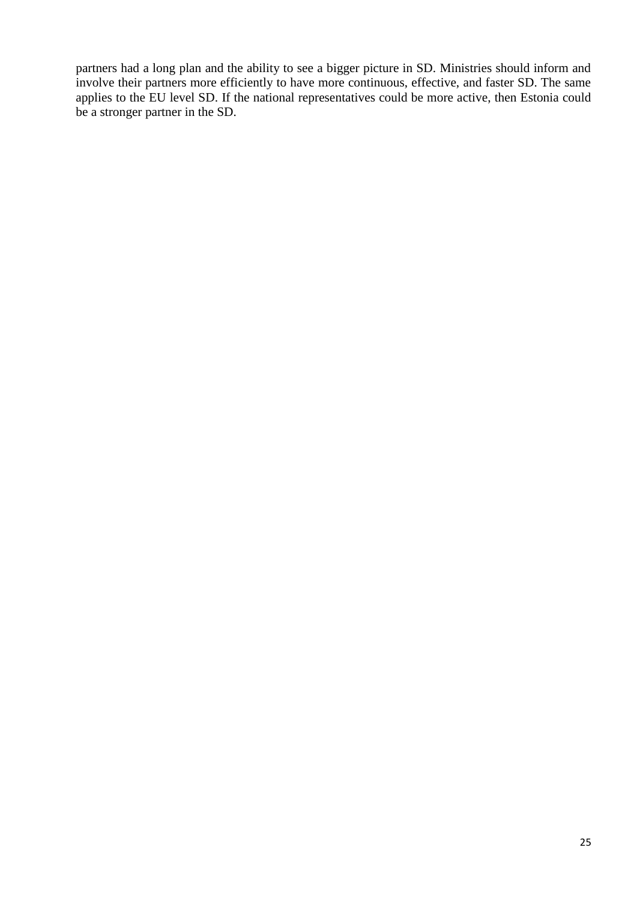partners had a long plan and the ability to see a bigger picture in SD. Ministries should inform and involve their partners more efficiently to have more continuous, effective, and faster SD. The same applies to the EU level SD. If the national representatives could be more active, then Estonia could be a stronger partner in the SD.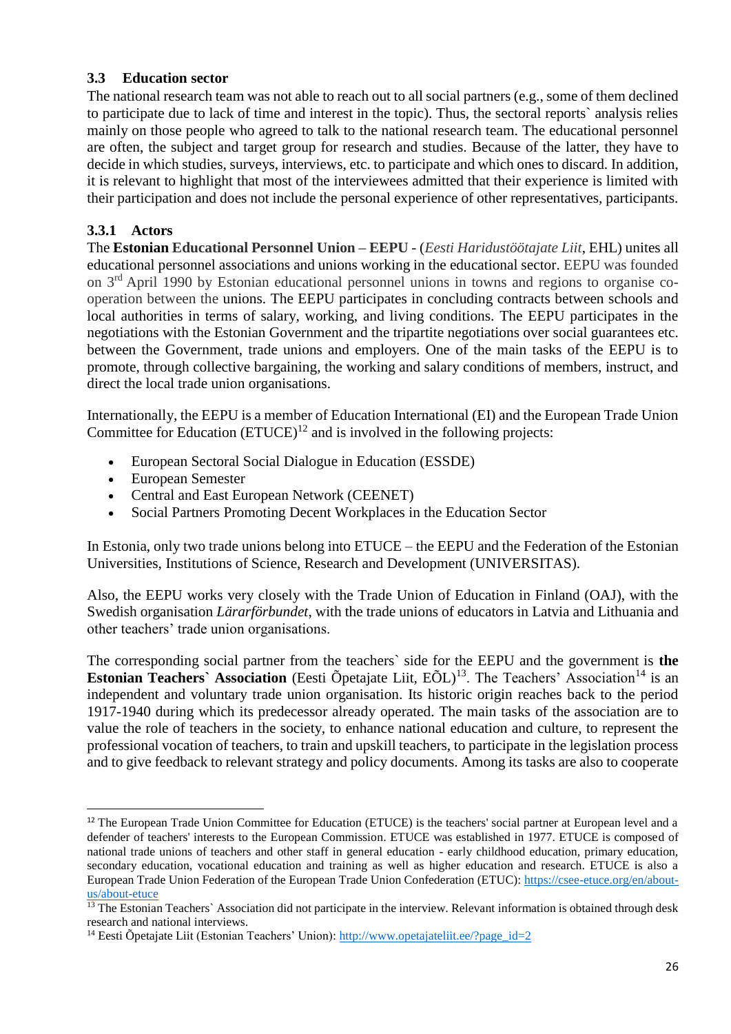### 3.3 Education sector

The national research team was not able to reach out to all social partners (e.g., some of them declined to participate due to lack of time and interest in the topic). Thus, the sectoral reports` analysis relies mainly on those people who agreed to talk to the national research team. The educational personnel are often, the subject and target group for research and studies. Because of the latter, they have to decide in which studies, surveys, interviews, etc. to participate and which ones to discard. In addition, it is relevant to highlight that most of the interviewees admitted that their experience is limited with their participation and does not include the personal experience of other representatives, participants.

#### 3.3.1 Actors

The **Estonian Educational Personnel Union – EEPU** - (*Eesti Haridustöötajate Liit*, EHL) unites all educational personnel associations and unions working in the educational sector. EEPU was founded on 3rd April 1990 by Estonian educational personnel unions in towns and regions to organise co-operation between the unions. The EEPU participates in concluding contracts between schools and local authorities in terms of salary, working, and living conditions. The EEPU participates in the negotiations with the Estonian Government and the tripartite negotiations over social guarantees etc. between the Government, trade unions and employers. One of the main tasks of the EEPU is to promote, through collective bargaining, the working and salary conditions of members, instruct, and direct the local trade union organisations.

Internationally, the EEPU is a member of Education International (EI) and the European Trade Union Committee for Education (ETUCE)[12] and is involved in the following projects:

- European Sectoral Social Dialogue in Education (ESSDE)
- European Semester
- Central and East European Network (CEENET)
- Social Partners Promoting Decent Workplaces in the Education Sector

In Estonia, only two trade unions belong into ETUCE – the EEPU and the Federation of the Estonian Universities, Institutions of Science, Research and Development (UNIVERSITAS).

Also, the EEPU works very closely with the Trade Union of Education in Finland (OAJ), with the Swedish organisation *Lärarförbundet*, with the trade unions of educators in Latvia and Lithuania and other teachers' trade union organisations.

The corresponding social partner from the teachers` side for the EEPU and the government is **the Estonian Teachers` Association** (Eesti Õpetajate Liit, EÕL)[13]. The Teachers' Association[14] is an independent and voluntary trade union organisation. Its historic origin reaches back to the period 1917-1940 during which its predecessor already operated. The main tasks of the association are to value the role of teachers in the society, to enhance national education and culture, to represent the professional vocation of teachers, to train and upskill teachers, to participate in the legislation process and to give feedback to relevant strategy and policy documents. Among its tasks are also to cooperate

---

[12] The European Trade Union Committee for Education (ETUCE) is the teachers' social partner at European level and a defender of teachers' interests to the European Commission. ETUCE was established in 1977. ETUCE is composed of national trade unions of teachers and other staff in general education - early childhood education, primary education, secondary education, vocational education and training as well as higher education and research. ETUCE is also a European Trade Union Federation of the European Trade Union Confederation (ETUC): https://csee-etuce.org/en/about-us/about-etuce

[13] The Estonian Teachers` Association did not participate in the interview. Relevant information is obtained through desk research and national interviews.

[14] Eesti Õpetajate Liit (Estonian Teachers' Union): http://www.opetajateliit.ee/?page_id=2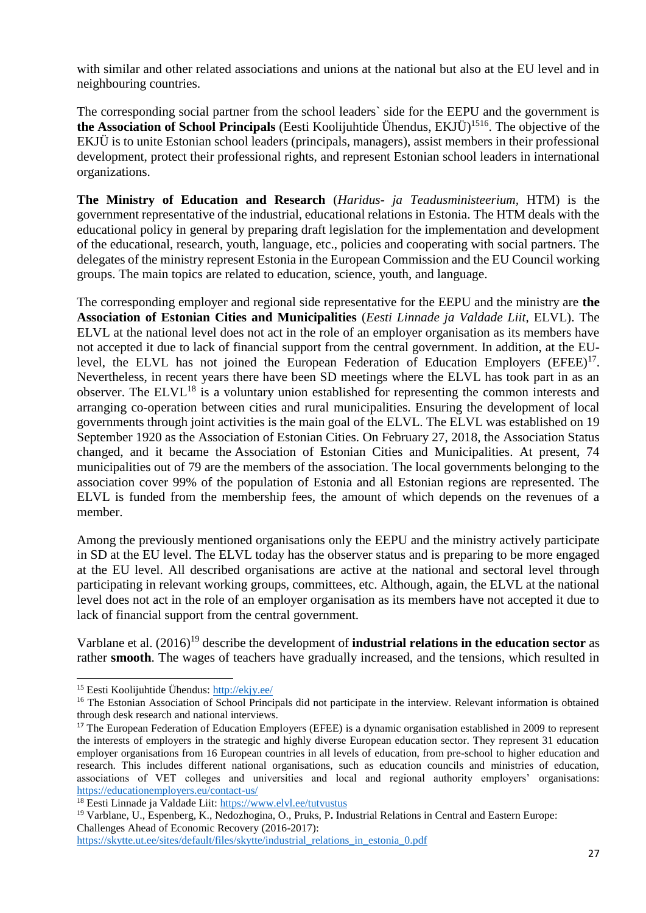with similar and other related associations and unions at the national but also at the EU level and in neighbouring countries.

The corresponding social partner from the school leaders` side for the EEPU and the government is **the Association of School Principals** (Eesti Koolijuhtide Ühendus, EKJÜ)[15][16]. The objective of the EKJÜ is to unite Estonian school leaders (principals, managers), assist members in their professional development, protect their professional rights, and represent Estonian school leaders in international organizations.

**The Ministry of Education and Research** (*Haridus- ja Teadusministeerium,* HTM) is the government representative of the industrial, educational relations in Estonia. The HTM deals with the educational policy in general by preparing draft legislation for the implementation and development of the educational, research, youth, language, etc., policies and cooperating with social partners. The delegates of the ministry represent Estonia in the European Commission and the EU Council working groups. The main topics are related to education, science, youth, and language.

The corresponding employer and regional side representative for the EEPU and the ministry are **the Association of Estonian Cities and Municipalities** (*Eesti Linnade ja Valdade Liit*, ELVL). The ELVL at the national level does not act in the role of an employer organisation as its members have not accepted it due to lack of financial support from the central government. In addition, at the EU-level, the ELVL has not joined the European Federation of Education Employers (EFEE)[17]. Nevertheless, in recent years there have been SD meetings where the ELVL has took part in as an observer. The ELVL[18] is a voluntary union established for representing the common interests and arranging co-operation between cities and rural municipalities. Ensuring the development of local governments through joint activities is the main goal of the ELVL. The ELVL was established on 19 September 1920 as the Association of Estonian Cities. On February 27, 2018, the Association Status changed, and it became the Association of Estonian Cities and Municipalities. At present, 74 municipalities out of 79 are the members of the association. The local governments belonging to the association cover 99% of the population of Estonia and all Estonian regions are represented. The ELVL is funded from the membership fees, the amount of which depends on the revenues of a member.

Among the previously mentioned organisations only the EEPU and the ministry actively participate in SD at the EU level. The ELVL today has the observer status and is preparing to be more engaged at the EU level. All described organisations are active at the national and sectoral level through participating in relevant working groups, committees, etc. Although, again, the ELVL at the national level does not act in the role of an employer organisation as its members have not accepted it due to lack of financial support from the central government.

Varblane et al. (2016)[19] describe the development of **industrial relations in the education sector** as rather **smooth**. The wages of teachers have gradually increased, and the tensions, which resulted in

---

[15] Eesti Koolijuhtide Ühendus: http://ekjy.ee/

[16] The Estonian Association of School Principals did not participate in the interview. Relevant information is obtained through desk research and national interviews.

[17] The European Federation of Education Employers (EFEE) is a dynamic organisation established in 2009 to represent the interests of employers in the strategic and highly diverse European education sector. They represent 31 education employer organisations from 16 European countries in all levels of education, from pre-school to higher education and research. This includes different national organisations, such as education councils and ministries of education, associations of VET colleges and universities and local and regional authority employers' organisations: https://educationemployers.eu/contact-us/

[18] Eesti Linnade ja Valdade Liit: https://www.elvl.ee/tutvustus

[19] Varblane, U., Espenberg, K., Nedozhogina, O., Pruks, P**.** Industrial Relations in Central and Eastern Europe: Challenges Ahead of Economic Recovery (2016-2017): https://skytte.ut.ee/sites/default/files/skytte/industrial_relations_in_estonia_0.pdf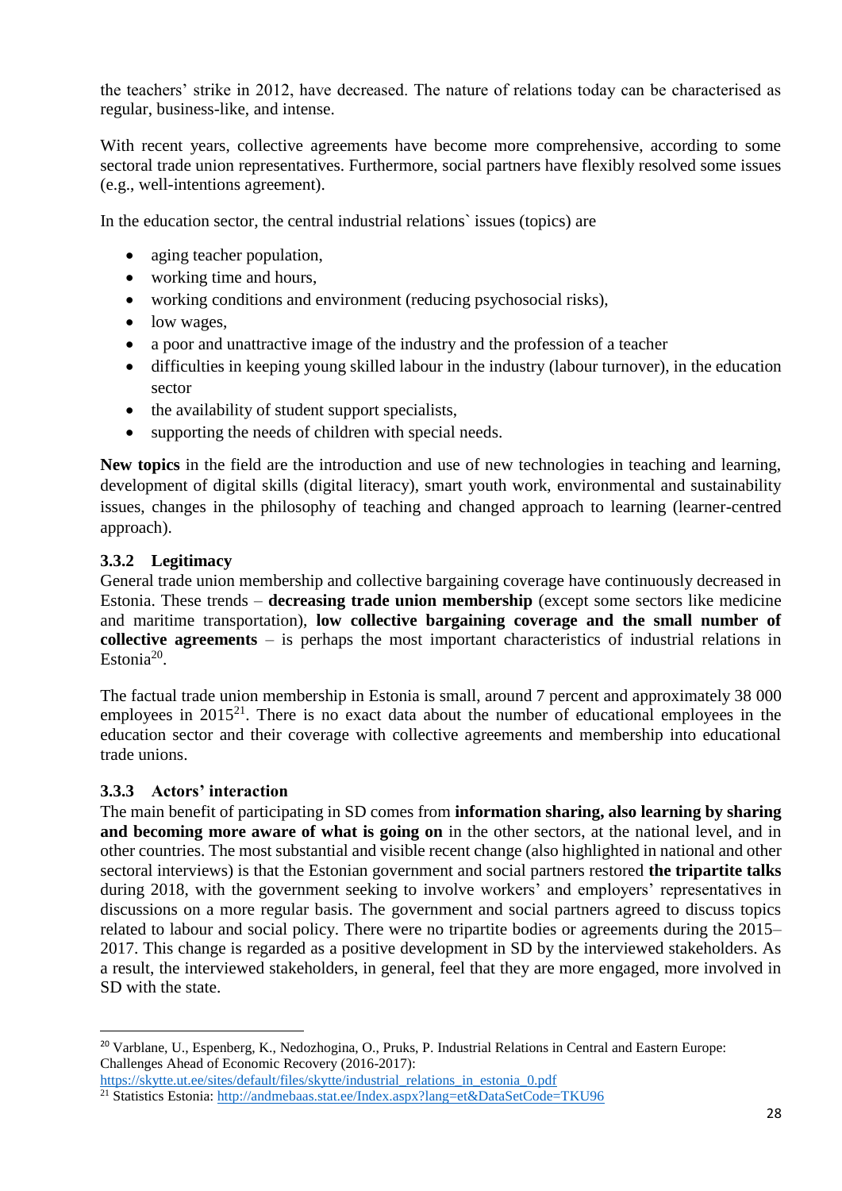the teachers' strike in 2012, have decreased. The nature of relations today can be characterised as regular, business-like, and intense.

With recent years, collective agreements have become more comprehensive, according to some sectoral trade union representatives. Furthermore, social partners have flexibly resolved some issues (e.g., well-intentions agreement).

In the education sector, the central industrial relations` issues (topics) are

- aging teacher population,
- working time and hours,
- working conditions and environment (reducing psychosocial risks),
- low wages,
- a poor and unattractive image of the industry and the profession of a teacher
- difficulties in keeping young skilled labour in the industry (labour turnover), in the education sector
- the availability of student support specialists,
- supporting the needs of children with special needs.

**New topics** in the field are the introduction and use of new technologies in teaching and learning, development of digital skills (digital literacy), smart youth work, environmental and sustainability issues, changes in the philosophy of teaching and changed approach to learning (learner-centred approach).

### 3.3.2 Legitimacy

General trade union membership and collective bargaining coverage have continuously decreased in Estonia. These trends – **decreasing trade union membership** (except some sectors like medicine and maritime transportation), **low collective bargaining coverage and the small number of collective agreements** – is perhaps the most important characteristics of industrial relations in Estonia[20].

The factual trade union membership in Estonia is small, around 7 percent and approximately 38 000 employees in 2015[21]. There is no exact data about the number of educational employees in the education sector and their coverage with collective agreements and membership into educational trade unions.

### 3.3.3 Actors' interaction

The main benefit of participating in SD comes from **information sharing, also learning by sharing and becoming more aware of what is going on** in the other sectors, at the national level, and in other countries. The most substantial and visible recent change (also highlighted in national and other sectoral interviews) is that the Estonian government and social partners restored **the tripartite talks** during 2018, with the government seeking to involve workers' and employers' representatives in discussions on a more regular basis. The government and social partners agreed to discuss topics related to labour and social policy. There were no tripartite bodies or agreements during the 2015–2017. This change is regarded as a positive development in SD by the interviewed stakeholders. As a result, the interviewed stakeholders, in general, feel that they are more engaged, more involved in SD with the state.

---

[20] Varblane, U., Espenberg, K., Nedozhogina, O., Pruks, P. Industrial Relations in Central and Eastern Europe: Challenges Ahead of Economic Recovery (2016-2017): https://skytte.ut.ee/sites/default/files/skytte/industrial_relations_in_estonia_0.pdf

[21] Statistics Estonia: http://andmebaas.stat.ee/Index.aspx?lang=et&DataSetCode=TKU96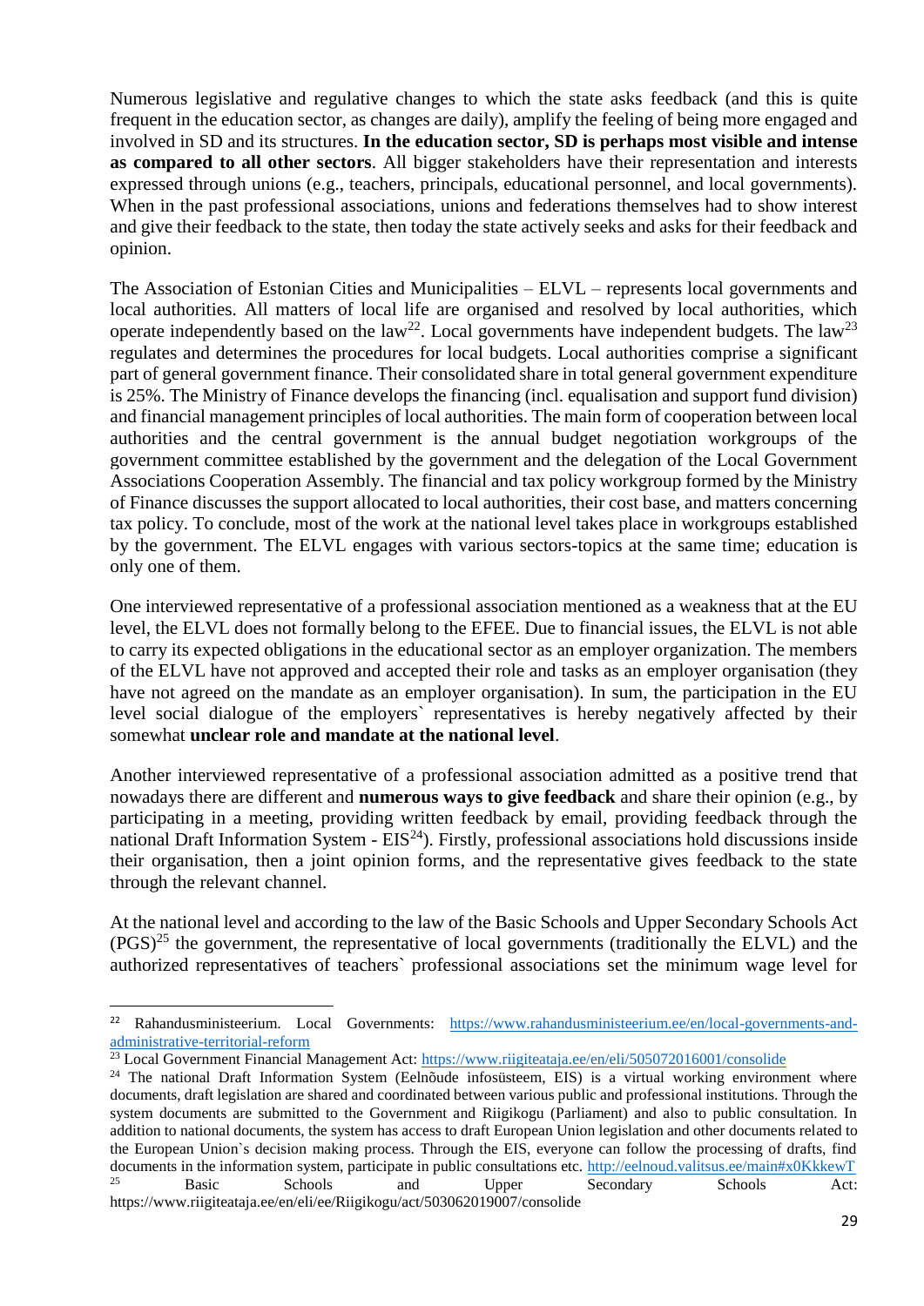Numerous legislative and regulative changes to which the state asks feedback (and this is quite frequent in the education sector, as changes are daily), amplify the feeling of being more engaged and involved in SD and its structures. **In the education sector, SD is perhaps most visible and intense as compared to all other sectors**. All bigger stakeholders have their representation and interests expressed through unions (e.g., teachers, principals, educational personnel, and local governments). When in the past professional associations, unions and federations themselves had to show interest and give their feedback to the state, then today the state actively seeks and asks for their feedback and opinion.

The Association of Estonian Cities and Municipalities – ELVL – represents local governments and local authorities. All matters of local life are organised and resolved by local authorities, which operate independently based on the law[22]. Local governments have independent budgets. The law[23] regulates and determines the procedures for local budgets. Local authorities comprise a significant part of general government finance. Their consolidated share in total general government expenditure is 25%. The Ministry of Finance develops the financing (incl. equalisation and support fund division) and financial management principles of local authorities. The main form of cooperation between local authorities and the central government is the annual budget negotiation workgroups of the government committee established by the government and the delegation of the Local Government Associations Cooperation Assembly. The financial and tax policy workgroup formed by the Ministry of Finance discusses the support allocated to local authorities, their cost base, and matters concerning tax policy. To conclude, most of the work at the national level takes place in workgroups established by the government. The ELVL engages with various sectors-topics at the same time; education is only one of them.

One interviewed representative of a professional association mentioned as a weakness that at the EU level, the ELVL does not formally belong to the EFEE. Due to financial issues, the ELVL is not able to carry its expected obligations in the educational sector as an employer organization. The members of the ELVL have not approved and accepted their role and tasks as an employer organisation (they have not agreed on the mandate as an employer organisation). In sum, the participation in the EU level social dialogue of the employers` representatives is hereby negatively affected by their somewhat **unclear role and mandate at the national level**.

Another interviewed representative of a professional association admitted as a positive trend that nowadays there are different and **numerous ways to give feedback** and share their opinion (e.g., by participating in a meeting, providing written feedback by email, providing feedback through the national Draft Information System - EIS[24]). Firstly, professional associations hold discussions inside their organisation, then a joint opinion forms, and the representative gives feedback to the state through the relevant channel.

At the national level and according to the law of the Basic Schools and Upper Secondary Schools Act (PGS)[25] the government, the representative of local governments (traditionally the ELVL) and the authorized representatives of teachers` professional associations set the minimum wage level for

---

[22] Rahandusministeerium. Local Governments: https://www.rahandusministeerium.ee/en/local-governments-and-administrative-territorial-reform

[23] Local Government Financial Management Act: https://www.riigiteataja.ee/en/eli/505072016001/consolide

[24] The national Draft Information System (Eelnõude infosüsteem, EIS) is a virtual working environment where documents, draft legislation are shared and coordinated between various public and professional institutions. Through the system documents are submitted to the Government and Riigikogu (Parliament) and also to public consultation. In addition to national documents, the system has access to draft European Union legislation and other documents related to the European Union`s decision making process. Through the EIS, everyone can follow the processing of drafts, find documents in the information system, participate in public consultations etc. http://eelnoud.valitsus.ee/main#x0KkkewT

[25] Basic Schools and Upper Secondary Schools Act: https://www.riigiteataja.ee/en/eli/ee/Riigikogu/act/503062019007/consolide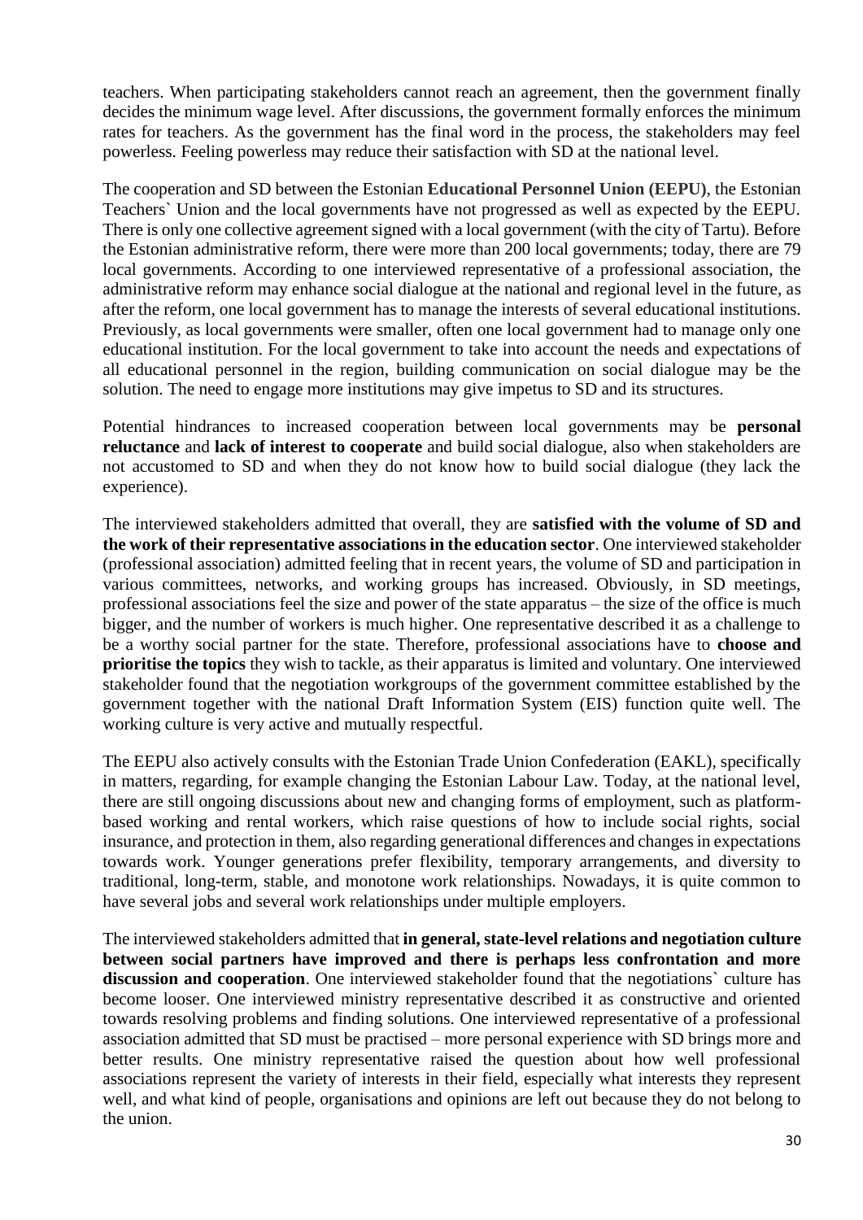teachers. When participating stakeholders cannot reach an agreement, then the government finally decides the minimum wage level. After discussions, the government formally enforces the minimum rates for teachers. As the government has the final word in the process, the stakeholders may feel powerless. Feeling powerless may reduce their satisfaction with SD at the national level.

The cooperation and SD between the Estonian **Educational Personnel Union (EEPU)**, the Estonian Teachers` Union and the local governments have not progressed as well as expected by the EEPU. There is only one collective agreement signed with a local government (with the city of Tartu). Before the Estonian administrative reform, there were more than 200 local governments; today, there are 79 local governments. According to one interviewed representative of a professional association, the administrative reform may enhance social dialogue at the national and regional level in the future, as after the reform, one local government has to manage the interests of several educational institutions. Previously, as local governments were smaller, often one local government had to manage only one educational institution. For the local government to take into account the needs and expectations of all educational personnel in the region, building communication on social dialogue may be the solution. The need to engage more institutions may give impetus to SD and its structures.

Potential hindrances to increased cooperation between local governments may be **personal reluctance** and **lack of interest to cooperate** and build social dialogue, also when stakeholders are not accustomed to SD and when they do not know how to build social dialogue (they lack the experience).

The interviewed stakeholders admitted that overall, they are **satisfied with the volume of SD and the work of their representative associations in the education sector**. One interviewed stakeholder (professional association) admitted feeling that in recent years, the volume of SD and participation in various committees, networks, and working groups has increased. Obviously, in SD meetings, professional associations feel the size and power of the state apparatus – the size of the office is much bigger, and the number of workers is much higher. One representative described it as a challenge to be a worthy social partner for the state. Therefore, professional associations have to **choose and prioritise the topics** they wish to tackle, as their apparatus is limited and voluntary. One interviewed stakeholder found that the negotiation workgroups of the government committee established by the government together with the national Draft Information System (EIS) function quite well. The working culture is very active and mutually respectful.

The EEPU also actively consults with the Estonian Trade Union Confederation (EAKL), specifically in matters, regarding, for example changing the Estonian Labour Law. Today, at the national level, there are still ongoing discussions about new and changing forms of employment, such as platform-based working and rental workers, which raise questions of how to include social rights, social insurance, and protection in them, also regarding generational differences and changes in expectations towards work. Younger generations prefer flexibility, temporary arrangements, and diversity to traditional, long-term, stable, and monotone work relationships. Nowadays, it is quite common to have several jobs and several work relationships under multiple employers.

The interviewed stakeholders admitted that **in general, state-level relations and negotiation culture between social partners have improved and there is perhaps less confrontation and more discussion and cooperation**. One interviewed stakeholder found that the negotiations` culture has become looser. One interviewed ministry representative described it as constructive and oriented towards resolving problems and finding solutions. One interviewed representative of a professional association admitted that SD must be practised – more personal experience with SD brings more and better results. One ministry representative raised the question about how well professional associations represent the variety of interests in their field, especially what interests they represent well, and what kind of people, organisations and opinions are left out because they do not belong to the union.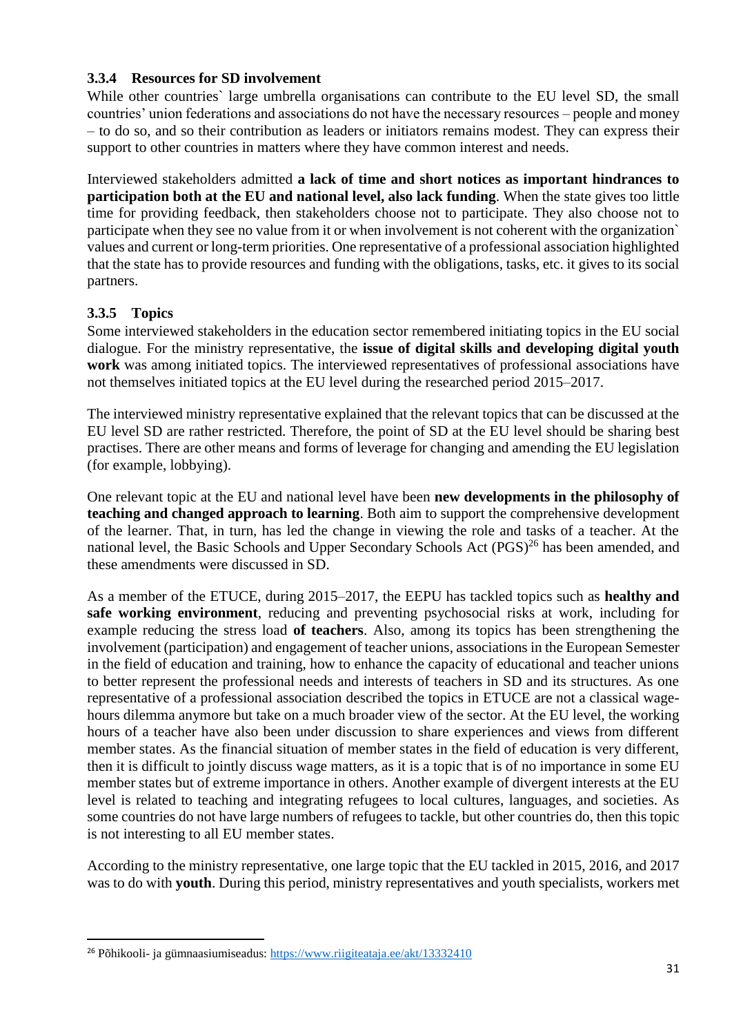### 3.3.4 Resources for SD involvement

While other countries` large umbrella organisations can contribute to the EU level SD, the small countries' union federations and associations do not have the necessary resources – people and money – to do so, and so their contribution as leaders or initiators remains modest. They can express their support to other countries in matters where they have common interest and needs.

Interviewed stakeholders admitted **a lack of time and short notices as important hindrances to participation both at the EU and national level, also lack funding**. When the state gives too little time for providing feedback, then stakeholders choose not to participate. They also choose not to participate when they see no value from it or when involvement is not coherent with the organization` values and current or long-term priorities. One representative of a professional association highlighted that the state has to provide resources and funding with the obligations, tasks, etc. it gives to its social partners.

### 3.3.5 Topics

Some interviewed stakeholders in the education sector remembered initiating topics in the EU social dialogue. For the ministry representative, the **issue of digital skills and developing digital youth work** was among initiated topics. The interviewed representatives of professional associations have not themselves initiated topics at the EU level during the researched period 2015–2017.

The interviewed ministry representative explained that the relevant topics that can be discussed at the EU level SD are rather restricted. Therefore, the point of SD at the EU level should be sharing best practises. There are other means and forms of leverage for changing and amending the EU legislation (for example, lobbying).

One relevant topic at the EU and national level have been **new developments in the philosophy of teaching and changed approach to learning**. Both aim to support the comprehensive development of the learner. That, in turn, has led the change in viewing the role and tasks of a teacher. At the national level, the Basic Schools and Upper Secondary Schools Act (PGS)[26] has been amended, and these amendments were discussed in SD.

As a member of the ETUCE, during 2015–2017, the EEPU has tackled topics such as **healthy and safe working environment**, reducing and preventing psychosocial risks at work, including for example reducing the stress load **of teachers**. Also, among its topics has been strengthening the involvement (participation) and engagement of teacher unions, associations in the European Semester in the field of education and training, how to enhance the capacity of educational and teacher unions to better represent the professional needs and interests of teachers in SD and its structures. As one representative of a professional association described the topics in ETUCE are not a classical wage-hours dilemma anymore but take on a much broader view of the sector. At the EU level, the working hours of a teacher have also been under discussion to share experiences and views from different member states. As the financial situation of member states in the field of education is very different, then it is difficult to jointly discuss wage matters, as it is a topic that is of no importance in some EU member states but of extreme importance in others. Another example of divergent interests at the EU level is related to teaching and integrating refugees to local cultures, languages, and societies. As some countries do not have large numbers of refugees to tackle, but other countries do, then this topic is not interesting to all EU member states.

According to the ministry representative, one large topic that the EU tackled in 2015, 2016, and 2017 was to do with **youth**. During this period, ministry representatives and youth specialists, workers met

[26] Põhikooli- ja gümnaasiumiseadus: https://www.riigiteataja.ee/akt/13332410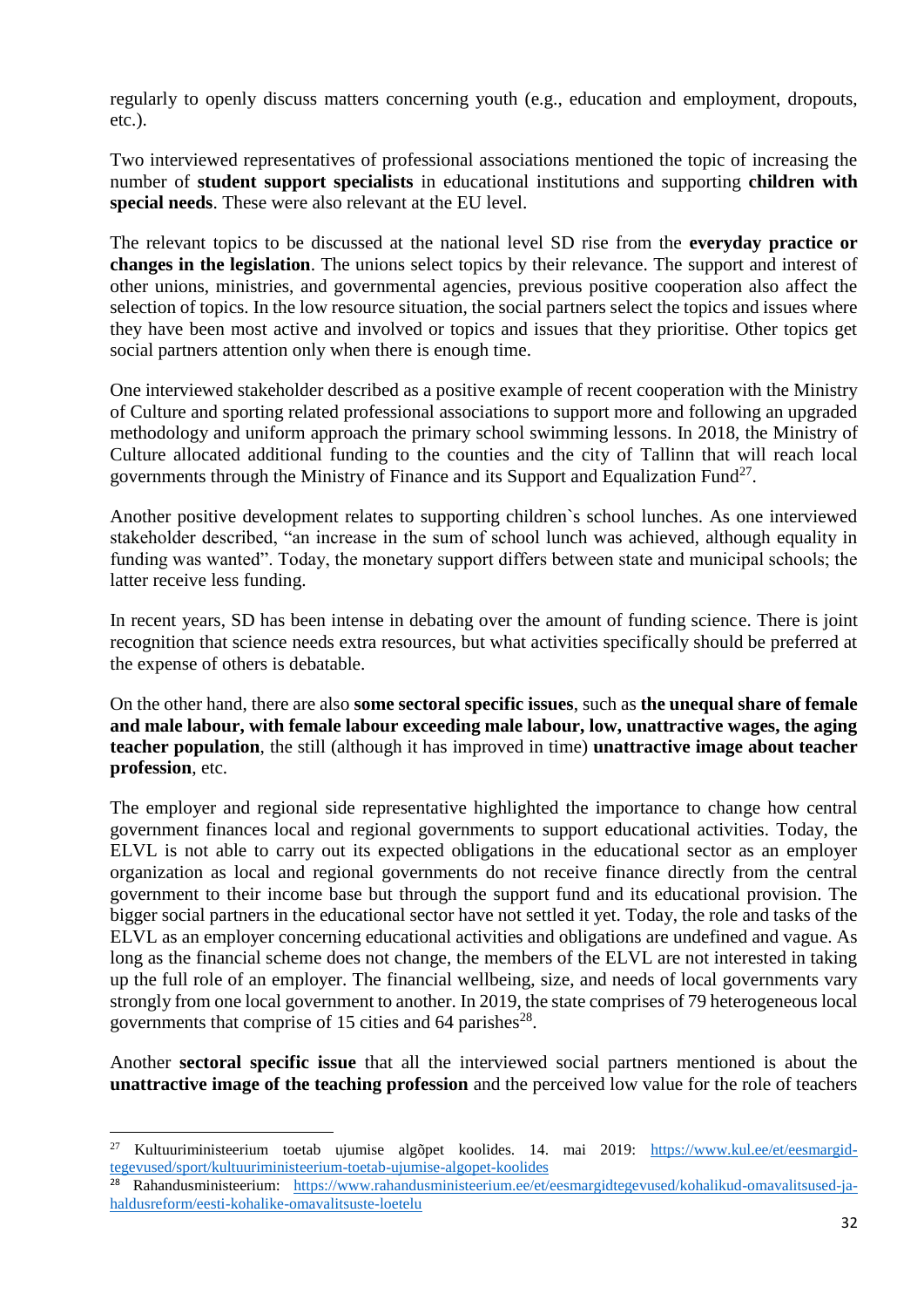regularly to openly discuss matters concerning youth (e.g., education and employment, dropouts, etc.).

Two interviewed representatives of professional associations mentioned the topic of increasing the number of **student support specialists** in educational institutions and supporting **children with special needs**. These were also relevant at the EU level.

The relevant topics to be discussed at the national level SD rise from the **everyday practice or changes in the legislation**. The unions select topics by their relevance. The support and interest of other unions, ministries, and governmental agencies, previous positive cooperation also affect the selection of topics. In the low resource situation, the social partners select the topics and issues where they have been most active and involved or topics and issues that they prioritise. Other topics get social partners attention only when there is enough time.

One interviewed stakeholder described as a positive example of recent cooperation with the Ministry of Culture and sporting related professional associations to support more and following an upgraded methodology and uniform approach the primary school swimming lessons. In 2018, the Ministry of Culture allocated additional funding to the counties and the city of Tallinn that will reach local governments through the Ministry of Finance and its Support and Equalization Fund[27].

Another positive development relates to supporting children`s school lunches. As one interviewed stakeholder described, "an increase in the sum of school lunch was achieved, although equality in funding was wanted". Today, the monetary support differs between state and municipal schools; the latter receive less funding.

In recent years, SD has been intense in debating over the amount of funding science. There is joint recognition that science needs extra resources, but what activities specifically should be preferred at the expense of others is debatable.

On the other hand, there are also **some sectoral specific issues**, such as **the unequal share of female and male labour, with female labour exceeding male labour, low, unattractive wages, the aging teacher population**, the still (although it has improved in time) **unattractive image about teacher profession**, etc.

The employer and regional side representative highlighted the importance to change how central government finances local and regional governments to support educational activities. Today, the ELVL is not able to carry out its expected obligations in the educational sector as an employer organization as local and regional governments do not receive finance directly from the central government to their income base but through the support fund and its educational provision. The bigger social partners in the educational sector have not settled it yet. Today, the role and tasks of the ELVL as an employer concerning educational activities and obligations are undefined and vague. As long as the financial scheme does not change, the members of the ELVL are not interested in taking up the full role of an employer. The financial wellbeing, size, and needs of local governments vary strongly from one local government to another. In 2019, the state comprises of 79 heterogeneous local governments that comprise of 15 cities and 64 parishes[28].

Another **sectoral specific issue** that all the interviewed social partners mentioned is about the **unattractive image of the teaching profession** and the perceived low value for the role of teachers

---

[27] Kultuuriministeerium toetab ujumise algõpet koolides. 14. mai 2019: https://www.kul.ee/et/eesmargid-tegevused/sport/kultuuriministeerium-toetab-ujumise-algopet-koolides

[28] Rahandusministeerium: https://www.rahandusministeerium.ee/et/eesmargidtegevused/kohalikud-omavalitsused-ja-haldusreform/eesti-kohalike-omavalitsuste-loetelu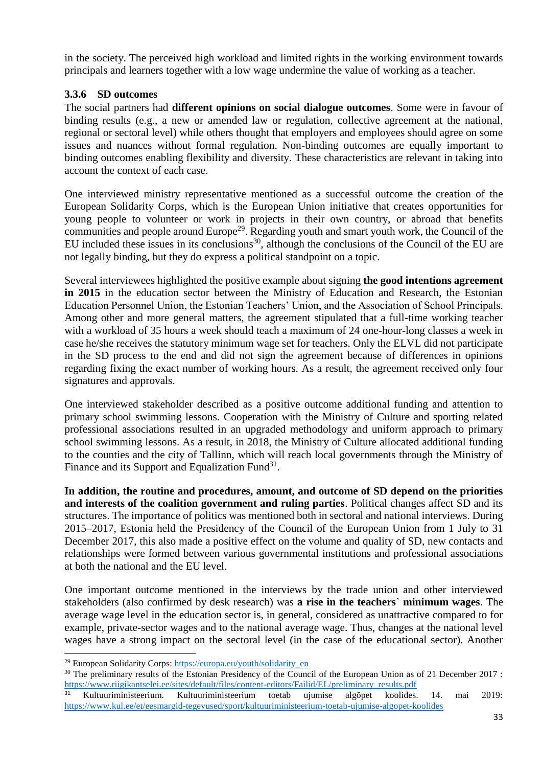in the society. The perceived high workload and limited rights in the working environment towards principals and learners together with a low wage undermine the value of working as a teacher.

### 3.3.6 SD outcomes

The social partners had **different opinions on social dialogue outcomes**. Some were in favour of binding results (e.g., a new or amended law or regulation, collective agreement at the national, regional or sectoral level) while others thought that employers and employees should agree on some issues and nuances without formal regulation. Non-binding outcomes are equally important to binding outcomes enabling flexibility and diversity. These characteristics are relevant in taking into account the context of each case.

One interviewed ministry representative mentioned as a successful outcome the creation of the European Solidarity Corps, which is the European Union initiative that creates opportunities for young people to volunteer or work in projects in their own country, or abroad that benefits communities and people around Europe[29]. Regarding youth and smart youth work, the Council of the EU included these issues in its conclusions[30], although the conclusions of the Council of the EU are not legally binding, but they do express a political standpoint on a topic.

Several interviewees highlighted the positive example about signing **the good intentions agreement in 2015** in the education sector between the Ministry of Education and Research, the Estonian Education Personnel Union, the Estonian Teachers' Union, and the Association of School Principals. Among other and more general matters, the agreement stipulated that a full-time working teacher with a workload of 35 hours a week should teach a maximum of 24 one-hour-long classes a week in case he/she receives the statutory minimum wage set for teachers. Only the ELVL did not participate in the SD process to the end and did not sign the agreement because of differences in opinions regarding fixing the exact number of working hours. As a result, the agreement received only four signatures and approvals.

One interviewed stakeholder described as a positive outcome additional funding and attention to primary school swimming lessons. Cooperation with the Ministry of Culture and sporting related professional associations resulted in an upgraded methodology and uniform approach to primary school swimming lessons. As a result, in 2018, the Ministry of Culture allocated additional funding to the counties and the city of Tallinn, which will reach local governments through the Ministry of Finance and its Support and Equalization Fund[31].

**In addition, the routine and procedures, amount, and outcome of SD depend on the priorities and interests of the coalition government and ruling parties**. Political changes affect SD and its structures. The importance of politics was mentioned both in sectoral and national interviews. During 2015–2017, Estonia held the Presidency of the Council of the European Union from 1 July to 31 December 2017, this also made a positive effect on the volume and quality of SD, new contacts and relationships were formed between various governmental institutions and professional associations at both the national and the EU level.

One important outcome mentioned in the interviews by the trade union and other interviewed stakeholders (also confirmed by desk research) was **a rise in the teachers` minimum wages**. The average wage level in the education sector is, in general, considered as unattractive compared to for example, private-sector wages and to the national average wage. Thus, changes at the national level wages have a strong impact on the sectoral level (in the case of the educational sector). Another

---

[29] European Solidarity Corps: https://europa.eu/youth/solidarity_en

[30] The preliminary results of the Estonian Presidency of the Council of the European Union as of 21 December 2017 : https://www.riigikantselei.ee/sites/default/files/content-editors/Failid/EL/preliminary_results.pdf

[31] Kultuuriministeerium. Kultuuriministeerium toetab ujumise algõpet koolides. 14. mai 2019: https://www.kul.ee/et/eesmargid-tegevused/sport/kultuuriministeerium-toetab-ujumise-algopet-koolides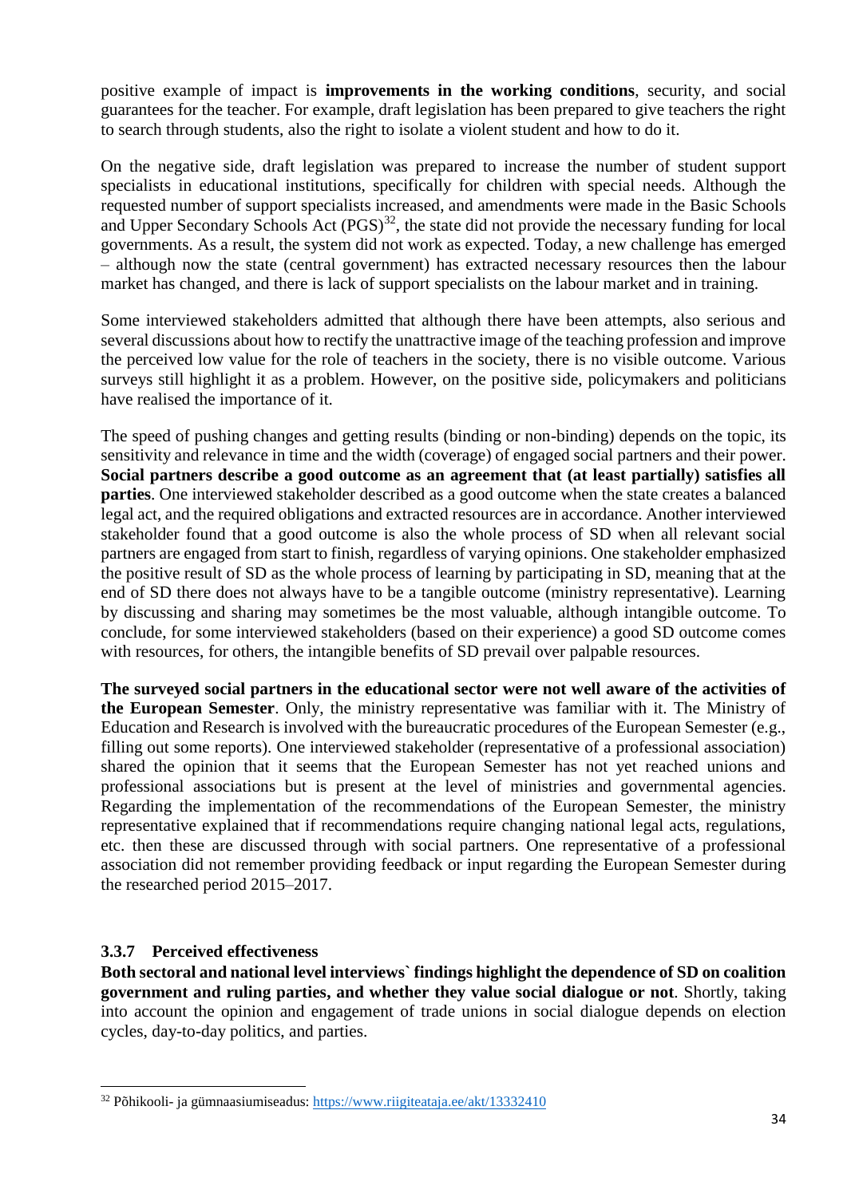positive example of impact is **improvements in the working conditions**, security, and social guarantees for the teacher. For example, draft legislation has been prepared to give teachers the right to search through students, also the right to isolate a violent student and how to do it.

On the negative side, draft legislation was prepared to increase the number of student support specialists in educational institutions, specifically for children with special needs. Although the requested number of support specialists increased, and amendments were made in the Basic Schools and Upper Secondary Schools Act (PGS)[32], the state did not provide the necessary funding for local governments. As a result, the system did not work as expected. Today, a new challenge has emerged – although now the state (central government) has extracted necessary resources then the labour market has changed, and there is lack of support specialists on the labour market and in training.

Some interviewed stakeholders admitted that although there have been attempts, also serious and several discussions about how to rectify the unattractive image of the teaching profession and improve the perceived low value for the role of teachers in the society, there is no visible outcome. Various surveys still highlight it as a problem. However, on the positive side, policymakers and politicians have realised the importance of it.

The speed of pushing changes and getting results (binding or non-binding) depends on the topic, its sensitivity and relevance in time and the width (coverage) of engaged social partners and their power. **Social partners describe a good outcome as an agreement that (at least partially) satisfies all parties**. One interviewed stakeholder described as a good outcome when the state creates a balanced legal act, and the required obligations and extracted resources are in accordance. Another interviewed stakeholder found that a good outcome is also the whole process of SD when all relevant social partners are engaged from start to finish, regardless of varying opinions. One stakeholder emphasized the positive result of SD as the whole process of learning by participating in SD, meaning that at the end of SD there does not always have to be a tangible outcome (ministry representative). Learning by discussing and sharing may sometimes be the most valuable, although intangible outcome. To conclude, for some interviewed stakeholders (based on their experience) a good SD outcome comes with resources, for others, the intangible benefits of SD prevail over palpable resources.

**The surveyed social partners in the educational sector were not well aware of the activities of the European Semester**. Only, the ministry representative was familiar with it. The Ministry of Education and Research is involved with the bureaucratic procedures of the European Semester (e.g., filling out some reports). One interviewed stakeholder (representative of a professional association) shared the opinion that it seems that the European Semester has not yet reached unions and professional associations but is present at the level of ministries and governmental agencies. Regarding the implementation of the recommendations of the European Semester, the ministry representative explained that if recommendations require changing national legal acts, regulations, etc. then these are discussed through with social partners. One representative of a professional association did not remember providing feedback or input regarding the European Semester during the researched period 2015–2017.

### 3.3.7 Perceived effectiveness

**Both sectoral and national level interviews` findings highlight the dependence of SD on coalition government and ruling parties, and whether they value social dialogue or not**. Shortly, taking into account the opinion and engagement of trade unions in social dialogue depends on election cycles, day-to-day politics, and parties.

---

[32] Põhikooli- ja gümnaasiumiseadus: https://www.riigiteataja.ee/akt/13332410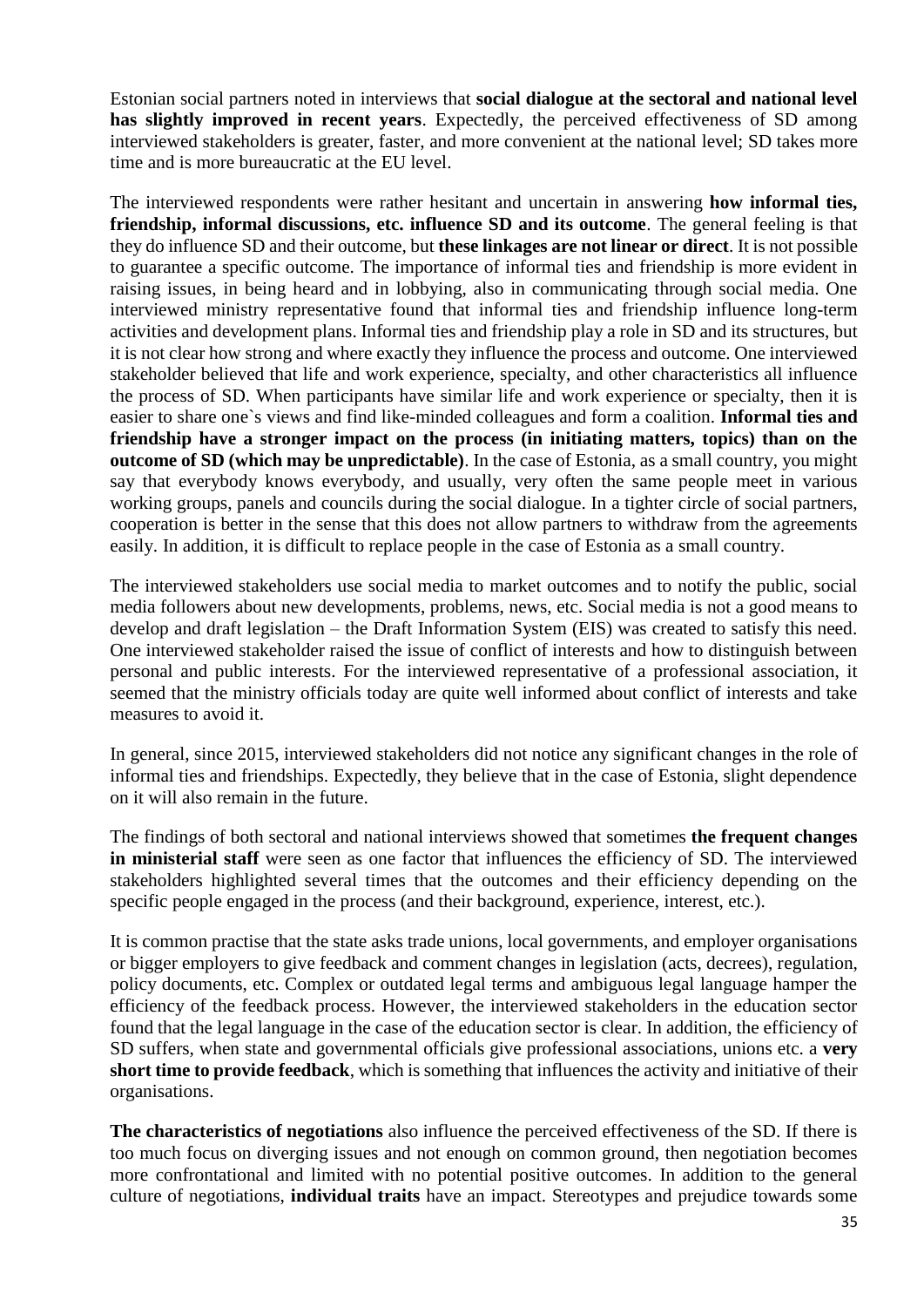Estonian social partners noted in interviews that **social dialogue at the sectoral and national level has slightly improved in recent years**. Expectedly, the perceived effectiveness of SD among interviewed stakeholders is greater, faster, and more convenient at the national level; SD takes more time and is more bureaucratic at the EU level.

The interviewed respondents were rather hesitant and uncertain in answering **how informal ties, friendship, informal discussions, etc. influence SD and its outcome**. The general feeling is that they do influence SD and their outcome, but **these linkages are not linear or direct**. It is not possible to guarantee a specific outcome. The importance of informal ties and friendship is more evident in raising issues, in being heard and in lobbying, also in communicating through social media. One interviewed ministry representative found that informal ties and friendship influence long-term activities and development plans. Informal ties and friendship play a role in SD and its structures, but it is not clear how strong and where exactly they influence the process and outcome. One interviewed stakeholder believed that life and work experience, specialty, and other characteristics all influence the process of SD. When participants have similar life and work experience or specialty, then it is easier to share one`s views and find like-minded colleagues and form a coalition. **Informal ties and friendship have a stronger impact on the process (in initiating matters, topics) than on the outcome of SD (which may be unpredictable)**. In the case of Estonia, as a small country, you might say that everybody knows everybody, and usually, very often the same people meet in various working groups, panels and councils during the social dialogue. In a tighter circle of social partners, cooperation is better in the sense that this does not allow partners to withdraw from the agreements easily. In addition, it is difficult to replace people in the case of Estonia as a small country.

The interviewed stakeholders use social media to market outcomes and to notify the public, social media followers about new developments, problems, news, etc. Social media is not a good means to develop and draft legislation – the Draft Information System (EIS) was created to satisfy this need. One interviewed stakeholder raised the issue of conflict of interests and how to distinguish between personal and public interests. For the interviewed representative of a professional association, it seemed that the ministry officials today are quite well informed about conflict of interests and take measures to avoid it.

In general, since 2015, interviewed stakeholders did not notice any significant changes in the role of informal ties and friendships. Expectedly, they believe that in the case of Estonia, slight dependence on it will also remain in the future.

The findings of both sectoral and national interviews showed that sometimes **the frequent changes in ministerial staff** were seen as one factor that influences the efficiency of SD. The interviewed stakeholders highlighted several times that the outcomes and their efficiency depending on the specific people engaged in the process (and their background, experience, interest, etc.).

It is common practise that the state asks trade unions, local governments, and employer organisations or bigger employers to give feedback and comment changes in legislation (acts, decrees), regulation, policy documents, etc. Complex or outdated legal terms and ambiguous legal language hamper the efficiency of the feedback process. However, the interviewed stakeholders in the education sector found that the legal language in the case of the education sector is clear. In addition, the efficiency of SD suffers, when state and governmental officials give professional associations, unions etc. a **very short time to provide feedback**, which is something that influences the activity and initiative of their organisations.

**The characteristics of negotiations** also influence the perceived effectiveness of the SD. If there is too much focus on diverging issues and not enough on common ground, then negotiation becomes more confrontational and limited with no potential positive outcomes. In addition to the general culture of negotiations, **individual traits** have an impact. Stereotypes and prejudice towards some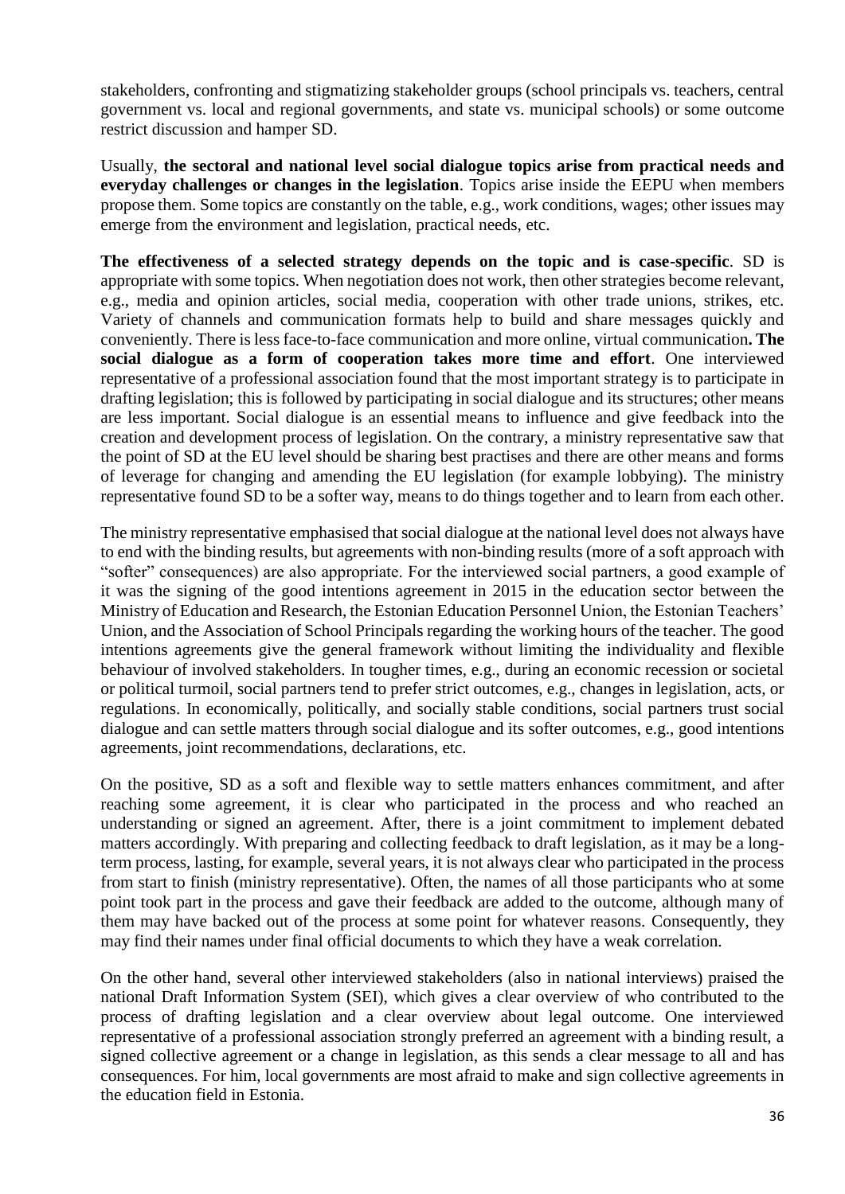stakeholders, confronting and stigmatizing stakeholder groups (school principals vs. teachers, central government vs. local and regional governments, and state vs. municipal schools) or some outcome restrict discussion and hamper SD.

Usually, **the sectoral and national level social dialogue topics arise from practical needs and everyday challenges or changes in the legislation**. Topics arise inside the EEPU when members propose them. Some topics are constantly on the table, e.g., work conditions, wages; other issues may emerge from the environment and legislation, practical needs, etc.

**The effectiveness of a selected strategy depends on the topic and is case-specific**. SD is appropriate with some topics. When negotiation does not work, then other strategies become relevant, e.g., media and opinion articles, social media, cooperation with other trade unions, strikes, etc. Variety of channels and communication formats help to build and share messages quickly and conveniently. There is less face-to-face communication and more online, virtual communication**. The social dialogue as a form of cooperation takes more time and effort**. One interviewed representative of a professional association found that the most important strategy is to participate in drafting legislation; this is followed by participating in social dialogue and its structures; other means are less important. Social dialogue is an essential means to influence and give feedback into the creation and development process of legislation. On the contrary, a ministry representative saw that the point of SD at the EU level should be sharing best practises and there are other means and forms of leverage for changing and amending the EU legislation (for example lobbying). The ministry representative found SD to be a softer way, means to do things together and to learn from each other.

The ministry representative emphasised that social dialogue at the national level does not always have to end with the binding results, but agreements with non-binding results (more of a soft approach with "softer" consequences) are also appropriate. For the interviewed social partners, a good example of it was the signing of the good intentions agreement in 2015 in the education sector between the Ministry of Education and Research, the Estonian Education Personnel Union, the Estonian Teachers' Union, and the Association of School Principals regarding the working hours of the teacher. The good intentions agreements give the general framework without limiting the individuality and flexible behaviour of involved stakeholders. In tougher times, e.g., during an economic recession or societal or political turmoil, social partners tend to prefer strict outcomes, e.g., changes in legislation, acts, or regulations. In economically, politically, and socially stable conditions, social partners trust social dialogue and can settle matters through social dialogue and its softer outcomes, e.g., good intentions agreements, joint recommendations, declarations, etc.

On the positive, SD as a soft and flexible way to settle matters enhances commitment, and after reaching some agreement, it is clear who participated in the process and who reached an understanding or signed an agreement. After, there is a joint commitment to implement debated matters accordingly. With preparing and collecting feedback to draft legislation, as it may be a long-term process, lasting, for example, several years, it is not always clear who participated in the process from start to finish (ministry representative). Often, the names of all those participants who at some point took part in the process and gave their feedback are added to the outcome, although many of them may have backed out of the process at some point for whatever reasons. Consequently, they may find their names under final official documents to which they have a weak correlation.

On the other hand, several other interviewed stakeholders (also in national interviews) praised the national Draft Information System (SEI), which gives a clear overview of who contributed to the process of drafting legislation and a clear overview about legal outcome. One interviewed representative of a professional association strongly preferred an agreement with a binding result, a signed collective agreement or a change in legislation, as this sends a clear message to all and has consequences. For him, local governments are most afraid to make and sign collective agreements in the education field in Estonia.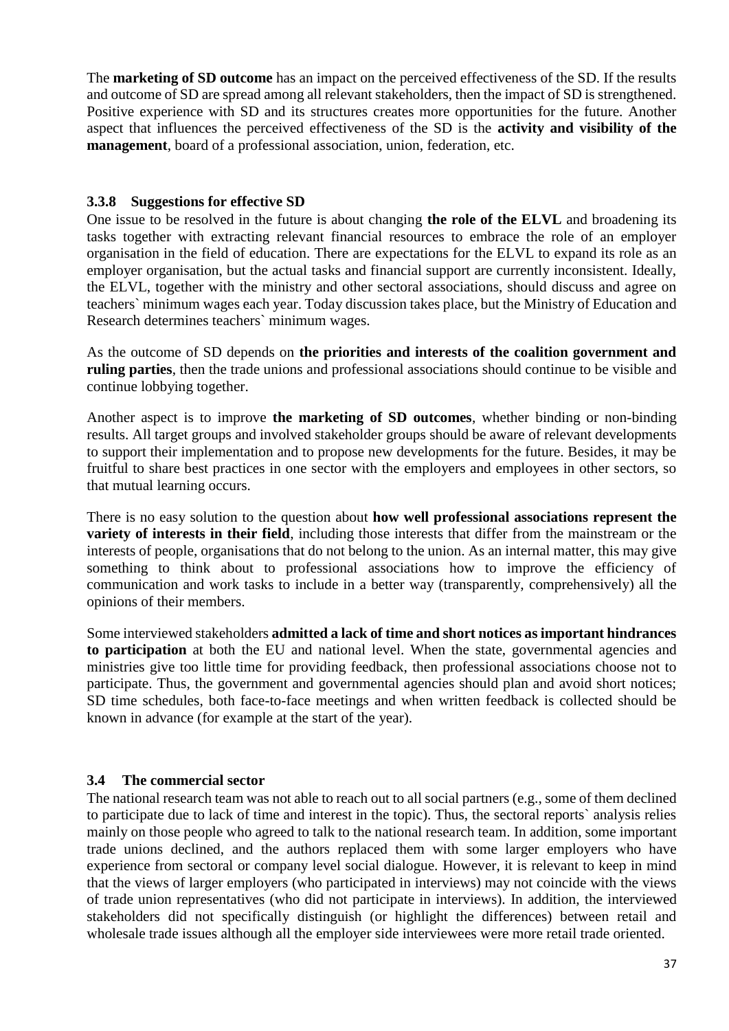The **marketing of SD outcome** has an impact on the perceived effectiveness of the SD. If the results and outcome of SD are spread among all relevant stakeholders, then the impact of SD is strengthened. Positive experience with SD and its structures creates more opportunities for the future. Another aspect that influences the perceived effectiveness of the SD is the **activity and visibility of the management**, board of a professional association, union, federation, etc.

### 3.3.8 Suggestions for effective SD

One issue to be resolved in the future is about changing **the role of the ELVL** and broadening its tasks together with extracting relevant financial resources to embrace the role of an employer organisation in the field of education. There are expectations for the ELVL to expand its role as an employer organisation, but the actual tasks and financial support are currently inconsistent. Ideally, the ELVL, together with the ministry and other sectoral associations, should discuss and agree on teachers` minimum wages each year. Today discussion takes place, but the Ministry of Education and Research determines teachers` minimum wages.

As the outcome of SD depends on **the priorities and interests of the coalition government and ruling parties**, then the trade unions and professional associations should continue to be visible and continue lobbying together.

Another aspect is to improve **the marketing of SD outcomes**, whether binding or non-binding results. All target groups and involved stakeholder groups should be aware of relevant developments to support their implementation and to propose new developments for the future. Besides, it may be fruitful to share best practices in one sector with the employers and employees in other sectors, so that mutual learning occurs.

There is no easy solution to the question about **how well professional associations represent the variety of interests in their field**, including those interests that differ from the mainstream or the interests of people, organisations that do not belong to the union. As an internal matter, this may give something to think about to professional associations how to improve the efficiency of communication and work tasks to include in a better way (transparently, comprehensively) all the opinions of their members.

Some interviewed stakeholders **admitted a lack of time and short notices as important hindrances to participation** at both the EU and national level. When the state, governmental agencies and ministries give too little time for providing feedback, then professional associations choose not to participate. Thus, the government and governmental agencies should plan and avoid short notices; SD time schedules, both face-to-face meetings and when written feedback is collected should be known in advance (for example at the start of the year).

## 3.4 The commercial sector

The national research team was not able to reach out to all social partners (e.g., some of them declined to participate due to lack of time and interest in the topic). Thus, the sectoral reports` analysis relies mainly on those people who agreed to talk to the national research team. In addition, some important trade unions declined, and the authors replaced them with some larger employers who have experience from sectoral or company level social dialogue. However, it is relevant to keep in mind that the views of larger employers (who participated in interviews) may not coincide with the views of trade union representatives (who did not participate in interviews). In addition, the interviewed stakeholders did not specifically distinguish (or highlight the differences) between retail and wholesale trade issues although all the employer side interviewees were more retail trade oriented.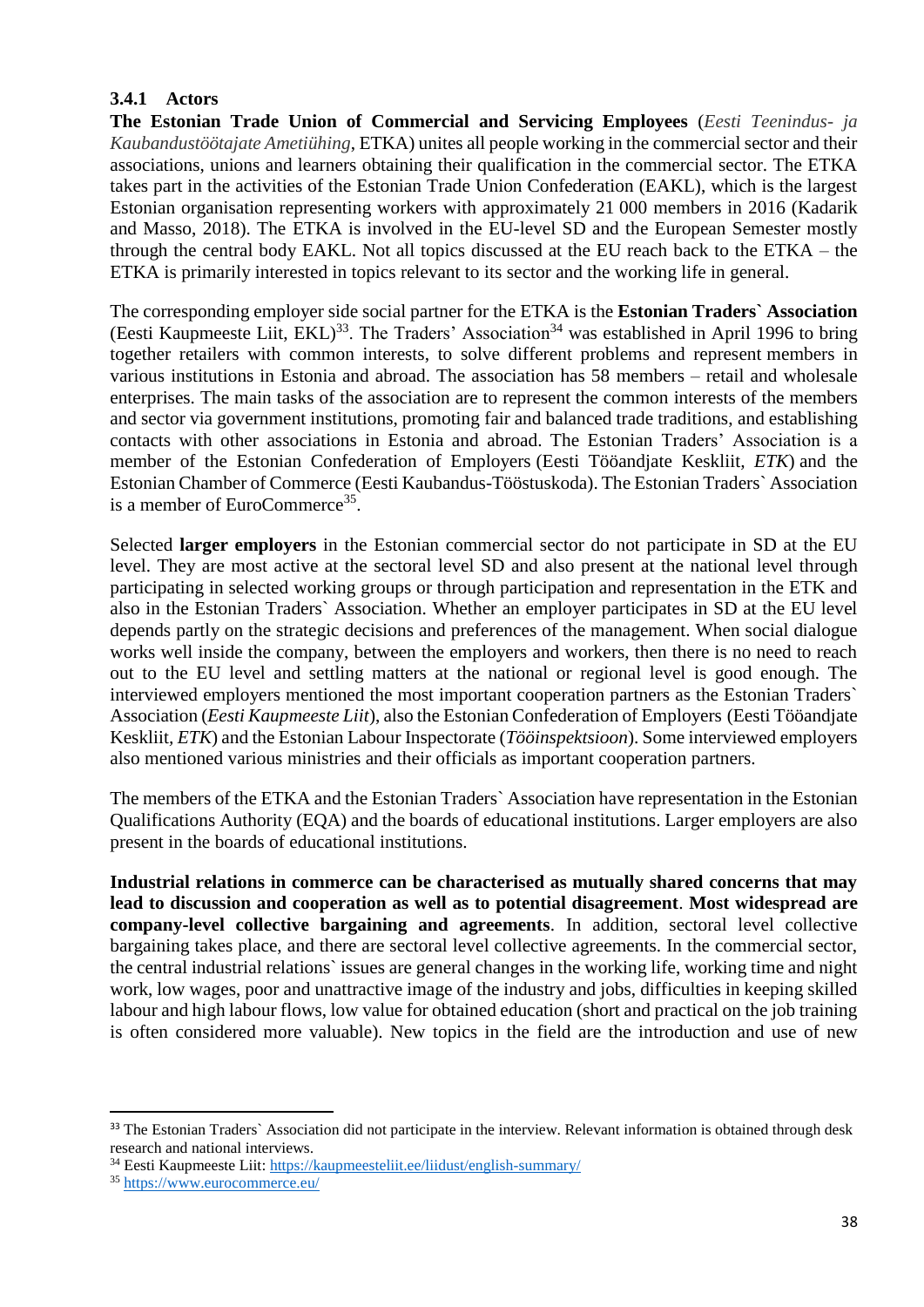### 3.4.1 Actors

**The Estonian Trade Union of Commercial and Servicing Employees** (*Eesti Teenindus- ja Kaubandustöötajate Ametiühing*, ETKA) unites all people working in the commercial sector and their associations, unions and learners obtaining their qualification in the commercial sector. The ETKA takes part in the activities of the Estonian Trade Union Confederation (EAKL), which is the largest Estonian organisation representing workers with approximately 21 000 members in 2016 (Kadarik and Masso, 2018). The ETKA is involved in the EU-level SD and the European Semester mostly through the central body EAKL. Not all topics discussed at the EU reach back to the ETKA – the ETKA is primarily interested in topics relevant to its sector and the working life in general.

The corresponding employer side social partner for the ETKA is the **Estonian Traders` Association** (Eesti Kaupmeeste Liit, EKL)[33]. The Traders' Association[34] was established in April 1996 to bring together retailers with common interests, to solve different problems and represent members in various institutions in Estonia and abroad. The association has 58 members – retail and wholesale enterprises. The main tasks of the association are to represent the common interests of the members and sector via government institutions, promoting fair and balanced trade traditions, and establishing contacts with other associations in Estonia and abroad. The Estonian Traders' Association is a member of the Estonian Confederation of Employers (Eesti Tööandjate Keskliit, *ETK*) and the Estonian Chamber of Commerce (Eesti Kaubandus-Tööstuskoda). The Estonian Traders` Association is a member of EuroCommerce[35].

Selected **larger employers** in the Estonian commercial sector do not participate in SD at the EU level. They are most active at the sectoral level SD and also present at the national level through participating in selected working groups or through participation and representation in the ETK and also in the Estonian Traders` Association. Whether an employer participates in SD at the EU level depends partly on the strategic decisions and preferences of the management. When social dialogue works well inside the company, between the employers and workers, then there is no need to reach out to the EU level and settling matters at the national or regional level is good enough. The interviewed employers mentioned the most important cooperation partners as the Estonian Traders` Association (*Eesti Kaupmeeste Liit*), also the Estonian Confederation of Employers (Eesti Tööandjate Keskliit, *ETK*) and the Estonian Labour Inspectorate (*Tööinspektsioon*). Some interviewed employers also mentioned various ministries and their officials as important cooperation partners.

The members of the ETKA and the Estonian Traders` Association have representation in the Estonian Qualifications Authority (EQA) and the boards of educational institutions. Larger employers are also present in the boards of educational institutions.

**Industrial relations in commerce can be characterised as mutually shared concerns that may lead to discussion and cooperation as well as to potential disagreement**. **Most widespread are company-level collective bargaining and agreements**. In addition, sectoral level collective bargaining takes place, and there are sectoral level collective agreements. In the commercial sector, the central industrial relations` issues are general changes in the working life, working time and night work, low wages, poor and unattractive image of the industry and jobs, difficulties in keeping skilled labour and high labour flows, low value for obtained education (short and practical on the job training is often considered more valuable). New topics in the field are the introduction and use of new

---

[33] The Estonian Traders` Association did not participate in the interview. Relevant information is obtained through desk research and national interviews.

[34] Eesti Kaupmeeste Liit: https://kaupmeesteliit.ee/liidust/english-summary/

[35] https://www.eurocommerce.eu/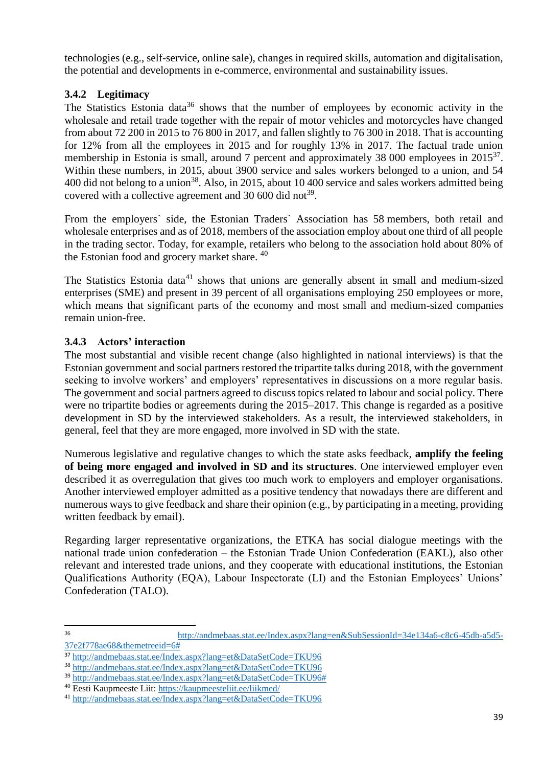technologies (e.g., self-service, online sale), changes in required skills, automation and digitalisation, the potential and developments in e-commerce, environmental and sustainability issues.

### 3.4.2 Legitimacy

The Statistics Estonia data[36] shows that the number of employees by economic activity in the wholesale and retail trade together with the repair of motor vehicles and motorcycles have changed from about 72 200 in 2015 to 76 800 in 2017, and fallen slightly to 76 300 in 2018. That is accounting for 12% from all the employees in 2015 and for roughly 13% in 2017. The factual trade union membership in Estonia is small, around 7 percent and approximately 38 000 employees in 2015[37]. Within these numbers, in 2015, about 3900 service and sales workers belonged to a union, and 54 400 did not belong to a union[38]. Also, in 2015, about 10 400 service and sales workers admitted being covered with a collective agreement and 30 600 did not[39].

From the employers` side, the Estonian Traders` Association has 58 members, both retail and wholesale enterprises and as of 2018, members of the association employ about one third of all people in the trading sector. Today, for example, retailers who belong to the association hold about 80% of the Estonian food and grocery market share. [40]

The Statistics Estonia data[41] shows that unions are generally absent in small and medium-sized enterprises (SME) and present in 39 percent of all organisations employing 250 employees or more, which means that significant parts of the economy and most small and medium-sized companies remain union-free.

### 3.4.3 Actors' interaction

The most substantial and visible recent change (also highlighted in national interviews) is that the Estonian government and social partners restored the tripartite talks during 2018, with the government seeking to involve workers' and employers' representatives in discussions on a more regular basis. The government and social partners agreed to discuss topics related to labour and social policy. There were no tripartite bodies or agreements during the 2015–2017. This change is regarded as a positive development in SD by the interviewed stakeholders. As a result, the interviewed stakeholders, in general, feel that they are more engaged, more involved in SD with the state.

Numerous legislative and regulative changes to which the state asks feedback, **amplify the feeling of being more engaged and involved in SD and its structures**. One interviewed employer even described it as overregulation that gives too much work to employers and employer organisations. Another interviewed employer admitted as a positive tendency that nowadays there are different and numerous ways to give feedback and share their opinion (e.g., by participating in a meeting, providing written feedback by email).

Regarding larger representative organizations, the ETKA has social dialogue meetings with the national trade union confederation – the Estonian Trade Union Confederation (EAKL), also other relevant and interested trade unions, and they cooperate with educational institutions, the Estonian Qualifications Authority (EQA), Labour Inspectorate (LI) and the Estonian Employees' Unions' Confederation (TALO).

---

[36] http://andmebaas.stat.ee/Index.aspx?lang=en&SubSessionId=34e134a6-c8c6-45db-a5d5-37e2f778ae68&themetreeid=6#

[37] http://andmebaas.stat.ee/Index.aspx?lang=et&DataSetCode=TKU96

[38] http://andmebaas.stat.ee/Index.aspx?lang=et&DataSetCode=TKU96

[39] http://andmebaas.stat.ee/Index.aspx?lang=et&DataSetCode=TKU96#

[40] Eesti Kaupmeeste Liit: https://kaupmeesteliit.ee/liikmed/

[41] http://andmebaas.stat.ee/Index.aspx?lang=et&DataSetCode=TKU96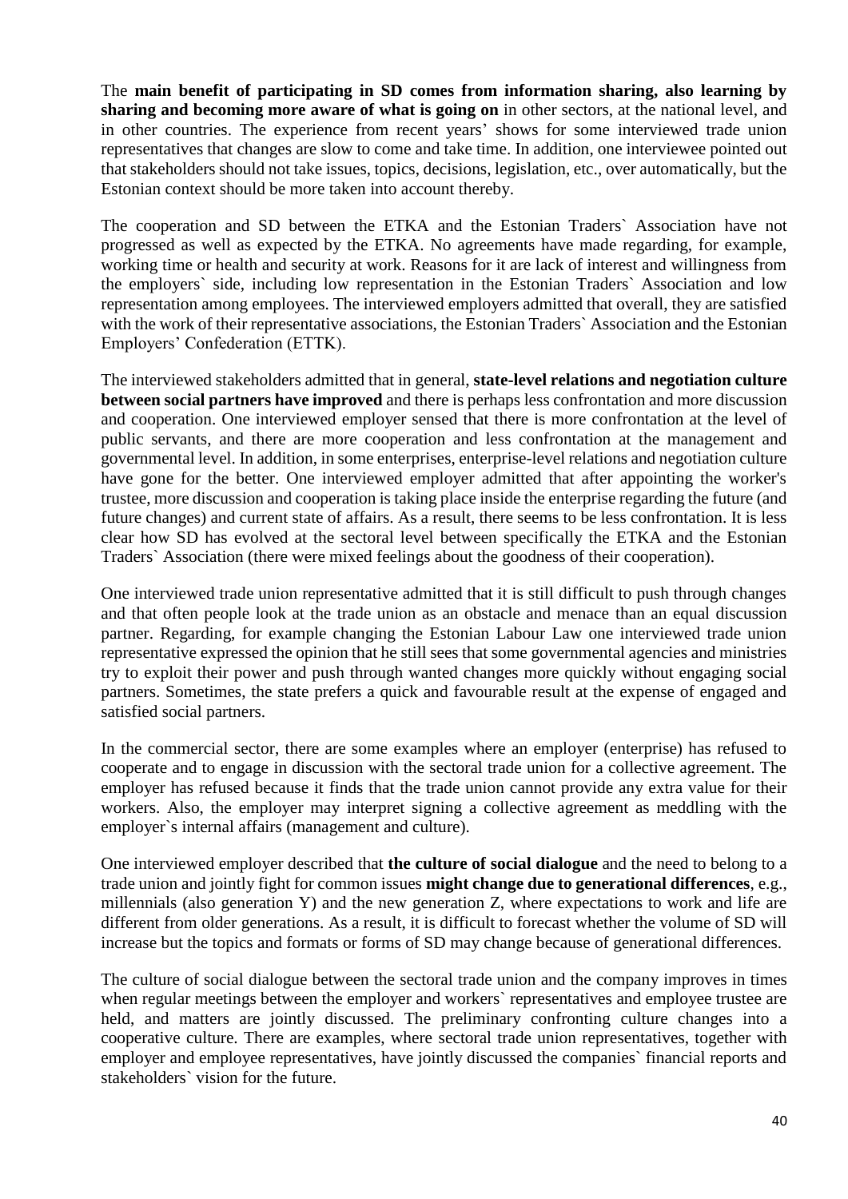The **main benefit of participating in SD comes from information sharing, also learning by sharing and becoming more aware of what is going on** in other sectors, at the national level, and in other countries. The experience from recent years' shows for some interviewed trade union representatives that changes are slow to come and take time. In addition, one interviewee pointed out that stakeholders should not take issues, topics, decisions, legislation, etc., over automatically, but the Estonian context should be more taken into account thereby.

The cooperation and SD between the ETKA and the Estonian Traders` Association have not progressed as well as expected by the ETKA. No agreements have made regarding, for example, working time or health and security at work. Reasons for it are lack of interest and willingness from the employers` side, including low representation in the Estonian Traders` Association and low representation among employees. The interviewed employers admitted that overall, they are satisfied with the work of their representative associations, the Estonian Traders` Association and the Estonian Employers' Confederation (ETTK).

The interviewed stakeholders admitted that in general, **state-level relations and negotiation culture between social partners have improved** and there is perhaps less confrontation and more discussion and cooperation. One interviewed employer sensed that there is more confrontation at the level of public servants, and there are more cooperation and less confrontation at the management and governmental level. In addition, in some enterprises, enterprise-level relations and negotiation culture have gone for the better. One interviewed employer admitted that after appointing the worker's trustee, more discussion and cooperation is taking place inside the enterprise regarding the future (and future changes) and current state of affairs. As a result, there seems to be less confrontation. It is less clear how SD has evolved at the sectoral level between specifically the ETKA and the Estonian Traders` Association (there were mixed feelings about the goodness of their cooperation).

One interviewed trade union representative admitted that it is still difficult to push through changes and that often people look at the trade union as an obstacle and menace than an equal discussion partner. Regarding, for example changing the Estonian Labour Law one interviewed trade union representative expressed the opinion that he still sees that some governmental agencies and ministries try to exploit their power and push through wanted changes more quickly without engaging social partners. Sometimes, the state prefers a quick and favourable result at the expense of engaged and satisfied social partners.

In the commercial sector, there are some examples where an employer (enterprise) has refused to cooperate and to engage in discussion with the sectoral trade union for a collective agreement. The employer has refused because it finds that the trade union cannot provide any extra value for their workers. Also, the employer may interpret signing a collective agreement as meddling with the employer`s internal affairs (management and culture).

One interviewed employer described that **the culture of social dialogue** and the need to belong to a trade union and jointly fight for common issues **might change due to generational differences**, e.g., millennials (also generation Y) and the new generation Z, where expectations to work and life are different from older generations. As a result, it is difficult to forecast whether the volume of SD will increase but the topics and formats or forms of SD may change because of generational differences.

The culture of social dialogue between the sectoral trade union and the company improves in times when regular meetings between the employer and workers` representatives and employee trustee are held, and matters are jointly discussed. The preliminary confronting culture changes into a cooperative culture. There are examples, where sectoral trade union representatives, together with employer and employee representatives, have jointly discussed the companies` financial reports and stakeholders` vision for the future.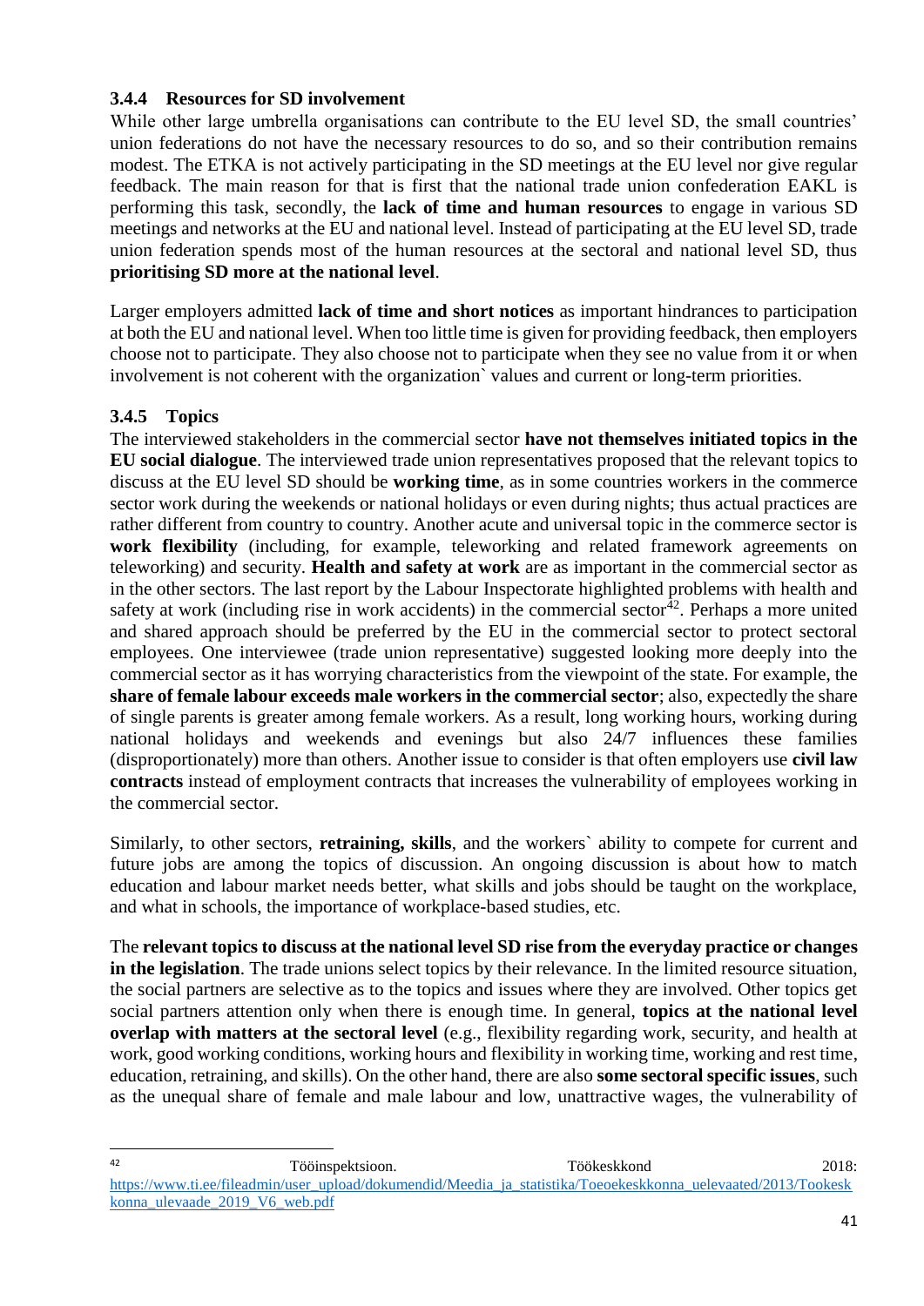### 3.4.4 Resources for SD involvement

While other large umbrella organisations can contribute to the EU level SD, the small countries' union federations do not have the necessary resources to do so, and so their contribution remains modest. The ETKA is not actively participating in the SD meetings at the EU level nor give regular feedback. The main reason for that is first that the national trade union confederation EAKL is performing this task, secondly, the **lack of time and human resources** to engage in various SD meetings and networks at the EU and national level. Instead of participating at the EU level SD, trade union federation spends most of the human resources at the sectoral and national level SD, thus **prioritising SD more at the national level**.

Larger employers admitted **lack of time and short notices** as important hindrances to participation at both the EU and national level. When too little time is given for providing feedback, then employers choose not to participate. They also choose not to participate when they see no value from it or when involvement is not coherent with the organization` values and current or long-term priorities.

### 3.4.5 Topics

The interviewed stakeholders in the commercial sector **have not themselves initiated topics in the EU social dialogue**. The interviewed trade union representatives proposed that the relevant topics to discuss at the EU level SD should be **working time**, as in some countries workers in the commerce sector work during the weekends or national holidays or even during nights; thus actual practices are rather different from country to country. Another acute and universal topic in the commerce sector is **work flexibility** (including, for example, teleworking and related framework agreements on teleworking) and security. **Health and safety at work** are as important in the commercial sector as in the other sectors. The last report by the Labour Inspectorate highlighted problems with health and safety at work (including rise in work accidents) in the commercial sector[42]. Perhaps a more united and shared approach should be preferred by the EU in the commercial sector to protect sectoral employees. One interviewee (trade union representative) suggested looking more deeply into the commercial sector as it has worrying characteristics from the viewpoint of the state. For example, the **share of female labour exceeds male workers in the commercial sector**; also, expectedly the share of single parents is greater among female workers. As a result, long working hours, working during national holidays and weekends and evenings but also 24/7 influences these families (disproportionately) more than others. Another issue to consider is that often employers use **civil law contracts** instead of employment contracts that increases the vulnerability of employees working in the commercial sector.

Similarly, to other sectors, **retraining, skills**, and the workers` ability to compete for current and future jobs are among the topics of discussion. An ongoing discussion is about how to match education and labour market needs better, what skills and jobs should be taught on the workplace, and what in schools, the importance of workplace-based studies, etc.

The **relevant topics to discuss at the national level SD rise from the everyday practice or changes in the legislation**. The trade unions select topics by their relevance. In the limited resource situation, the social partners are selective as to the topics and issues where they are involved. Other topics get social partners attention only when there is enough time. In general, **topics at the national level overlap with matters at the sectoral level** (e.g., flexibility regarding work, security, and health at work, good working conditions, working hours and flexibility in working time, working and rest time, education, retraining, and skills). On the other hand, there are also **some sectoral specific issues**, such as the unequal share of female and male labour and low, unattractive wages, the vulnerability of

---

[42] Tööinspektsioon. Töökeskkond 2018: https://www.ti.ee/fileadmin/user_upload/dokumendid/Meedia_ja_statistika/Toeoekeskkonna_uelevaated/2013/Tookeskkonna_ulevaade_2019_V6_web.pdf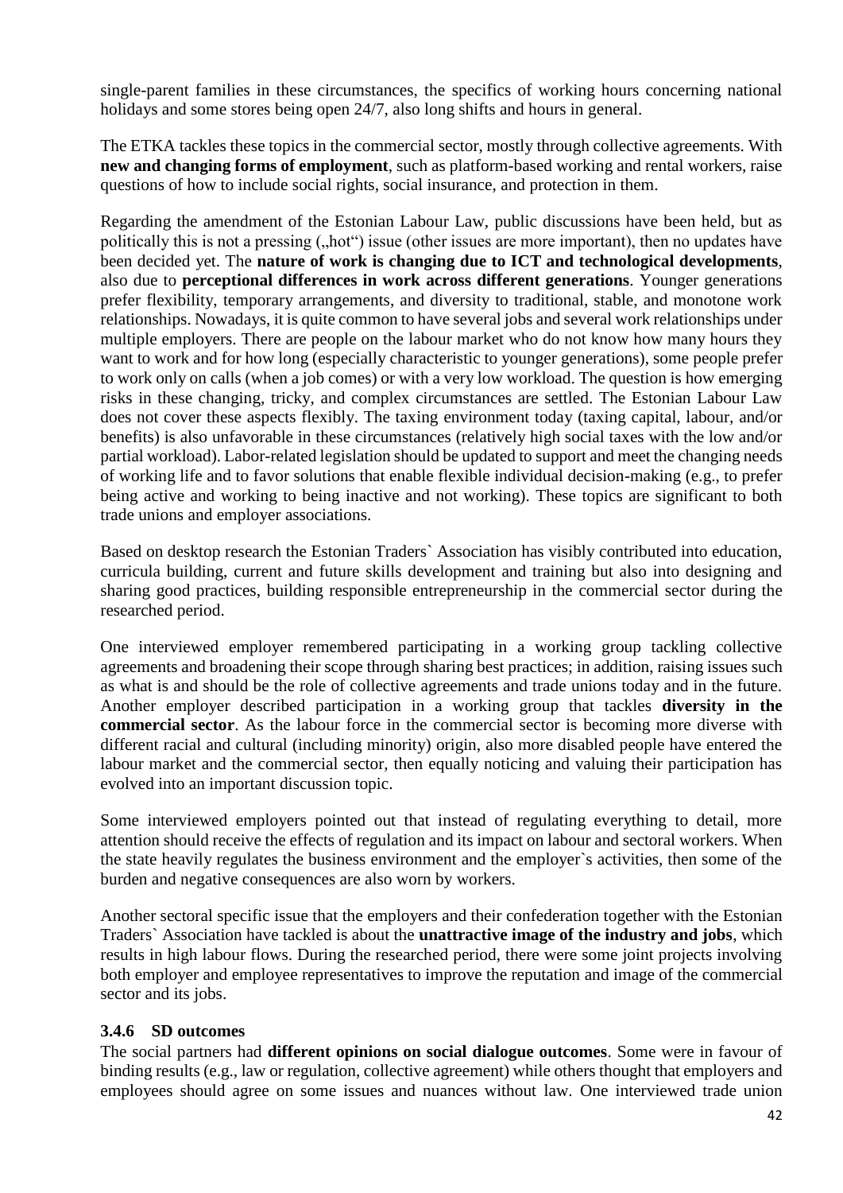single-parent families in these circumstances, the specifics of working hours concerning national holidays and some stores being open 24/7, also long shifts and hours in general.

The ETKA tackles these topics in the commercial sector, mostly through collective agreements. With **new and changing forms of employment**, such as platform-based working and rental workers, raise questions of how to include social rights, social insurance, and protection in them.

Regarding the amendment of the Estonian Labour Law, public discussions have been held, but as politically this is not a pressing („hot") issue (other issues are more important), then no updates have been decided yet. The **nature of work is changing due to ICT and technological developments**, also due to **perceptional differences in work across different generations**. Younger generations prefer flexibility, temporary arrangements, and diversity to traditional, stable, and monotone work relationships. Nowadays, it is quite common to have several jobs and several work relationships under multiple employers. There are people on the labour market who do not know how many hours they want to work and for how long (especially characteristic to younger generations), some people prefer to work only on calls (when a job comes) or with a very low workload. The question is how emerging risks in these changing, tricky, and complex circumstances are settled. The Estonian Labour Law does not cover these aspects flexibly. The taxing environment today (taxing capital, labour, and/or benefits) is also unfavorable in these circumstances (relatively high social taxes with the low and/or partial workload). Labor-related legislation should be updated to support and meet the changing needs of working life and to favor solutions that enable flexible individual decision-making (e.g., to prefer being active and working to being inactive and not working). These topics are significant to both trade unions and employer associations.

Based on desktop research the Estonian Traders` Association has visibly contributed into education, curricula building, current and future skills development and training but also into designing and sharing good practices, building responsible entrepreneurship in the commercial sector during the researched period.

One interviewed employer remembered participating in a working group tackling collective agreements and broadening their scope through sharing best practices; in addition, raising issues such as what is and should be the role of collective agreements and trade unions today and in the future. Another employer described participation in a working group that tackles **diversity in the commercial sector**. As the labour force in the commercial sector is becoming more diverse with different racial and cultural (including minority) origin, also more disabled people have entered the labour market and the commercial sector, then equally noticing and valuing their participation has evolved into an important discussion topic.

Some interviewed employers pointed out that instead of regulating everything to detail, more attention should receive the effects of regulation and its impact on labour and sectoral workers. When the state heavily regulates the business environment and the employer`s activities, then some of the burden and negative consequences are also worn by workers.

Another sectoral specific issue that the employers and their confederation together with the Estonian Traders` Association have tackled is about the **unattractive image of the industry and jobs**, which results in high labour flows. During the researched period, there were some joint projects involving both employer and employee representatives to improve the reputation and image of the commercial sector and its jobs.

### 3.4.6 SD outcomes

The social partners had **different opinions on social dialogue outcomes**. Some were in favour of binding results (e.g., law or regulation, collective agreement) while others thought that employers and employees should agree on some issues and nuances without law. One interviewed trade union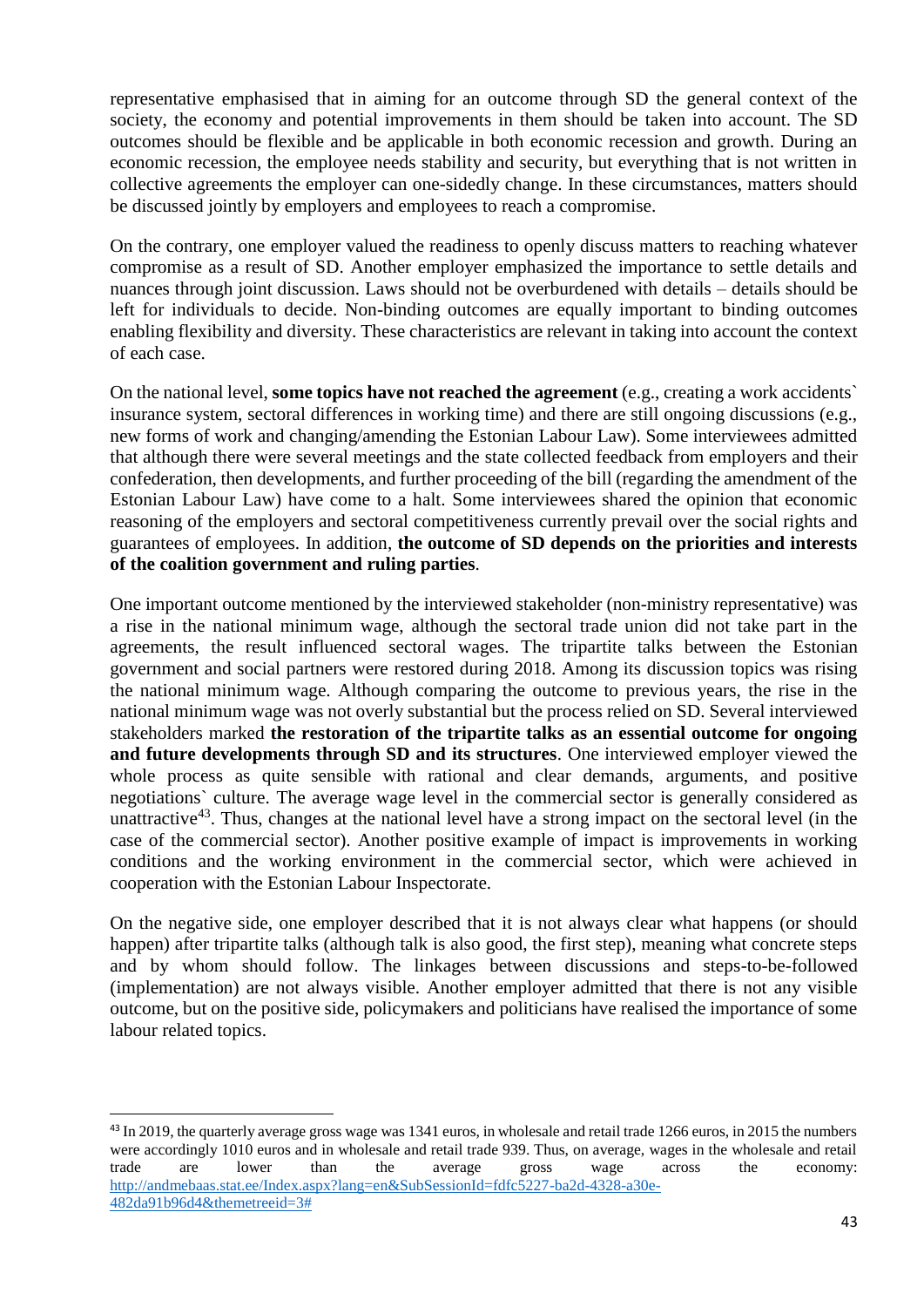representative emphasised that in aiming for an outcome through SD the general context of the society, the economy and potential improvements in them should be taken into account. The SD outcomes should be flexible and be applicable in both economic recession and growth. During an economic recession, the employee needs stability and security, but everything that is not written in collective agreements the employer can one-sidedly change. In these circumstances, matters should be discussed jointly by employers and employees to reach a compromise.

On the contrary, one employer valued the readiness to openly discuss matters to reaching whatever compromise as a result of SD. Another employer emphasized the importance to settle details and nuances through joint discussion. Laws should not be overburdened with details – details should be left for individuals to decide. Non-binding outcomes are equally important to binding outcomes enabling flexibility and diversity. These characteristics are relevant in taking into account the context of each case.

On the national level, **some topics have not reached the agreement** (e.g., creating a work accidents` insurance system, sectoral differences in working time) and there are still ongoing discussions (e.g., new forms of work and changing/amending the Estonian Labour Law). Some interviewees admitted that although there were several meetings and the state collected feedback from employers and their confederation, then developments, and further proceeding of the bill (regarding the amendment of the Estonian Labour Law) have come to a halt. Some interviewees shared the opinion that economic reasoning of the employers and sectoral competitiveness currently prevail over the social rights and guarantees of employees. In addition, **the outcome of SD depends on the priorities and interests of the coalition government and ruling parties**.

One important outcome mentioned by the interviewed stakeholder (non-ministry representative) was a rise in the national minimum wage, although the sectoral trade union did not take part in the agreements, the result influenced sectoral wages. The tripartite talks between the Estonian government and social partners were restored during 2018. Among its discussion topics was rising the national minimum wage. Although comparing the outcome to previous years, the rise in the national minimum wage was not overly substantial but the process relied on SD. Several interviewed stakeholders marked **the restoration of the tripartite talks as an essential outcome for ongoing and future developments through SD and its structures**. One interviewed employer viewed the whole process as quite sensible with rational and clear demands, arguments, and positive negotiations` culture. The average wage level in the commercial sector is generally considered as unattractive[43]. Thus, changes at the national level have a strong impact on the sectoral level (in the case of the commercial sector). Another positive example of impact is improvements in working conditions and the working environment in the commercial sector, which were achieved in cooperation with the Estonian Labour Inspectorate.

On the negative side, one employer described that it is not always clear what happens (or should happen) after tripartite talks (although talk is also good, the first step), meaning what concrete steps and by whom should follow. The linkages between discussions and steps-to-be-followed (implementation) are not always visible. Another employer admitted that there is not any visible outcome, but on the positive side, policymakers and politicians have realised the importance of some labour related topics.

---

[43] In 2019, the quarterly average gross wage was 1341 euros, in wholesale and retail trade 1266 euros, in 2015 the numbers were accordingly 1010 euros and in wholesale and retail trade 939. Thus, on average, wages in the wholesale and retail trade are lower than the average gross wage across the economy: http://andmebaas.stat.ee/Index.aspx?lang=en&SubSessionId=fdfc5227-ba2d-4328-a30e-482da91b96d4&themetreeid=3#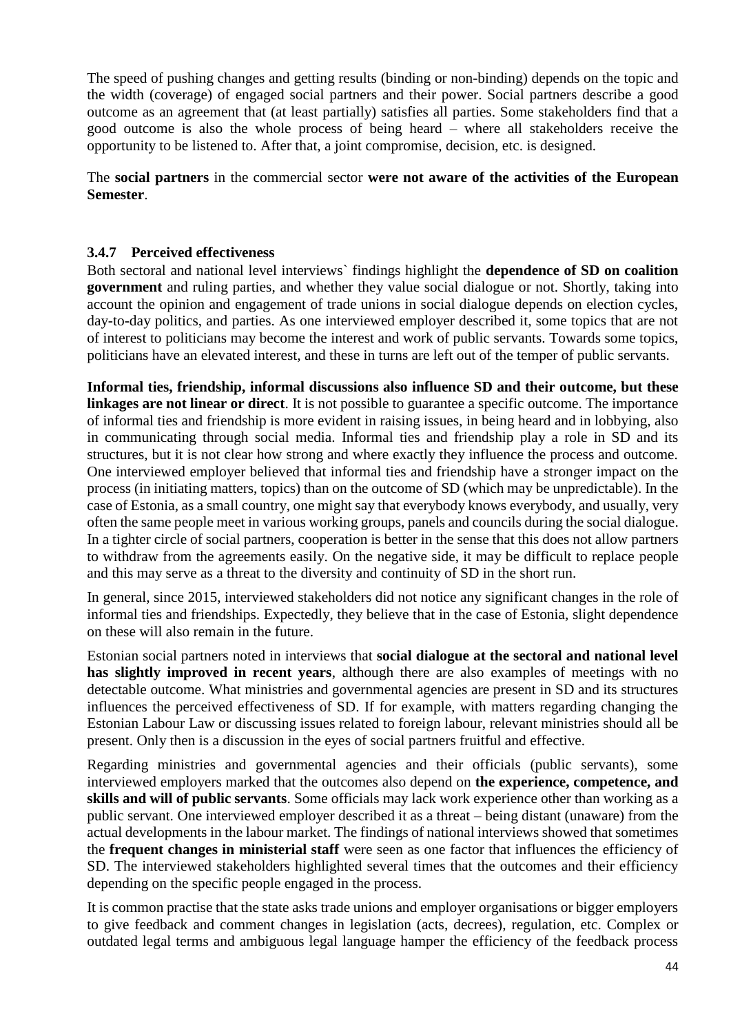The speed of pushing changes and getting results (binding or non-binding) depends on the topic and the width (coverage) of engaged social partners and their power. Social partners describe a good outcome as an agreement that (at least partially) satisfies all parties. Some stakeholders find that a good outcome is also the whole process of being heard – where all stakeholders receive the opportunity to be listened to. After that, a joint compromise, decision, etc. is designed.

The **social partners** in the commercial sector **were not aware of the activities of the European Semester**.

### 3.4.7 Perceived effectiveness

Both sectoral and national level interviews` findings highlight the **dependence of SD on coalition government** and ruling parties, and whether they value social dialogue or not. Shortly, taking into account the opinion and engagement of trade unions in social dialogue depends on election cycles, day-to-day politics, and parties. As one interviewed employer described it, some topics that are not of interest to politicians may become the interest and work of public servants. Towards some topics, politicians have an elevated interest, and these in turns are left out of the temper of public servants.

**Informal ties, friendship, informal discussions also influence SD and their outcome, but these linkages are not linear or direct**. It is not possible to guarantee a specific outcome. The importance of informal ties and friendship is more evident in raising issues, in being heard and in lobbying, also in communicating through social media. Informal ties and friendship play a role in SD and its structures, but it is not clear how strong and where exactly they influence the process and outcome. One interviewed employer believed that informal ties and friendship have a stronger impact on the process (in initiating matters, topics) than on the outcome of SD (which may be unpredictable). In the case of Estonia, as a small country, one might say that everybody knows everybody, and usually, very often the same people meet in various working groups, panels and councils during the social dialogue. In a tighter circle of social partners, cooperation is better in the sense that this does not allow partners to withdraw from the agreements easily. On the negative side, it may be difficult to replace people and this may serve as a threat to the diversity and continuity of SD in the short run.

In general, since 2015, interviewed stakeholders did not notice any significant changes in the role of informal ties and friendships. Expectedly, they believe that in the case of Estonia, slight dependence on these will also remain in the future.

Estonian social partners noted in interviews that **social dialogue at the sectoral and national level has slightly improved in recent years**, although there are also examples of meetings with no detectable outcome. What ministries and governmental agencies are present in SD and its structures influences the perceived effectiveness of SD. If for example, with matters regarding changing the Estonian Labour Law or discussing issues related to foreign labour, relevant ministries should all be present. Only then is a discussion in the eyes of social partners fruitful and effective.

Regarding ministries and governmental agencies and their officials (public servants), some interviewed employers marked that the outcomes also depend on **the experience, competence, and skills and will of public servants**. Some officials may lack work experience other than working as a public servant. One interviewed employer described it as a threat – being distant (unaware) from the actual developments in the labour market. The findings of national interviews showed that sometimes the **frequent changes in ministerial staff** were seen as one factor that influences the efficiency of SD. The interviewed stakeholders highlighted several times that the outcomes and their efficiency depending on the specific people engaged in the process.

It is common practise that the state asks trade unions and employer organisations or bigger employers to give feedback and comment changes in legislation (acts, decrees), regulation, etc. Complex or outdated legal terms and ambiguous legal language hamper the efficiency of the feedback process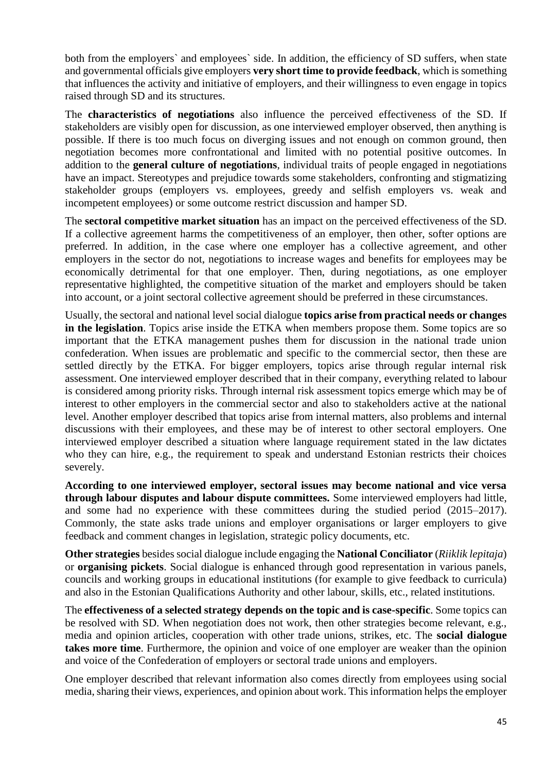both from the employers` and employees` side. In addition, the efficiency of SD suffers, when state and governmental officials give employers **very short time to provide feedback**, which is something that influences the activity and initiative of employers, and their willingness to even engage in topics raised through SD and its structures.

The **characteristics of negotiations** also influence the perceived effectiveness of the SD. If stakeholders are visibly open for discussion, as one interviewed employer observed, then anything is possible. If there is too much focus on diverging issues and not enough on common ground, then negotiation becomes more confrontational and limited with no potential positive outcomes. In addition to the **general culture of negotiations**, individual traits of people engaged in negotiations have an impact. Stereotypes and prejudice towards some stakeholders, confronting and stigmatizing stakeholder groups (employers vs. employees, greedy and selfish employers vs. weak and incompetent employees) or some outcome restrict discussion and hamper SD.

The **sectoral competitive market situation** has an impact on the perceived effectiveness of the SD. If a collective agreement harms the competitiveness of an employer, then other, softer options are preferred. In addition, in the case where one employer has a collective agreement, and other employers in the sector do not, negotiations to increase wages and benefits for employees may be economically detrimental for that one employer. Then, during negotiations, as one employer representative highlighted, the competitive situation of the market and employers should be taken into account, or a joint sectoral collective agreement should be preferred in these circumstances.

Usually, the sectoral and national level social dialogue **topics arise from practical needs or changes in the legislation**. Topics arise inside the ETKA when members propose them. Some topics are so important that the ETKA management pushes them for discussion in the national trade union confederation. When issues are problematic and specific to the commercial sector, then these are settled directly by the ETKA. For bigger employers, topics arise through regular internal risk assessment. One interviewed employer described that in their company, everything related to labour is considered among priority risks. Through internal risk assessment topics emerge which may be of interest to other employers in the commercial sector and also to stakeholders active at the national level. Another employer described that topics arise from internal matters, also problems and internal discussions with their employees, and these may be of interest to other sectoral employers. One interviewed employer described a situation where language requirement stated in the law dictates who they can hire, e.g., the requirement to speak and understand Estonian restricts their choices severely.

**According to one interviewed employer, sectoral issues may become national and vice versa through labour disputes and labour dispute committees.** Some interviewed employers had little, and some had no experience with these committees during the studied period (2015–2017). Commonly, the state asks trade unions and employer organisations or larger employers to give feedback and comment changes in legislation, strategic policy documents, etc.

**Other strategies** besides social dialogue include engaging the **National Conciliator** (*Riiklik lepitaja*) or **organising pickets**. Social dialogue is enhanced through good representation in various panels, councils and working groups in educational institutions (for example to give feedback to curricula) and also in the Estonian Qualifications Authority and other labour, skills, etc., related institutions.

The **effectiveness of a selected strategy depends on the topic and is case-specific**. Some topics can be resolved with SD. When negotiation does not work, then other strategies become relevant, e.g., media and opinion articles, cooperation with other trade unions, strikes, etc. The **social dialogue takes more time**. Furthermore, the opinion and voice of one employer are weaker than the opinion and voice of the Confederation of employers or sectoral trade unions and employers.

One employer described that relevant information also comes directly from employees using social media, sharing their views, experiences, and opinion about work. This information helps the employer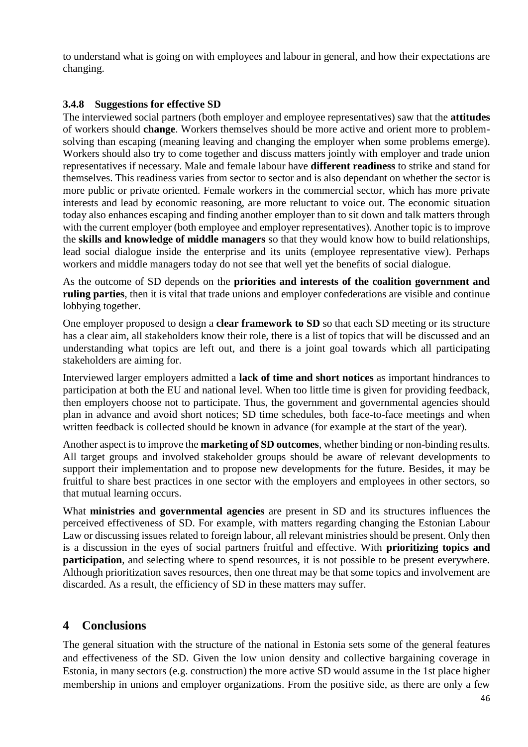to understand what is going on with employees and labour in general, and how their expectations are changing.

### 3.4.8 Suggestions for effective SD

The interviewed social partners (both employer and employee representatives) saw that the **attitudes** of workers should **change**. Workers themselves should be more active and orient more to problem-solving than escaping (meaning leaving and changing the employer when some problems emerge). Workers should also try to come together and discuss matters jointly with employer and trade union representatives if necessary. Male and female labour have **different readiness** to strike and stand for themselves. This readiness varies from sector to sector and is also dependant on whether the sector is more public or private oriented. Female workers in the commercial sector, which has more private interests and lead by economic reasoning, are more reluctant to voice out. The economic situation today also enhances escaping and finding another employer than to sit down and talk matters through with the current employer (both employee and employer representatives). Another topic is to improve the **skills and knowledge of middle managers** so that they would know how to build relationships, lead social dialogue inside the enterprise and its units (employee representative view). Perhaps workers and middle managers today do not see that well yet the benefits of social dialogue.

As the outcome of SD depends on the **priorities and interests of the coalition government and ruling parties**, then it is vital that trade unions and employer confederations are visible and continue lobbying together.

One employer proposed to design a **clear framework to SD** so that each SD meeting or its structure has a clear aim, all stakeholders know their role, there is a list of topics that will be discussed and an understanding what topics are left out, and there is a joint goal towards which all participating stakeholders are aiming for.

Interviewed larger employers admitted a **lack of time and short notices** as important hindrances to participation at both the EU and national level. When too little time is given for providing feedback, then employers choose not to participate. Thus, the government and governmental agencies should plan in advance and avoid short notices; SD time schedules, both face-to-face meetings and when written feedback is collected should be known in advance (for example at the start of the year).

Another aspect is to improve the **marketing of SD outcomes**, whether binding or non-binding results. All target groups and involved stakeholder groups should be aware of relevant developments to support their implementation and to propose new developments for the future. Besides, it may be fruitful to share best practices in one sector with the employers and employees in other sectors, so that mutual learning occurs.

What **ministries and governmental agencies** are present in SD and its structures influences the perceived effectiveness of SD. For example, with matters regarding changing the Estonian Labour Law or discussing issues related to foreign labour, all relevant ministries should be present. Only then is a discussion in the eyes of social partners fruitful and effective. With **prioritizing topics and participation**, and selecting where to spend resources, it is not possible to be present everywhere. Although prioritization saves resources, then one threat may be that some topics and involvement are discarded. As a result, the efficiency of SD in these matters may suffer.

## 4 Conclusions

The general situation with the structure of the national in Estonia sets some of the general features and effectiveness of the SD. Given the low union density and collective bargaining coverage in Estonia, in many sectors (e.g. construction) the more active SD would assume in the 1st place higher membership in unions and employer organizations. From the positive side, as there are only a few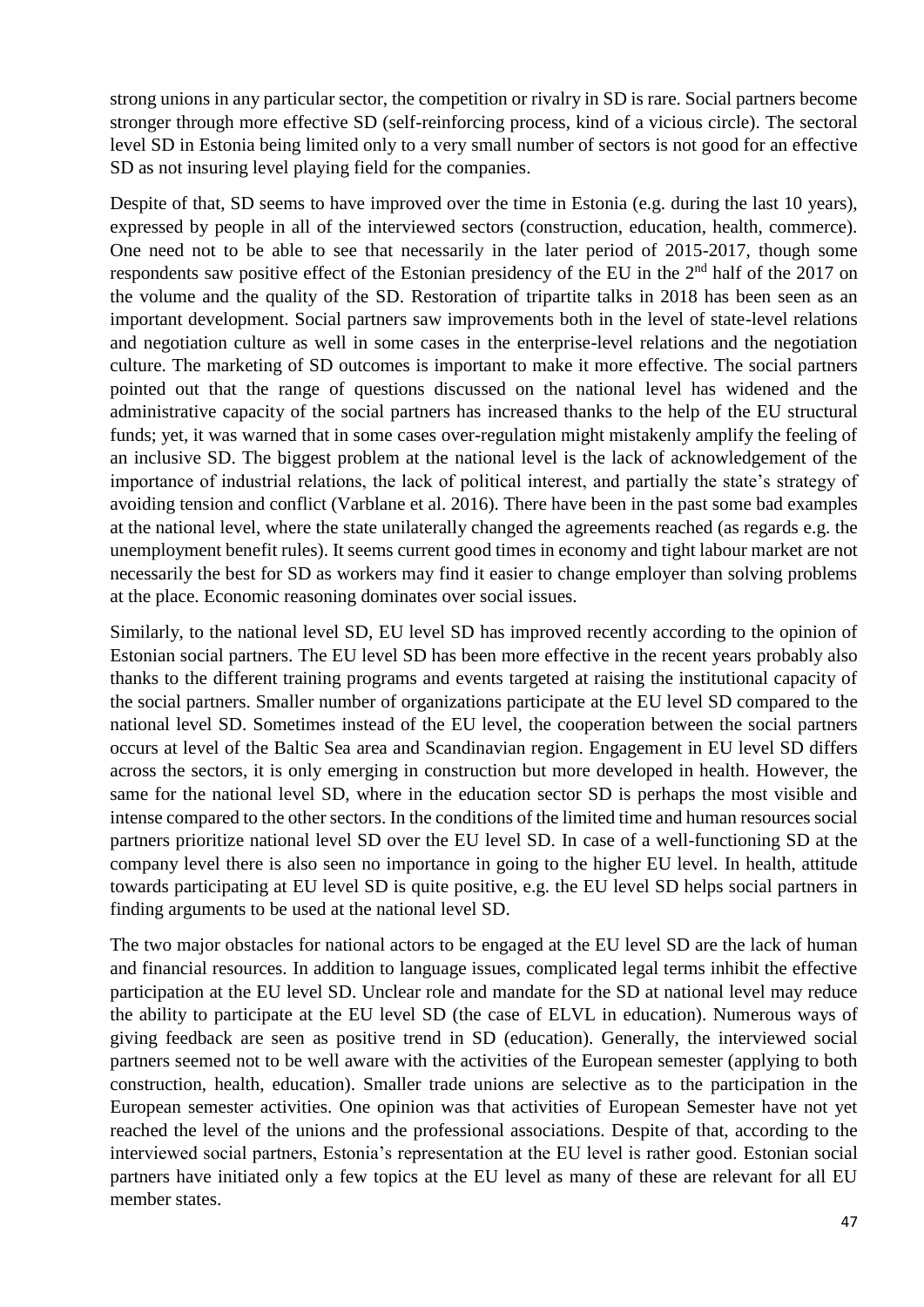strong unions in any particular sector, the competition or rivalry in SD is rare. Social partners become stronger through more effective SD (self-reinforcing process, kind of a vicious circle). The sectoral level SD in Estonia being limited only to a very small number of sectors is not good for an effective SD as not insuring level playing field for the companies.

Despite of that, SD seems to have improved over the time in Estonia (e.g. during the last 10 years), expressed by people in all of the interviewed sectors (construction, education, health, commerce). One need not to be able to see that necessarily in the later period of 2015-2017, though some respondents saw positive effect of the Estonian presidency of the EU in the 2nd half of the 2017 on the volume and the quality of the SD. Restoration of tripartite talks in 2018 has been seen as an important development. Social partners saw improvements both in the level of state-level relations and negotiation culture as well in some cases in the enterprise-level relations and the negotiation culture. The marketing of SD outcomes is important to make it more effective. The social partners pointed out that the range of questions discussed on the national level has widened and the administrative capacity of the social partners has increased thanks to the help of the EU structural funds; yet, it was warned that in some cases over-regulation might mistakenly amplify the feeling of an inclusive SD. The biggest problem at the national level is the lack of acknowledgement of the importance of industrial relations, the lack of political interest, and partially the state's strategy of avoiding tension and conflict (Varblane et al. 2016). There have been in the past some bad examples at the national level, where the state unilaterally changed the agreements reached (as regards e.g. the unemployment benefit rules). It seems current good times in economy and tight labour market are not necessarily the best for SD as workers may find it easier to change employer than solving problems at the place. Economic reasoning dominates over social issues.

Similarly, to the national level SD, EU level SD has improved recently according to the opinion of Estonian social partners. The EU level SD has been more effective in the recent years probably also thanks to the different training programs and events targeted at raising the institutional capacity of the social partners. Smaller number of organizations participate at the EU level SD compared to the national level SD. Sometimes instead of the EU level, the cooperation between the social partners occurs at level of the Baltic Sea area and Scandinavian region. Engagement in EU level SD differs across the sectors, it is only emerging in construction but more developed in health. However, the same for the national level SD, where in the education sector SD is perhaps the most visible and intense compared to the other sectors. In the conditions of the limited time and human resources social partners prioritize national level SD over the EU level SD. In case of a well-functioning SD at the company level there is also seen no importance in going to the higher EU level. In health, attitude towards participating at EU level SD is quite positive, e.g. the EU level SD helps social partners in finding arguments to be used at the national level SD.

The two major obstacles for national actors to be engaged at the EU level SD are the lack of human and financial resources. In addition to language issues, complicated legal terms inhibit the effective participation at the EU level SD. Unclear role and mandate for the SD at national level may reduce the ability to participate at the EU level SD (the case of ELVL in education). Numerous ways of giving feedback are seen as positive trend in SD (education). Generally, the interviewed social partners seemed not to be well aware with the activities of the European semester (applying to both construction, health, education). Smaller trade unions are selective as to the participation in the European semester activities. One opinion was that activities of European Semester have not yet reached the level of the unions and the professional associations. Despite of that, according to the interviewed social partners, Estonia's representation at the EU level is rather good. Estonian social partners have initiated only a few topics at the EU level as many of these are relevant for all EU member states.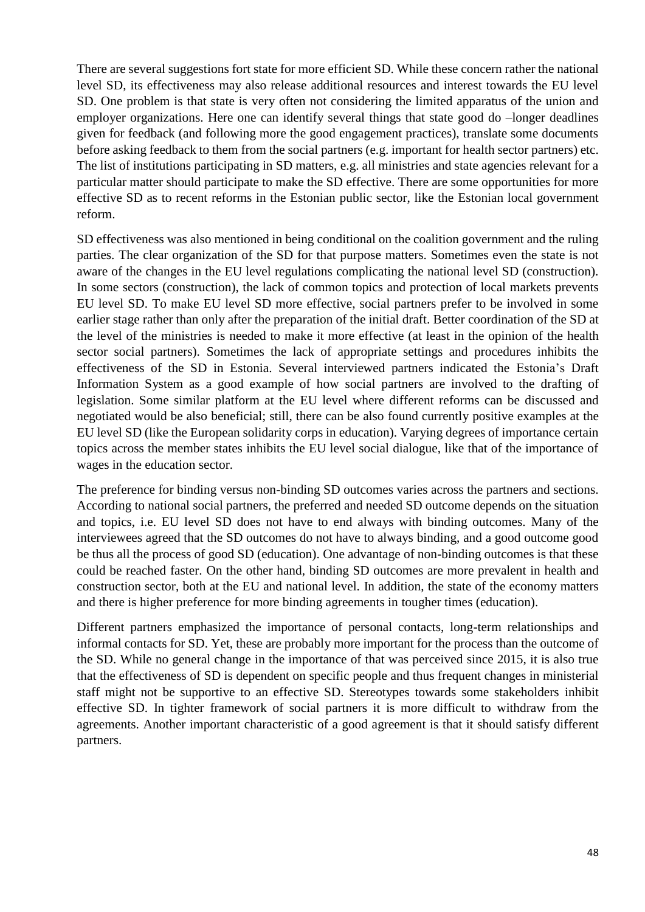There are several suggestions fort state for more efficient SD. While these concern rather the national level SD, its effectiveness may also release additional resources and interest towards the EU level SD. One problem is that state is very often not considering the limited apparatus of the union and employer organizations. Here one can identify several things that state good do –longer deadlines given for feedback (and following more the good engagement practices), translate some documents before asking feedback to them from the social partners (e.g. important for health sector partners) etc. The list of institutions participating in SD matters, e.g. all ministries and state agencies relevant for a particular matter should participate to make the SD effective. There are some opportunities for more effective SD as to recent reforms in the Estonian public sector, like the Estonian local government reform.

SD effectiveness was also mentioned in being conditional on the coalition government and the ruling parties. The clear organization of the SD for that purpose matters. Sometimes even the state is not aware of the changes in the EU level regulations complicating the national level SD (construction). In some sectors (construction), the lack of common topics and protection of local markets prevents EU level SD. To make EU level SD more effective, social partners prefer to be involved in some earlier stage rather than only after the preparation of the initial draft. Better coordination of the SD at the level of the ministries is needed to make it more effective (at least in the opinion of the health sector social partners). Sometimes the lack of appropriate settings and procedures inhibits the effectiveness of the SD in Estonia. Several interviewed partners indicated the Estonia's Draft Information System as a good example of how social partners are involved to the drafting of legislation. Some similar platform at the EU level where different reforms can be discussed and negotiated would be also beneficial; still, there can be also found currently positive examples at the EU level SD (like the European solidarity corps in education). Varying degrees of importance certain topics across the member states inhibits the EU level social dialogue, like that of the importance of wages in the education sector.

The preference for binding versus non-binding SD outcomes varies across the partners and sections. According to national social partners, the preferred and needed SD outcome depends on the situation and topics, i.e. EU level SD does not have to end always with binding outcomes. Many of the interviewees agreed that the SD outcomes do not have to always binding, and a good outcome good be thus all the process of good SD (education). One advantage of non-binding outcomes is that these could be reached faster. On the other hand, binding SD outcomes are more prevalent in health and construction sector, both at the EU and national level. In addition, the state of the economy matters and there is higher preference for more binding agreements in tougher times (education).

Different partners emphasized the importance of personal contacts, long-term relationships and informal contacts for SD. Yet, these are probably more important for the process than the outcome of the SD. While no general change in the importance of that was perceived since 2015, it is also true that the effectiveness of SD is dependent on specific people and thus frequent changes in ministerial staff might not be supportive to an effective SD. Stereotypes towards some stakeholders inhibit effective SD. In tighter framework of social partners it is more difficult to withdraw from the agreements. Another important characteristic of a good agreement is that it should satisfy different partners.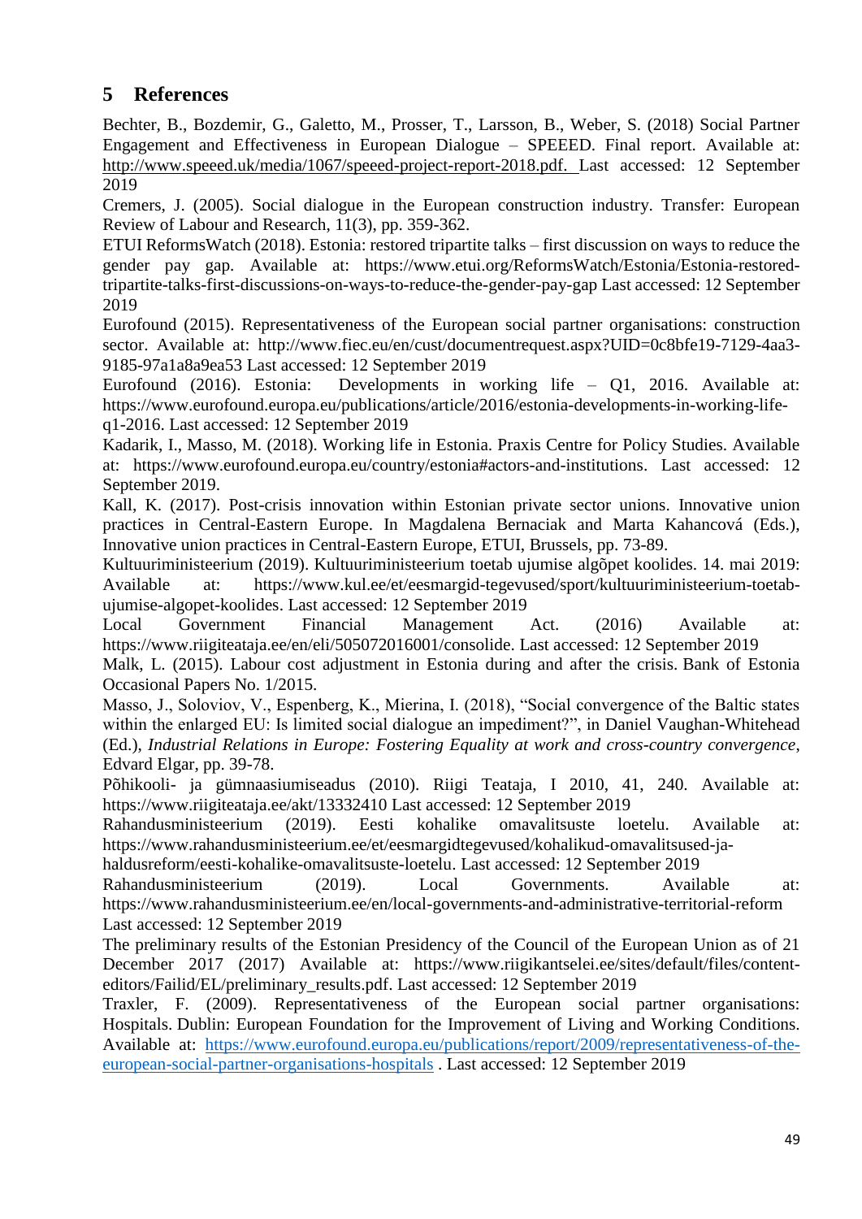## 5 References

Bechter, B., Bozdemir, G., Galetto, M., Prosser, T., Larsson, B., Weber, S. (2018) Social Partner Engagement and Effectiveness in European Dialogue – SPEEED. Final report. Available at: http://www.speeed.uk/media/1067/speeed-project-report-2018.pdf. Last accessed: 12 September 2019

Cremers, J. (2005). Social dialogue in the European construction industry. Transfer: European Review of Labour and Research, 11(3), pp. 359-362.

ETUI ReformsWatch (2018). Estonia: restored tripartite talks – first discussion on ways to reduce the gender pay gap. Available at: https://www.etui.org/ReformsWatch/Estonia/Estonia-restored-tripartite-talks-first-discussions-on-ways-to-reduce-the-gender-pay-gap Last accessed: 12 September 2019

Eurofound (2015). Representativeness of the European social partner organisations: construction sector. Available at: http://www.fiec.eu/en/cust/documentrequest.aspx?UID=0c8bfe19-7129-4aa3-9185-97a1a8a9ea53 Last accessed: 12 September 2019

Eurofound (2016). Estonia: Developments in working life – Q1, 2016. Available at: https://www.eurofound.europa.eu/publications/article/2016/estonia-developments-in-working-life-q1-2016. Last accessed: 12 September 2019

Kadarik, I., Masso, M. (2018). Working life in Estonia. Praxis Centre for Policy Studies. Available at: https://www.eurofound.europa.eu/country/estonia#actors-and-institutions. Last accessed: 12 September 2019.

Kall, K. (2017). Post-crisis innovation within Estonian private sector unions. Innovative union practices in Central-Eastern Europe. In Magdalena Bernaciak and Marta Kahancová (Eds.), Innovative union practices in Central-Eastern Europe, ETUI, Brussels, pp. 73-89.

Kultuuriministeerium (2019). Kultuuriministeerium toetab ujumise algõpet koolides. 14. mai 2019: Available at: https://www.kul.ee/et/eesmargid-tegevused/sport/kultuuriministeerium-toetab-ujumise-algopet-koolides. Last accessed: 12 September 2019

Local Government Financial Management Act. (2016) Available at: https://www.riigiteataja.ee/en/eli/505072016001/consolide. Last accessed: 12 September 2019

Malk, L. (2015). Labour cost adjustment in Estonia during and after the crisis. Bank of Estonia Occasional Papers No. 1/2015.

Masso, J., Soloviov, V., Espenberg, K., Mierina, I. (2018), "Social convergence of the Baltic states within the enlarged EU: Is limited social dialogue an impediment?", in Daniel Vaughan-Whitehead (Ed.), *Industrial Relations in Europe: Fostering Equality at work and cross-country convergence*, Edvard Elgar, pp. 39-78.

Põhikooli- ja gümnaasiumiseadus (2010). Riigi Teataja, I 2010, 41, 240. Available at: https://www.riigiteataja.ee/akt/13332410 Last accessed: 12 September 2019

Rahandusministeerium (2019). Eesti kohalike omavalitsuste loetelu. Available at: https://www.rahandusministeerium.ee/et/eesmargidtegevused/kohalikud-omavalitsused-ja-haldusreform/eesti-kohalike-omavalitsuste-loetelu. Last accessed: 12 September 2019

Rahandusministeerium (2019). Local Governments. Available at: https://www.rahandusministeerium.ee/en/local-governments-and-administrative-territorial-reform Last accessed: 12 September 2019

The preliminary results of the Estonian Presidency of the Council of the European Union as of 21 December 2017 (2017) Available at: https://www.riigikantselei.ee/sites/default/files/content-editors/Failid/EL/preliminary_results.pdf. Last accessed: 12 September 2019

Traxler, F. (2009). Representativeness of the European social partner organisations: Hospitals. Dublin: European Foundation for the Improvement of Living and Working Conditions. Available at: https://www.eurofound.europa.eu/publications/report/2009/representativeness-of-the-european-social-partner-organisations-hospitals . Last accessed: 12 September 2019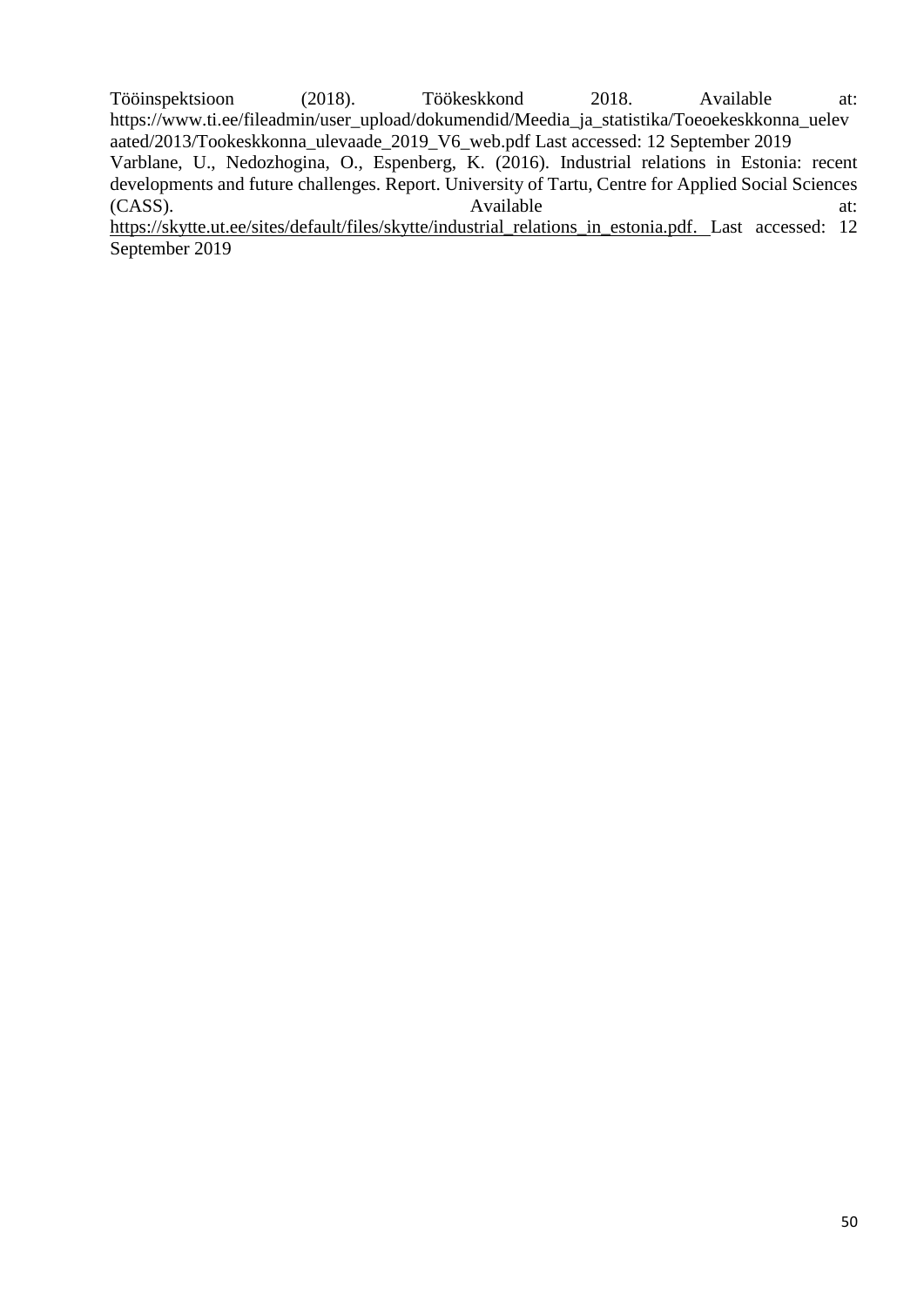Tööinspektsioon (2018). Töökeskkond 2018. Available at: https://www.ti.ee/fileadmin/user_upload/dokumendid/Meedia_ja_statistika/Toeoekeskkonna_uelevaated/2013/Tookeskkonna_ulevaade_2019_V6_web.pdf Last accessed: 12 September 2019

Varblane, U., Nedozhogina, O., Espenberg, K. (2016). Industrial relations in Estonia: recent developments and future challenges. Report. University of Tartu, Centre for Applied Social Sciences (CASS). Available at: https://skytte.ut.ee/sites/default/files/skytte/industrial_relations_in_estonia.pdf. Last accessed: 12 September 2019